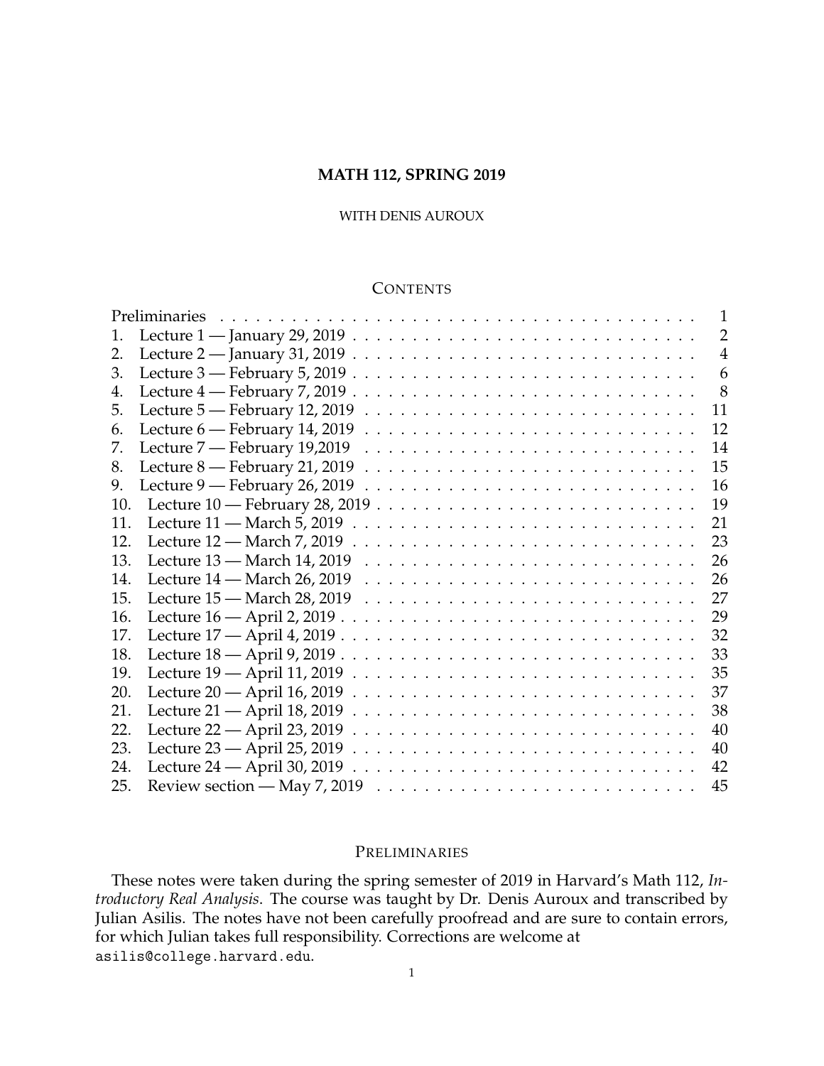# MATH 112, SPRING 2019

WITH DENIS AUROUX

## CONTENTS

| | | |
|---|---|---|
| | Preliminaries | 1 |
| 1. | Lecture 1 — January 29, 2019 | 2 |
| 2. | Lecture 2 — January 31, 2019 | 4 |
| 3. | Lecture 3 — February 5, 2019 | 6 |
| 4. | Lecture 4 — February 7, 2019 | 8 |
| 5. | Lecture 5 — February 12, 2019 | 11 |
| 6. | Lecture 6 — February 14, 2019 | 12 |
| 7. | Lecture 7 — February 19,2019 | 14 |
| 8. | Lecture 8 — February 21, 2019 | 15 |
| 9. | Lecture 9 — February 26, 2019 | 16 |
| 10. | Lecture 10 — February 28, 2019 | 19 |
| 11. | Lecture 11 — March 5, 2019 | 21 |
| 12. | Lecture 12 — March 7, 2019 | 23 |
| 13. | Lecture 13 — March 14, 2019 | 26 |
| 14. | Lecture 14 — March 26, 2019 | 26 |
| 15. | Lecture 15 — March 28, 2019 | 27 |
| 16. | Lecture 16 — April 2, 2019 | 29 |
| 17. | Lecture 17 — April 4, 2019 | 32 |
| 18. | Lecture 18 — April 9, 2019 | 33 |
| 19. | Lecture 19 — April 11, 2019 | 35 |
| 20. | Lecture 20 — April 16, 2019 | 37 |
| 21. | Lecture 21 — April 18, 2019 | 38 |
| 22. | Lecture 22 — April 23, 2019 | 40 |
| 23. | Lecture 23 — April 25, 2019 | 40 |
| 24. | Lecture 24 — April 30, 2019 | 42 |
| 25. | Review section — May 7, 2019 | 45 |

## PRELIMINARIES

These notes were taken during the spring semester of 2019 in Harvard's Math 112, *Introductory Real Analysis*. The course was taught by Dr. Denis Auroux and transcribed by Julian Asilis. The notes have not been carefully proofread and are sure to contain errors, for which Julian takes full responsibility. Corrections are welcome at `asilis@college.harvard.edu`.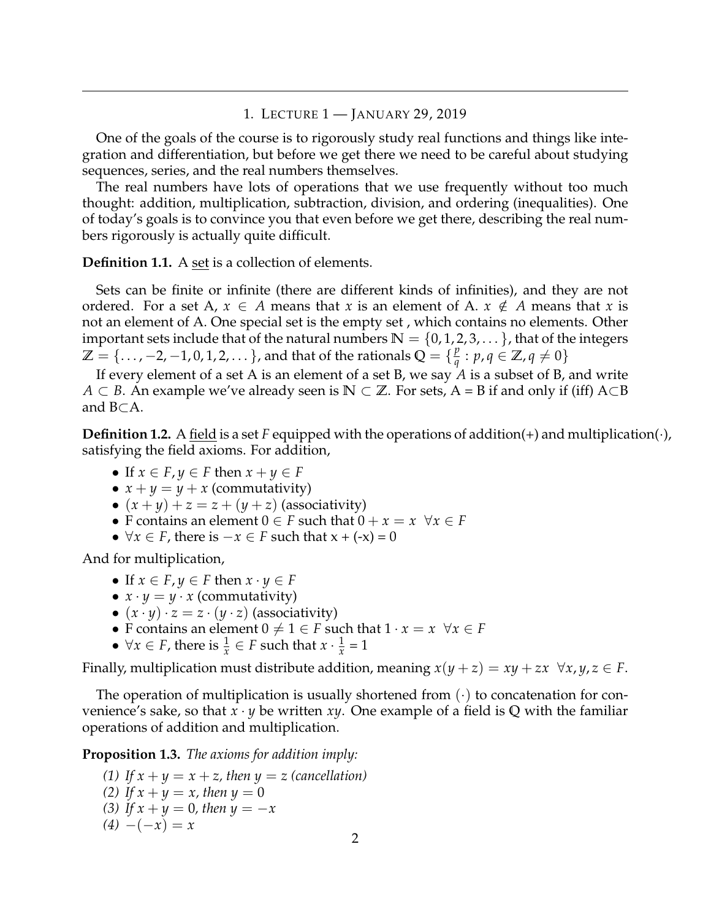## 1. Lecture 1 — January 29, 2019

One of the goals of the course is to rigorously study real functions and things like integration and differentiation, but before we get there we need to be careful about studying sequences, series, and the real numbers themselves.

The real numbers have lots of operations that we use frequently without too much thought: addition, multiplication, subtraction, division, and ordering (inequalities). One of today's goals is to convince you that even before we get there, describing the real numbers rigorously is actually quite difficult.

**Definition 1.1.** A <u>set</u> is a collection of elements.

Sets can be finite or infinite (there are different kinds of infinities), and they are not ordered. For a set A, $x \in A$ means that $x$ is an element of A. $x \notin A$ means that $x$ is not an element of A. One special set is the empty set , which contains no elements. Other important sets include that of the natural numbers $\mathbb{N} = \{0, 1, 2, 3, \dots\}$, that of the integers $\mathbb{Z} = \{\dots, -2, -1, 0, 1, 2, \dots\}$, and that of the rationals $\mathbb{Q} = \{\frac{p}{q} : p, q \in \mathbb{Z}, q \neq 0\}$

If every element of a set A is an element of a set B, we say $A$ is a subset of B, and write $A \subset B$. An example we've already seen is $\mathbb{N} \subset \mathbb{Z}$. For sets, A = B if and only if (iff) A$\subset$B and B$\subset$A.

**Definition 1.2.** A <u>field</u> is a set $F$ equipped with the operations of addition(+) and multiplication($\cdot$), satisfying the field axioms. For addition,

- If $x \in F, y \in F$ then $x + y \in F$
- $x + y = y + x$ (commutativity)
- $(x + y) + z = z + (y + z)$ (associativity)
- F contains an element $0 \in F$ such that $0 + x = x \;\; \forall x \in F$
- $\forall x \in F$, there is $-x \in F$ such that x + (-x) = 0

And for multiplication,

- If $x \in F, y \in F$ then $x \cdot y \in F$
- $x \cdot y = y \cdot x$ (commutativity)
- $(x \cdot y) \cdot z = z \cdot (y \cdot z)$ (associativity)
- F contains an element $0 \neq 1 \in F$ such that $1 \cdot x = x \;\; \forall x \in F$
- $\forall x \in F$, there is $\frac{1}{x} \in F$ such that $x \cdot \frac{1}{x} = 1$

Finally, multiplication must distribute addition, meaning $x(y + z) = xy + zx \;\; \forall x, y, z \in F$.

The operation of multiplication is usually shortened from $(\cdot)$ to concatenation for convenience's sake, so that $x \cdot y$ be written $xy$. One example of a field is $\mathbb{Q}$ with the familiar operations of addition and multiplication.

**Proposition 1.3.** *The axioms for addition imply:*

*(1) If $x + y = x + z$, then $y = z$ (cancellation)*
*(2) If $x + y = x$, then $y = 0$*
*(3) If $x + y = 0$, then $y = -x$*
*(4) $-(-x) = x$*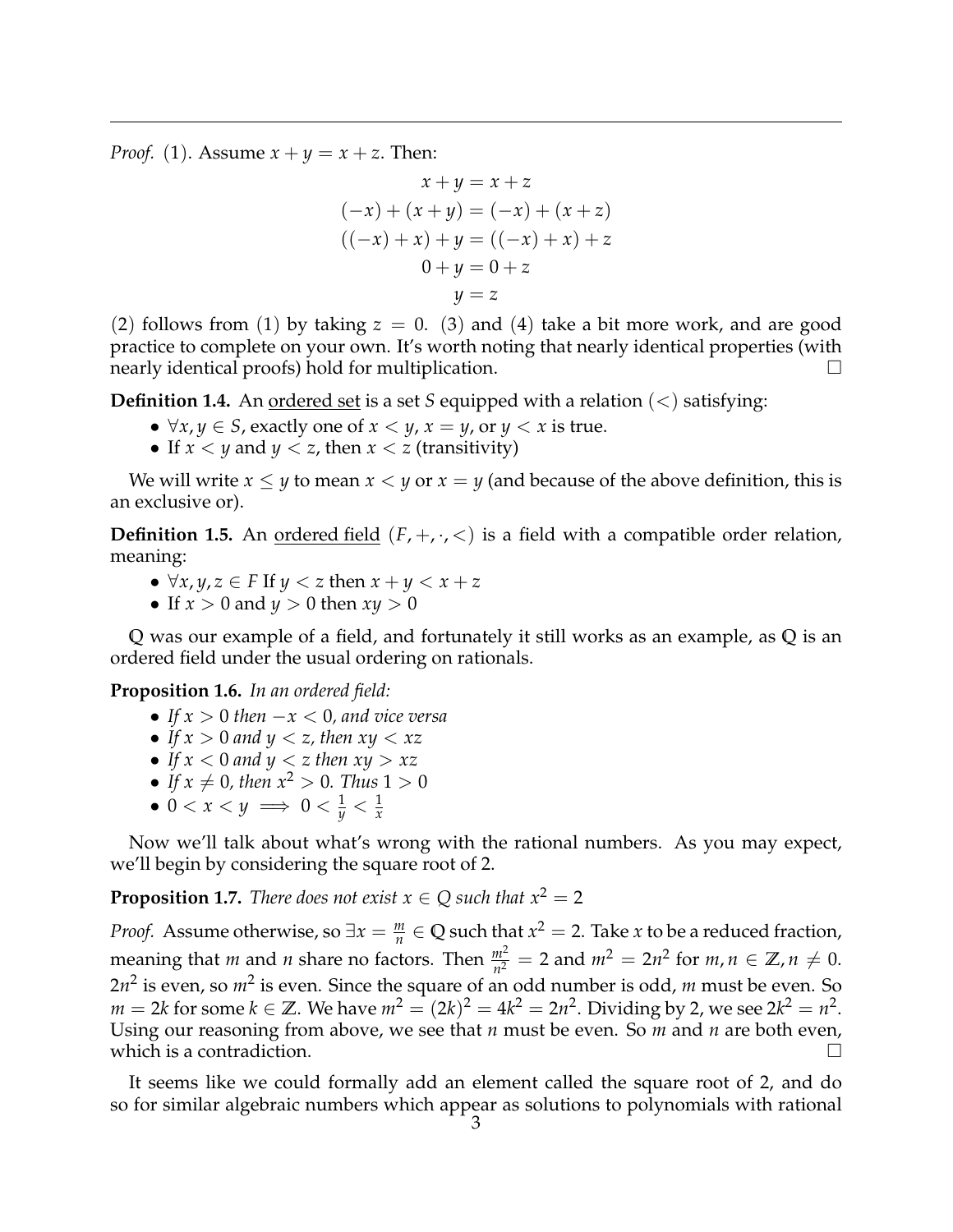*Proof.* (1). Assume $x + y = x + z$. Then:

$$
\begin{aligned}
x + y &= x + z \\
(-x) + (x + y) &= (-x) + (x + z) \\
((-x) + x) + y &= ((-x) + x) + z \\
0 + y &= 0 + z \\
y &= z
\end{aligned}
$$

(2) follows from (1) by taking $z = 0$. (3) and (4) take a bit more work, and are good practice to complete on your own. It's worth noting that nearly identical properties (with nearly identical proofs) hold for multiplication. □

**Definition 1.4.** An ordered set is a set $S$ equipped with a relation ($<$) satisfying:

- $\forall x, y \in S$, exactly one of $x < y$, $x = y$, or $y < x$ is true.
- If $x < y$ and $y < z$, then $x < z$ (transitivity)

We will write $x \leq y$ to mean $x < y$ or $x = y$ (and because of the above definition, this is an exclusive or).

**Definition 1.5.** An ordered field $(F, +, \cdot, <)$ is a field with a compatible order relation, meaning:

- $\forall x, y, z \in F$ If $y < z$ then $x + y < x + z$
- If $x > 0$ and $y > 0$ then $xy > 0$

$\mathbb{Q}$ was our example of a field, and fortunately it still works as an example, as $\mathbb{Q}$ is an ordered field under the usual ordering on rationals.

**Proposition 1.6.** *In an ordered field:*

- *If $x > 0$ then $-x < 0$, and vice versa*
- *If $x > 0$ and $y < z$, then $xy < xz$*
- *If $x < 0$ and $y < z$ then $xy > xz$*
- *If $x \neq 0$, then $x^2 > 0$. Thus $1 > 0$*
- $0 < x < y \implies 0 < \frac{1}{y} < \frac{1}{x}$

Now we'll talk about what's wrong with the rational numbers. As you may expect, we'll begin by considering the square root of 2.

**Proposition 1.7.** *There does not exist $x \in Q$ such that $x^2 = 2$*

*Proof.* Assume otherwise, so $\exists x = \frac{m}{n} \in \mathbb{Q}$ such that $x^2 = 2$. Take $x$ to be a reduced fraction, meaning that $m$ and $n$ share no factors. Then $\frac{m^2}{n^2} = 2$ and $m^2 = 2n^2$ for $m, n \in \mathbb{Z}, n \neq 0$. $2n^2$ is even, so $m^2$ is even. Since the square of an odd number is odd, $m$ must be even. So $m = 2k$ for some $k \in \mathbb{Z}$. We have $m^2 = (2k)^2 = 4k^2 = 2n^2$. Dividing by 2, we see $2k^2 = n^2$. Using our reasoning from above, we see that $n$ must be even. So $m$ and $n$ are both even, which is a contradiction. □

It seems like we could formally add an element called the square root of 2, and do so for similar algebraic numbers which appear as solutions to polynomials with rational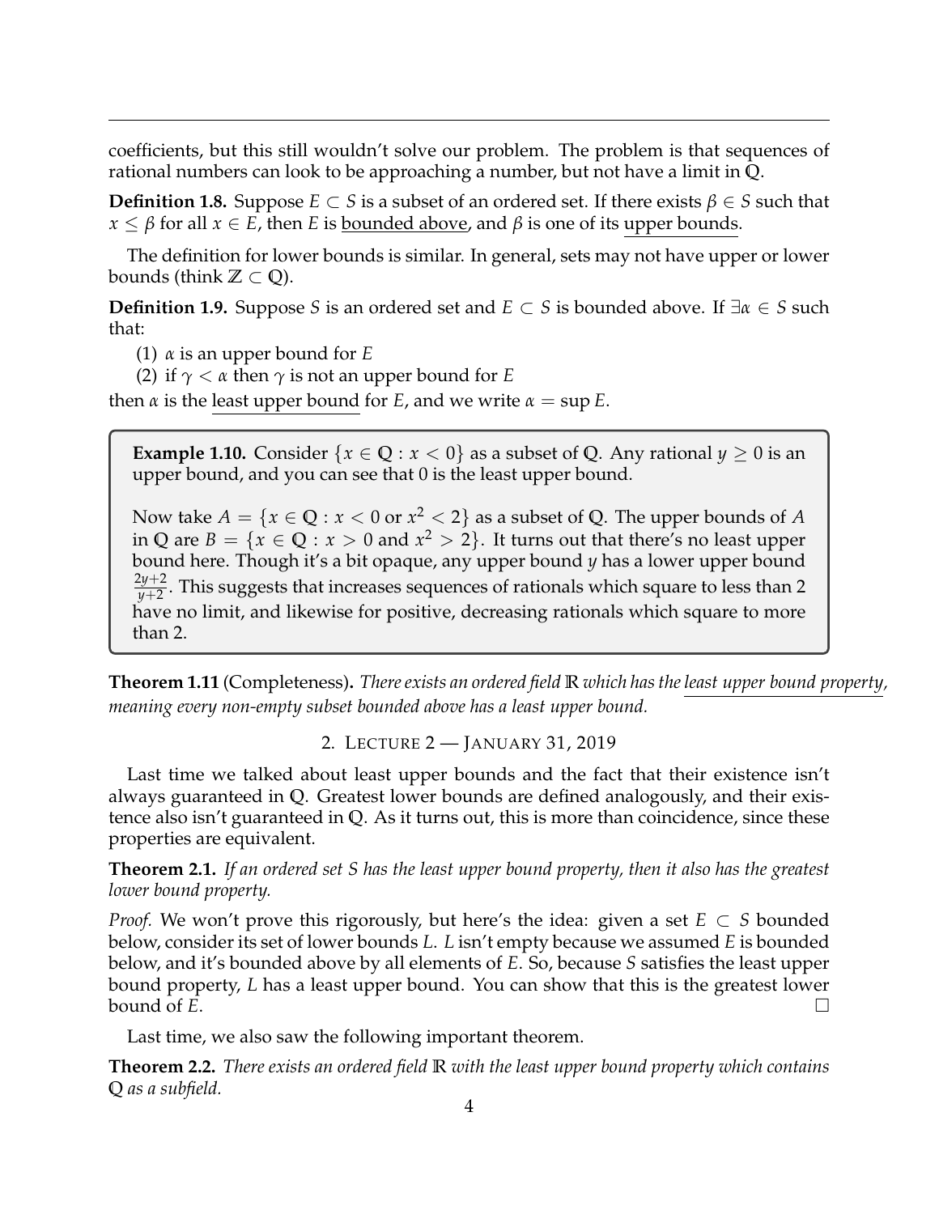coefficients, but this still wouldn't solve our problem. The problem is that sequences of rational numbers can look to be approaching a number, but not have a limit in $\mathbb{Q}$.

**Definition 1.8.** Suppose $E \subset S$ is a subset of an ordered set. If there exists $\beta \in S$ such that $x \leq \beta$ for all $x \in E$, then $E$ is bounded above, and $\beta$ is one of its upper bounds.

The definition for lower bounds is similar. In general, sets may not have upper or lower bounds (think $\mathbb{Z} \subset \mathbb{Q}$).

**Definition 1.9.** Suppose $S$ is an ordered set and $E \subset S$ is bounded above. If $\exists \alpha \in S$ such that:

(1) $\alpha$ is an upper bound for $E$
(2) if $\gamma < \alpha$ then $\gamma$ is not an upper bound for $E$

then $\alpha$ is the least upper bound for $E$, and we write $\alpha = \sup E$.

**Example 1.10.** Consider $\{x \in \mathbb{Q} : x < 0\}$ as a subset of $\mathbb{Q}$. Any rational $y \geq 0$ is an upper bound, and you can see that 0 is the least upper bound.

Now take $A = \{x \in \mathbb{Q} : x < 0 \text{ or } x^2 < 2\}$ as a subset of $\mathbb{Q}$. The upper bounds of $A$ in $\mathbb{Q}$ are $B = \{x \in \mathbb{Q} : x > 0 \text{ and } x^2 > 2\}$. It turns out that there's no least upper bound here. Though it's a bit opaque, any upper bound $y$ has a lower upper bound $\frac{2y+2}{y+2}$. This suggests that increases sequences of rationals which square to less than 2 have no limit, and likewise for positive, decreasing rationals which square to more than 2.

**Theorem 1.11** (Completeness)**.** *There exists an ordered field $\mathbb{R}$ which has the least upper bound property, meaning every non-empty subset bounded above has a least upper bound.*

## 2. Lecture 2 — January 31, 2019

Last time we talked about least upper bounds and the fact that their existence isn't always guaranteed in $\mathbb{Q}$. Greatest lower bounds are defined analogously, and their existence also isn't guaranteed in $\mathbb{Q}$. As it turns out, this is more than coincidence, since these properties are equivalent.

**Theorem 2.1.** *If an ordered set $S$ has the least upper bound property, then it also has the greatest lower bound property.*

*Proof.* We won't prove this rigorously, but here's the idea: given a set $E \subset S$ bounded below, consider its set of lower bounds $L$. $L$ isn't empty because we assumed $E$ is bounded below, and it's bounded above by all elements of $E$. So, because $S$ satisfies the least upper bound property, $L$ has a least upper bound. You can show that this is the greatest lower bound of $E$. □

Last time, we also saw the following important theorem.

**Theorem 2.2.** *There exists an ordered field $\mathbb{R}$ with the least upper bound property which contains $\mathbb{Q}$ as a subfield.*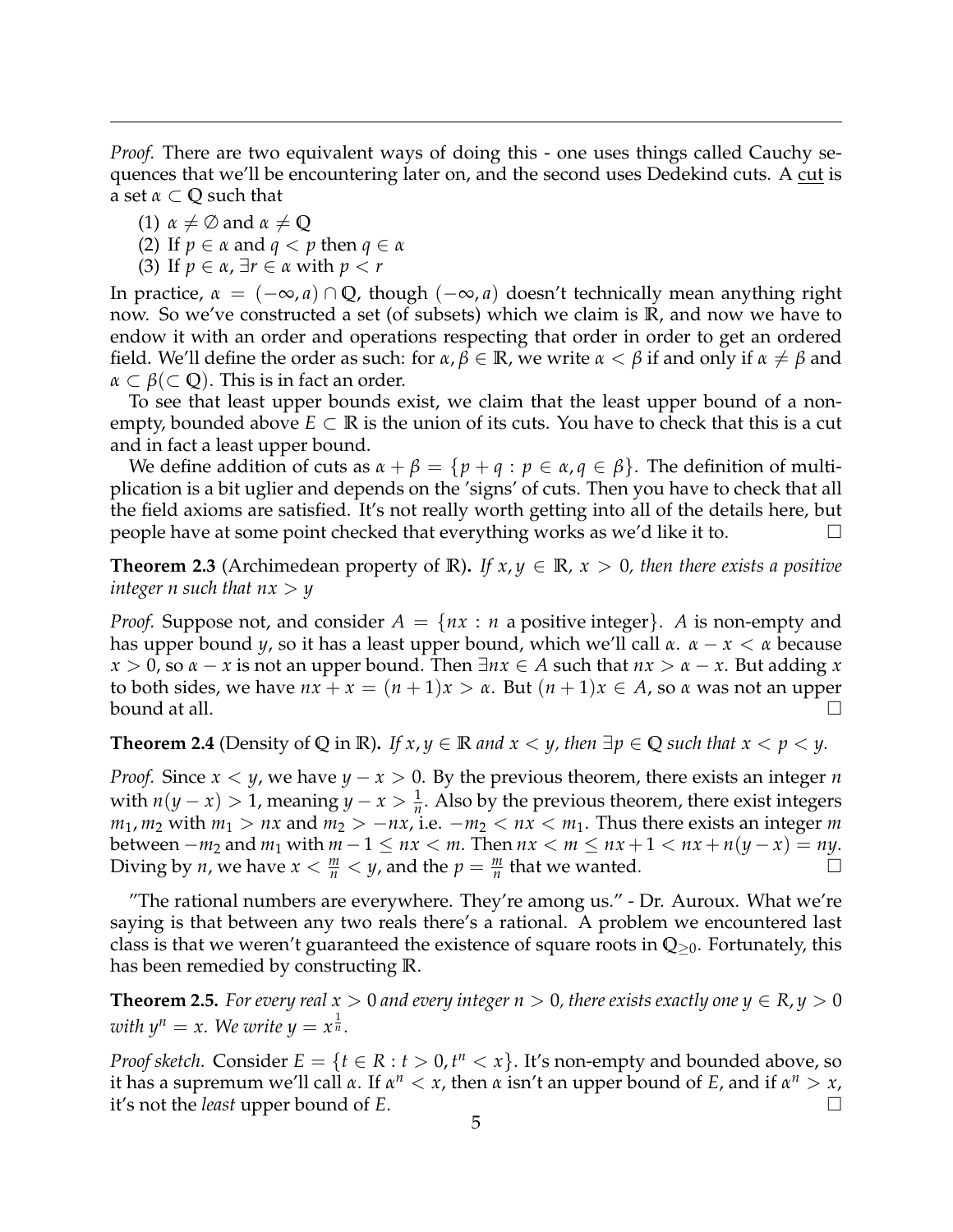*Proof.* There are two equivalent ways of doing this - one uses things called Cauchy sequences that we'll be encountering later on, and the second uses Dedekind cuts. A cut is a set $\alpha \subset \mathbb{Q}$ such that

(1) $\alpha \neq \emptyset$ and $\alpha \neq \mathbb{Q}$
(2) If $p \in \alpha$ and $q < p$ then $q \in \alpha$
(3) If $p \in \alpha$, $\exists r \in \alpha$ with $p < r$

In practice, $\alpha = (-\infty, a) \cap \mathbb{Q}$, though $(-\infty, a)$ doesn't technically mean anything right now. So we've constructed a set (of subsets) which we claim is $\mathbb{R}$, and now we have to endow it with an order and operations respecting that order in order to get an ordered field. We'll define the order as such: for $\alpha, \beta \in \mathbb{R}$, we write $\alpha < \beta$ if and only if $\alpha \neq \beta$ and $\alpha \subset \beta (\subset \mathbb{Q})$. This is in fact an order.

To see that least upper bounds exist, we claim that the least upper bound of a non-empty, bounded above $E \subset \mathbb{R}$ is the union of its cuts. You have to check that this is a cut and in fact a least upper bound.

We define addition of cuts as $\alpha + \beta = \{p + q : p \in \alpha, q \in \beta\}$. The definition of multiplication is a bit uglier and depends on the 'signs' of cuts. Then you have to check that all the field axioms are satisfied. It's not really worth getting into all of the details here, but people have at some point checked that everything works as we'd like it to. □

**Theorem 2.3** (Archimedean property of $\mathbb{R}$)**.** *If $x, y \in \mathbb{R}$, $x > 0$, then there exists a positive integer $n$ such that $nx > y$*

*Proof.* Suppose not, and consider $A = \{nx : n \text{ a positive integer}\}$. $A$ is non-empty and has upper bound $y$, so it has a least upper bound, which we'll call $\alpha$. $\alpha - x < \alpha$ because $x > 0$, so $\alpha - x$ is not an upper bound. Then $\exists nx \in A$ such that $nx > \alpha - x$. But adding $x$ to both sides, we have $nx + x = (n+1)x > \alpha$. But $(n+1)x \in A$, so $\alpha$ was not an upper bound at all. □

**Theorem 2.4** (Density of $\mathbb{Q}$ in $\mathbb{R}$)**.** *If $x, y \in \mathbb{R}$ and $x < y$, then $\exists p \in \mathbb{Q}$ such that $x < p < y$.*

*Proof.* Since $x < y$, we have $y - x > 0$. By the previous theorem, there exists an integer $n$ with $n(y - x) > 1$, meaning $y - x > \frac{1}{n}$. Also by the previous theorem, there exist integers $m_1, m_2$ with $m_1 > nx$ and $m_2 > -nx$, i.e. $-m_2 < nx < m_1$. Thus there exists an integer $m$ between $-m_2$ and $m_1$ with $m - 1 \leq nx < m$. Then $nx < m \leq nx + 1 < nx + n(y - x) = ny$. Diving by $n$, we have $x < \frac{m}{n} < y$, and the $p = \frac{m}{n}$ that we wanted. □

"The rational numbers are everywhere. They're among us." - Dr. Auroux. What we're saying is that between any two reals there's a rational. A problem we encountered last class is that we weren't guaranteed the existence of square roots in $\mathbb{Q}_{\geq 0}$. Fortunately, this has been remedied by constructing $\mathbb{R}$.

**Theorem 2.5.** *For every real $x > 0$ and every integer $n > 0$, there exists exactly one $y \in R, y > 0$ with $y^n = x$. We write $y = x^{\frac{1}{n}}$.*

*Proof sketch.* Consider $E = \{t \in R : t > 0, t^n < x\}$. It's non-empty and bounded above, so it has a supremum we'll call $\alpha$. If $\alpha^n < x$, then $\alpha$ isn't an upper bound of $E$, and if $\alpha^n > x$, it's not the *least* upper bound of $E$. □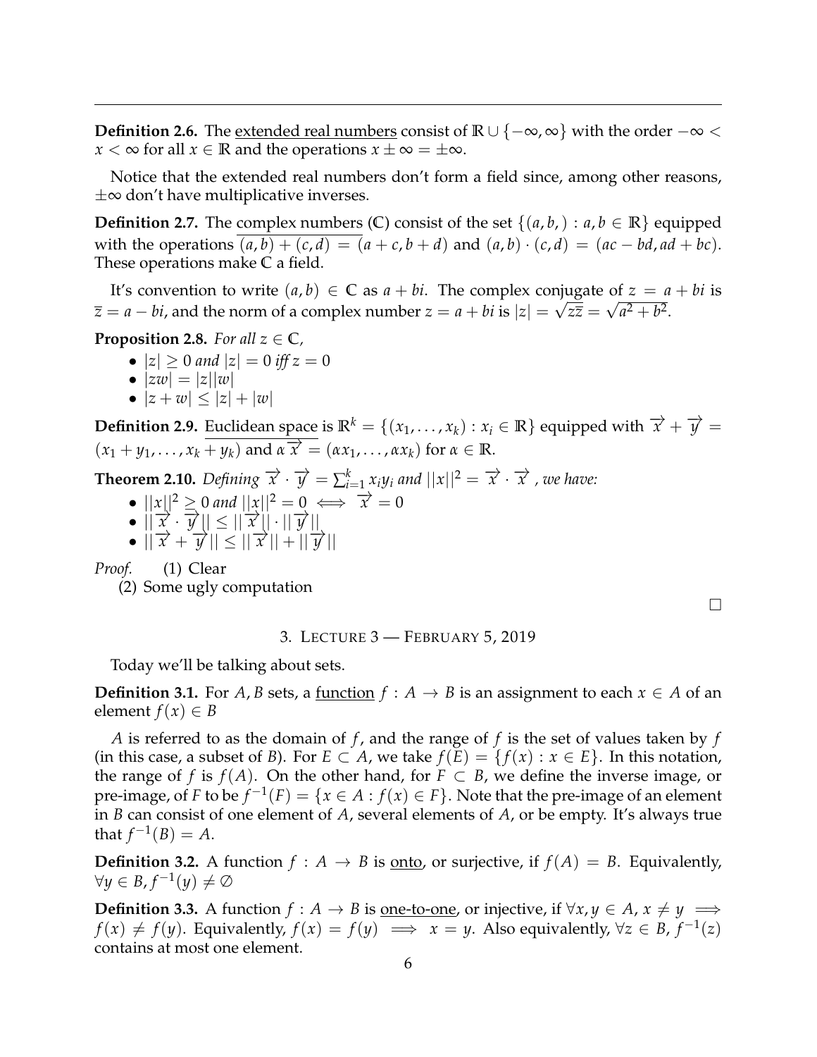**Definition 2.6.** The <u>extended real numbers</u> consist of $\mathbb{R} \cup \{-\infty, \infty\}$ with the order $-\infty < x < \infty$ for all $x \in \mathbb{R}$ and the operations $x \pm \infty = \pm\infty$.

Notice that the extended real numbers don't form a field since, among other reasons, $\pm\infty$ don't have multiplicative inverses.

**Definition 2.7.** The <u>complex numbers</u> ($\mathbb{C}$) consist of the set $\{(a, b, ) : a, b \in \mathbb{R}\}$ equipped with the operations $(a, b) + (c, d) = (a + c, b + d)$ and $(a, b) \cdot (c, d) = (ac - bd, ad + bc)$. These operations make $\mathbb{C}$ a field.

It's convention to write $(a, b) \in \mathbb{C}$ as $a + bi$. The complex conjugate of $z = a + bi$ is $\overline{z} = a - bi$, and the norm of a complex number $z = a + bi$ is $|z| = \sqrt{z\overline{z}} = \sqrt{a^2 + b^2}$.

**Proposition 2.8.** *For all $z \in \mathbb{C}$,*

- $|z| \geq 0$ *and* $|z| = 0$ *iff* $z = 0$
- $|zw| = |z||w|$
- $|z + w| \leq |z| + |w|$

**Definition 2.9.** <u>Euclidean space</u> is $\mathbb{R}^k = \{(x_1, \ldots, x_k) : x_i \in \mathbb{R}\}$ equipped with $\overrightarrow{x} + \overrightarrow{y} = (x_1 + y_1, \ldots, x_k + y_k)$ and $\alpha\overrightarrow{x} = (\alpha x_1, \ldots, \alpha x_k)$ for $\alpha \in \mathbb{R}$.

**Theorem 2.10.** *Defining $\overrightarrow{x} \cdot \overrightarrow{y} = \sum_{i=1}^{k} x_i y_i$ and $||x||^2 = \overrightarrow{x} \cdot \overrightarrow{x}$, we have:*

- $||x||^2 \geq 0$ *and* $||x||^2 = 0 \iff \overrightarrow{x} = 0$
- $||\overrightarrow{x} \cdot \overrightarrow{y}|| \leq ||\overrightarrow{x}|| \cdot ||\overrightarrow{y}||$
- $||\overrightarrow{x} + \overrightarrow{y}|| \leq ||\overrightarrow{x}|| + ||\overrightarrow{y}||$

*Proof.*
1. Clear
2. Some ugly computation

□

## 3. Lecture 3 — February 5, 2019

Today we'll be talking about sets.

**Definition 3.1.** For $A, B$ sets, a <u>function</u> $f : A \to B$ is an assignment to each $x \in A$ of an element $f(x) \in B$

$A$ is referred to as the domain of $f$, and the range of $f$ is the set of values taken by $f$ (in this case, a subset of $B$). For $E \subset A$, we take $f(E) = \{f(x) : x \in E\}$. In this notation, the range of $f$ is $f(A)$. On the other hand, for $F \subset B$, we define the inverse image, or pre-image, of $F$ to be $f^{-1}(F) = \{x \in A : f(x) \in F\}$. Note that the pre-image of an element in $B$ can consist of one element of $A$, several elements of $A$, or be empty. It's always true that $f^{-1}(B) = A$.

**Definition 3.2.** A function $f : A \to B$ is <u>onto</u>, or surjective, if $f(A) = B$. Equivalently, $\forall y \in B, f^{-1}(y) \neq \emptyset$

**Definition 3.3.** A function $f : A \to B$ is <u>one-to-one</u>, or injective, if $\forall x, y \in A$, $x \neq y \implies f(x) \neq f(y)$. Equivalently, $f(x) = f(y) \implies x = y$. Also equivalently, $\forall z \in B$, $f^{-1}(z)$ contains at most one element.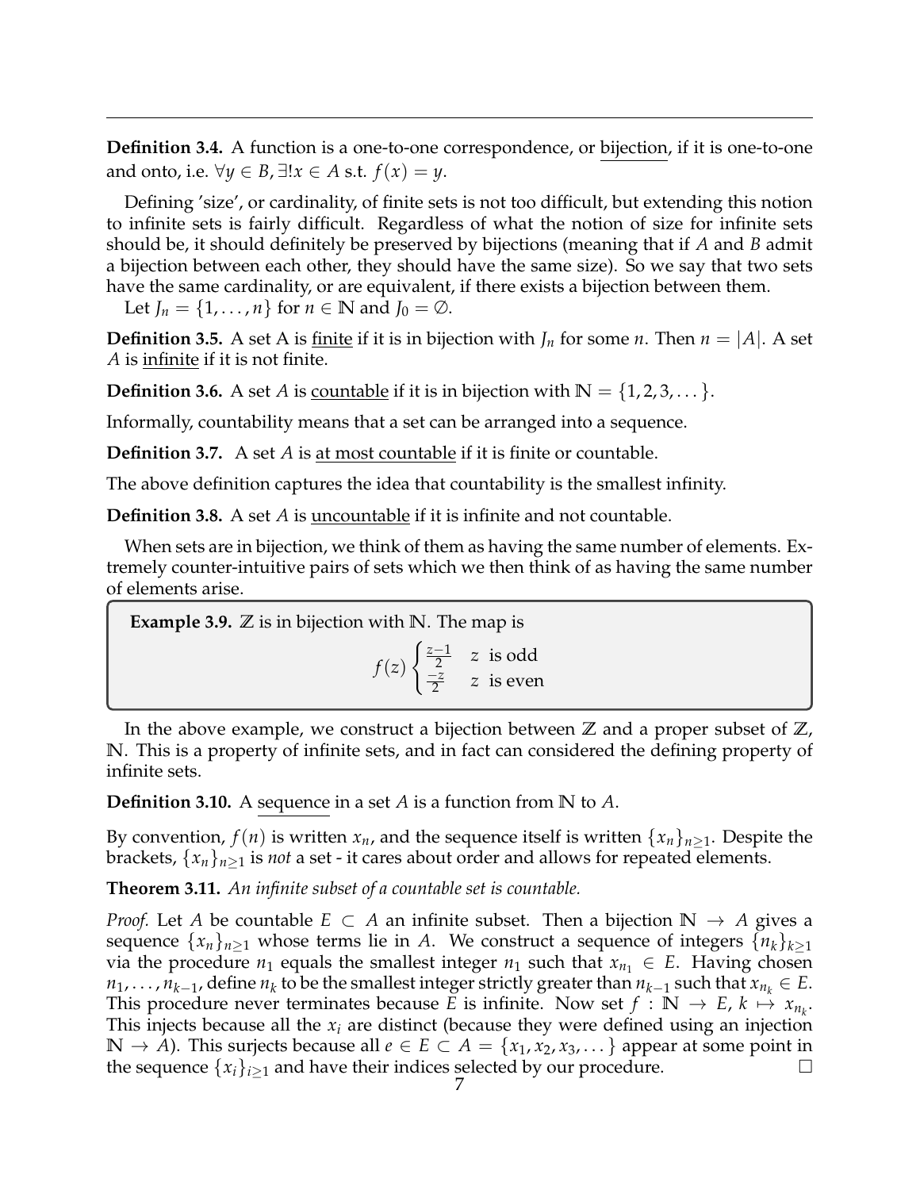**Definition 3.4.** A function is a one-to-one correspondence, or <u>bijection</u>, if it is one-to-one and onto, i.e. $\forall y \in B, \exists! x \in A$ s.t. $f(x) = y$.

Defining 'size', or cardinality, of finite sets is not too difficult, but extending this notion to infinite sets is fairly difficult. Regardless of what the notion of size for infinite sets should be, it should definitely be preserved by bijections (meaning that if $A$ and $B$ admit a bijection between each other, they should have the same size). So we say that two sets have the same cardinality, or are equivalent, if there exists a bijection between them.

Let $J_n = \{1, \dots, n\}$ for $n \in \mathbb{N}$ and $J_0 = \emptyset$.

**Definition 3.5.** A set A is <u>finite</u> if it is in bijection with $J_n$ for some $n$. Then $n = |A|$. A set $A$ is <u>infinite</u> if it is not finite.

**Definition 3.6.** A set $A$ is <u>countable</u> if it is in bijection with $\mathbb{N} = \{1, 2, 3, \dots\}$.

Informally, countability means that a set can be arranged into a sequence.

**Definition 3.7.** A set $A$ is <u>at most countable</u> if it is finite or countable.

The above definition captures the idea that countability is the smallest infinity.

**Definition 3.8.** A set $A$ is <u>uncountable</u> if it is infinite and not countable.

When sets are in bijection, we think of them as having the same number of elements. Extremely counter-intuitive pairs of sets which we then think of as having the same number of elements arise.

**Example 3.9.** $\mathbb{Z}$ is in bijection with $\mathbb{N}$. The map is

$$f(z) \begin{cases} \frac{z-1}{2} & z \text{ is odd} \\ \frac{-z}{2} & z \text{ is even} \end{cases}$$

In the above example, we construct a bijection between $\mathbb{Z}$ and a proper subset of $\mathbb{Z}$, $\mathbb{N}$. This is a property of infinite sets, and in fact can considered the defining property of infinite sets.

**Definition 3.10.** A <u>sequence</u> in a set $A$ is a function from $\mathbb{N}$ to $A$.

By convention, $f(n)$ is written $x_n$, and the sequence itself is written $\{x_n\}_{n \geq 1}$. Despite the brackets, $\{x_n\}_{n \geq 1}$ is *not* a set - it cares about order and allows for repeated elements.

**Theorem 3.11.** *An infinite subset of a countable set is countable.*

*Proof.* Let $A$ be countable $E \subset A$ an infinite subset. Then a bijection $\mathbb{N} \to A$ gives a sequence $\{x_n\}_{n \geq 1}$ whose terms lie in $A$. We construct a sequence of integers $\{n_k\}_{k \geq 1}$ via the procedure $n_1$ equals the smallest integer $n_1$ such that $x_{n_1} \in E$. Having chosen $n_1, \dots, n_{k-1}$, define $n_k$ to be the smallest integer strictly greater than $n_{k-1}$ such that $x_{n_k} \in E$. This procedure never terminates because $E$ is infinite. Now set $f : \mathbb{N} \to E$, $k \mapsto x_{n_k}$. This injects because all the $x_i$ are distinct (because they were defined using an injection $\mathbb{N} \to A$). This surjects because all $e \in E \subset A = \{x_1, x_2, x_3, \dots\}$ appear at some point in the sequence $\{x_i\}_{i \geq 1}$ and have their indices selected by our procedure. $\square$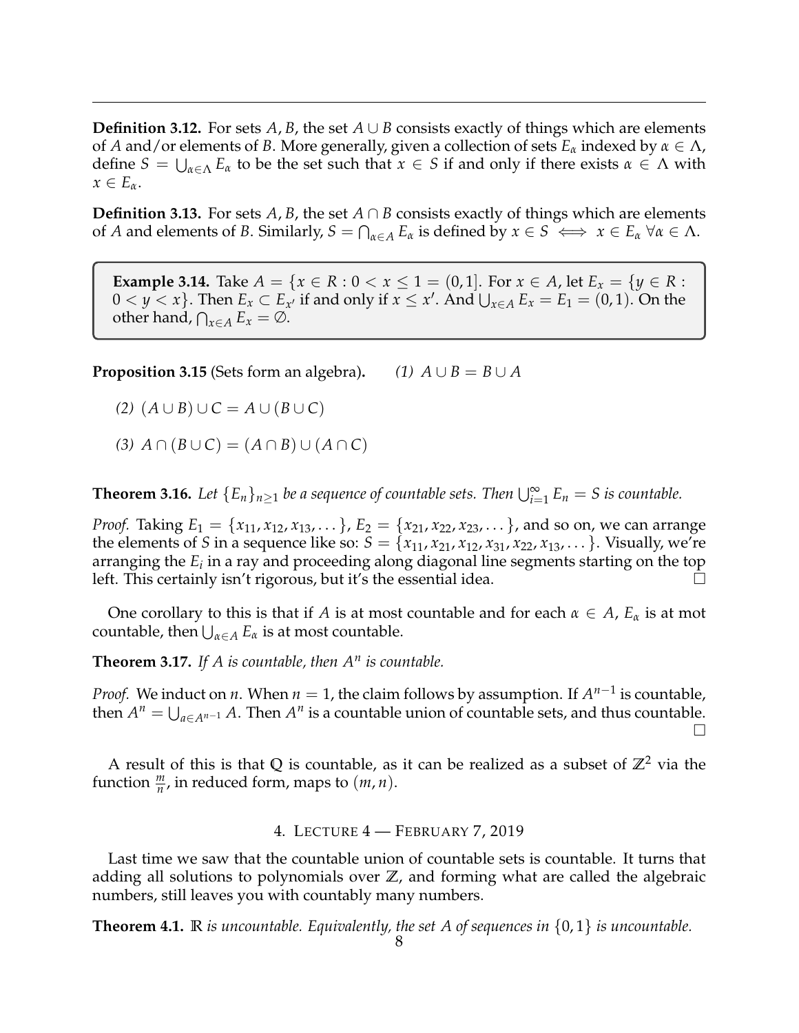**Definition 3.12.** For sets $A, B$, the set $A \cup B$ consists exactly of things which are elements of $A$ and/or elements of $B$. More generally, given a collection of sets $E_\alpha$ indexed by $\alpha \in \Lambda$, define $S = \bigcup_{\alpha \in \Lambda} E_\alpha$ to be the set such that $x \in S$ if and only if there exists $\alpha \in \Lambda$ with $x \in E_\alpha$.

**Definition 3.13.** For sets $A, B$, the set $A \cap B$ consists exactly of things which are elements of $A$ and elements of $B$. Similarly, $S = \bigcap_{\alpha \in A} E_\alpha$ is defined by $x \in S \iff x \in E_\alpha \ \forall \alpha \in \Lambda$.

**Example 3.14.** Take $A = \{x \in R : 0 < x \leq 1 = (0, 1]$. For $x \in A$, let $E_x = \{y \in R : 0 < y < x\}$. Then $E_x \subset E_{x'}$ if and only if $x \leq x'$. And $\bigcup_{x \in A} E_x = E_1 = (0, 1)$. On the other hand, $\bigcap_{x \in A} E_x = \emptyset$.

**Proposition 3.15** (Sets form an algebra). *(1)* $A \cup B = B \cup A$

*(2)* $(A \cup B) \cup C = A \cup (B \cup C)$

*(3)* $A \cap (B \cup C) = (A \cap B) \cup (A \cap C)$

**Theorem 3.16.** *Let $\{E_n\}_{n \geq 1}$ be a sequence of countable sets. Then $\bigcup_{i=1}^{\infty} E_n = S$ is countable.*

*Proof.* Taking $E_1 = \{x_{11}, x_{12}, x_{13}, \dots\}$, $E_2 = \{x_{21}, x_{22}, x_{23}, \dots\}$, and so on, we can arrange the elements of $S$ in a sequence like so: $S = \{x_{11}, x_{21}, x_{12}, x_{31}, x_{22}, x_{13}, \dots\}$. Visually, we're arranging the $E_i$ in a ray and proceeding along diagonal line segments starting on the top left. This certainly isn't rigorous, but it's the essential idea. □

One corollary to this is that if $A$ is at most countable and for each $\alpha \in A$, $E_\alpha$ is at mot countable, then $\bigcup_{\alpha \in A} E_\alpha$ is at most countable.

**Theorem 3.17.** *If $A$ is countable, then $A^n$ is countable.*

*Proof.* We induct on $n$. When $n = 1$, the claim follows by assumption. If $A^{n-1}$ is countable, then $A^n = \bigcup_{a \in A^{n-1}} A$. Then $A^n$ is a countable union of countable sets, and thus countable. □

A result of this is that $\mathbb{Q}$ is countable, as it can be realized as a subset of $\mathbb{Z}^2$ via the function $\frac{m}{n}$, in reduced form, maps to $(m, n)$.

## 4. Lecture 4 — February 7, 2019

Last time we saw that the countable union of countable sets is countable. It turns that adding all solutions to polynomials over $\mathbb{Z}$, and forming what are called the algebraic numbers, still leaves you with countably many numbers.

**Theorem 4.1.** *$\mathbb{R}$ is uncountable. Equivalently, the set $A$ of sequences in $\{0, 1\}$ is uncountable.*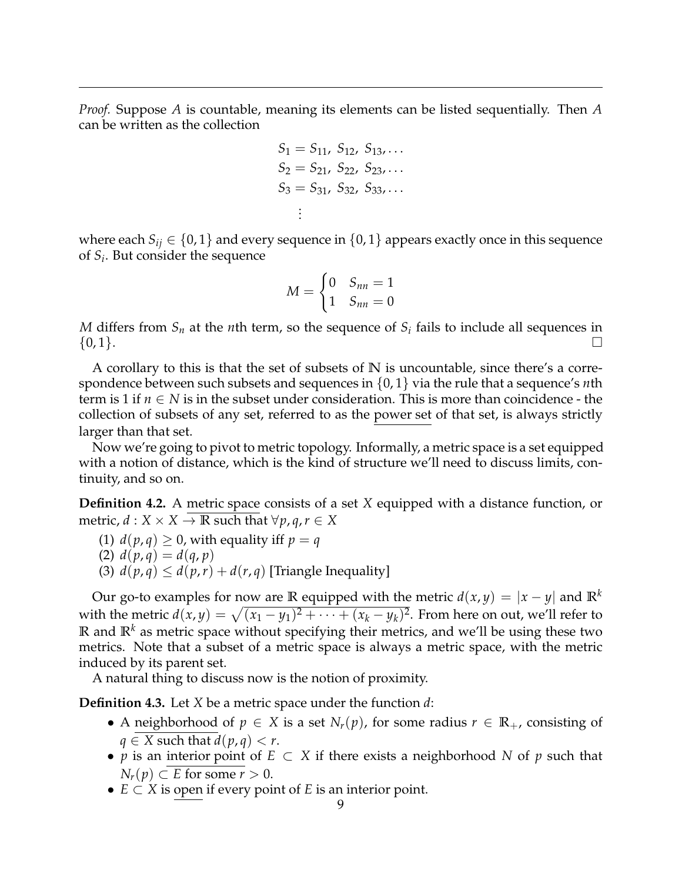*Proof.* Suppose $A$ is countable, meaning its elements can be listed sequentially. Then $A$ can be written as the collection

$$
\begin{aligned}
S_1 &= S_{11},\ S_{12},\ S_{13}, \dots \\
S_2 &= S_{21},\ S_{22},\ S_{23}, \dots \\
S_3 &= S_{31},\ S_{32},\ S_{33}, \dots \\
&\vdots
\end{aligned}
$$

where each $S_{ij} \in \{0, 1\}$ and every sequence in $\{0, 1\}$ appears exactly once in this sequence of $S_i$. But consider the sequence

$$
M = \begin{cases} 0 & S_{nn} = 1 \\ 1 & S_{nn} = 0 \end{cases}
$$

$M$ differs from $S_n$ at the $n$th term, so the sequence of $S_i$ fails to include all sequences in $\{0, 1\}$. $\square$

A corollary to this is that the set of subsets of $\mathbb{N}$ is uncountable, since there's a correspondence between such subsets and sequences in $\{0, 1\}$ via the rule that a sequence's $n$th term is 1 if $n \in N$ is in the subset under consideration. This is more than coincidence - the collection of subsets of any set, referred to as the power set of that set, is always strictly larger than that set.

Now we're going to pivot to metric topology. Informally, a metric space is a set equipped with a notion of distance, which is the kind of structure we'll need to discuss limits, continuity, and so on.

**Definition 4.2.** A metric space consists of a set $X$ equipped with a distance function, or metric, $d : X \times X \to \mathbb{R}$ such that $\forall p, q, r \in X$

(1) $d(p, q) \geq 0$, with equality iff $p = q$
(2) $d(p, q) = d(q, p)$
(3) $d(p, q) \leq d(p, r) + d(r, q)$ [Triangle Inequality]

Our go-to examples for now are $\mathbb{R}$ equipped with the metric $d(x, y) = |x - y|$ and $\mathbb{R}^k$ with the metric $d(x, y) = \sqrt{(x_1 - y_1)^2 + \cdots + (x_k - y_k)^2}$. From here on out, we'll refer to $\mathbb{R}$ and $\mathbb{R}^k$ as metric space without specifying their metrics, and we'll be using these two metrics. Note that a subset of a metric space is always a metric space, with the metric induced by its parent set.

A natural thing to discuss now is the notion of proximity.

**Definition 4.3.** Let $X$ be a metric space under the function $d$:

- A neighborhood of $p \in X$ is a set $N_r(p)$, for some radius $r \in \mathbb{R}_+$, consisting of $q \in X$ such that $d(p, q) < r$.
- $p$ is an interior point of $E \subset X$ if there exists a neighborhood $N$ of $p$ such that $N_r(p) \subset E$ for some $r > 0$.
- $E \subset X$ is open if every point of $E$ is an interior point.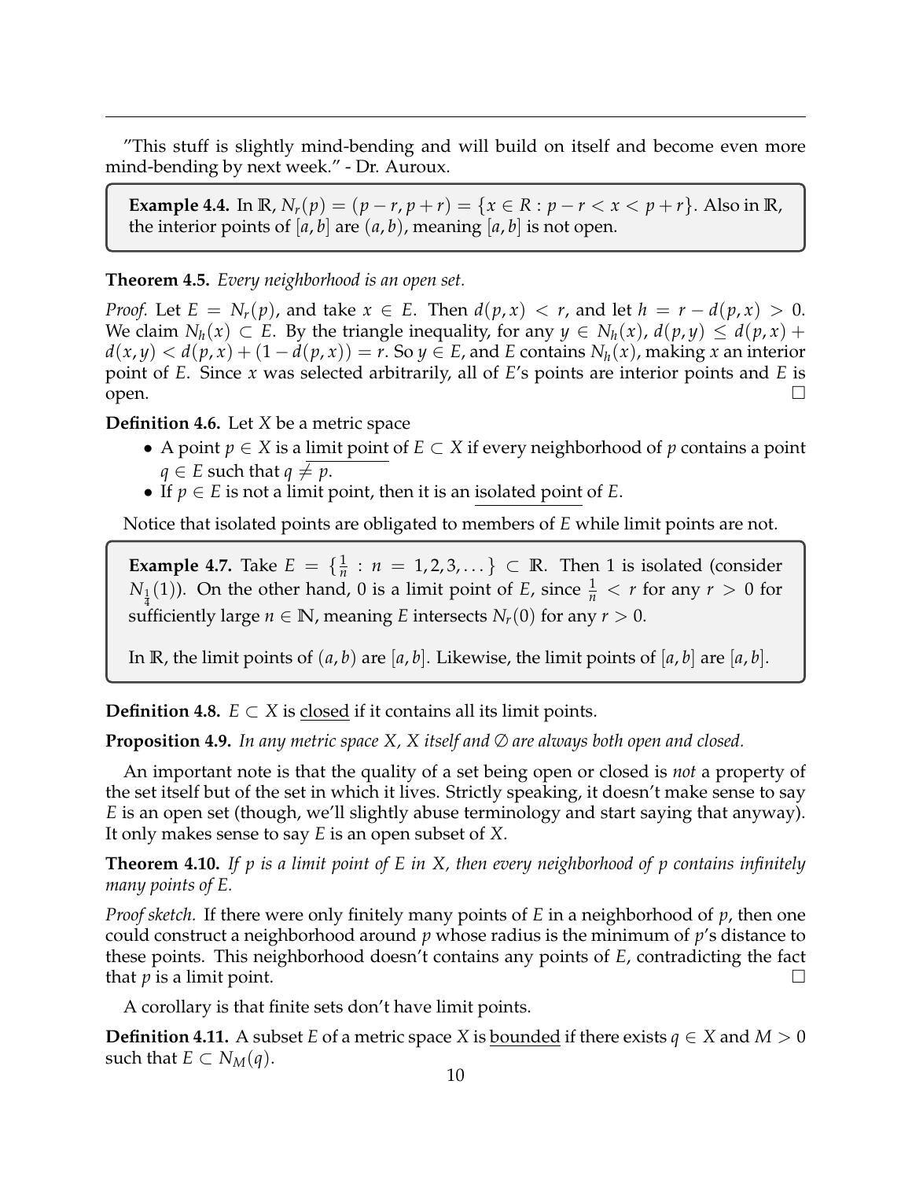"This stuff is slightly mind-bending and will build on itself and become even more mind-bending by next week." - Dr. Auroux.

> **Example 4.4.** In $\mathbb{R}$, $N_r(p) = (p-r, p+r) = \{x \in R : p-r < x < p+r\}$. Also in $\mathbb{R}$, the interior points of $[a,b]$ are $(a,b)$, meaning $[a,b]$ is not open.

**Theorem 4.5.** *Every neighborhood is an open set.*

*Proof.* Let $E = N_r(p)$, and take $x \in E$. Then $d(p,x) < r$, and let $h = r - d(p,x) > 0$. We claim $N_h(x) \subset E$. By the triangle inequality, for any $y \in N_h(x)$, $d(p,y) \leq d(p,x) + d(x,y) < d(p,x) + (1 - d(p,x)) = r$. So $y \in E$, and $E$ contains $N_h(x)$, making $x$ an interior point of $E$. Since $x$ was selected arbitrarily, all of $E$'s points are interior points and $E$ is open. $\square$

**Definition 4.6.** Let $X$ be a metric space

- A point $p \in X$ is a limit point of $E \subset X$ if every neighborhood of $p$ contains a point $q \in E$ such that $q \neq p$.
- If $p \in E$ is not a limit point, then it is an isolated point of $E$.

Notice that isolated points are obligated to members of $E$ while limit points are not.

> **Example 4.7.** Take $E = \{\frac{1}{n} : n = 1,2,3,\dots\} \subset \mathbb{R}$. Then 1 is isolated (consider $N_{\frac{1}{4}}(1)$). On the other hand, 0 is a limit point of $E$, since $\frac{1}{n} < r$ for any $r > 0$ for sufficiently large $n \in \mathbb{N}$, meaning $E$ intersects $N_r(0)$ for any $r > 0$.
>
> In $\mathbb{R}$, the limit points of $(a,b)$ are $[a,b]$. Likewise, the limit points of $[a,b]$ are $[a,b]$.

**Definition 4.8.** $E \subset X$ is closed if it contains all its limit points.

**Proposition 4.9.** *In any metric space $X$, $X$ itself and $\emptyset$ are always both open and closed.*

An important note is that the quality of a set being open or closed is *not* a property of the set itself but of the set in which it lives. Strictly speaking, it doesn't make sense to say $E$ is an open set (though, we'll slightly abuse terminology and start saying that anyway). It only makes sense to say $E$ is an open subset of $X$.

**Theorem 4.10.** *If $p$ is a limit point of $E$ in $X$, then every neighborhood of $p$ contains infinitely many points of $E$.*

*Proof sketch.* If there were only finitely many points of $E$ in a neighborhood of $p$, then one could construct a neighborhood around $p$ whose radius is the minimum of $p$'s distance to these points. This neighborhood doesn't contains any points of $E$, contradicting the fact that $p$ is a limit point. $\square$

A corollary is that finite sets don't have limit points.

**Definition 4.11.** A subset $E$ of a metric space $X$ is bounded if there exists $q \in X$ and $M > 0$ such that $E \subset N_M(q)$.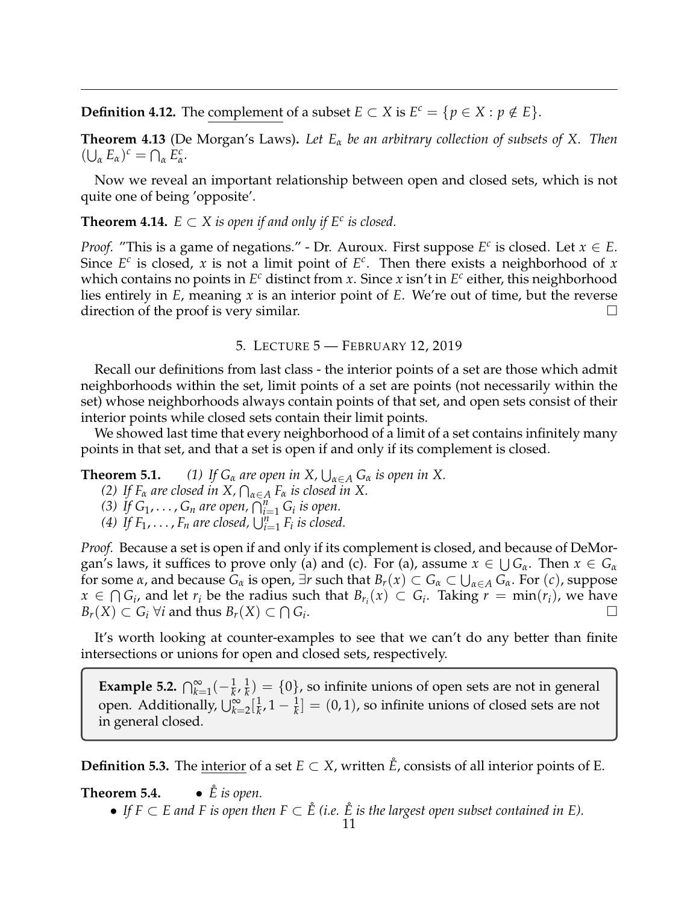**Definition 4.12.** The complement of a subset $E \subset X$ is $E^c = \{p \in X : p \notin E\}$.

**Theorem 4.13** (De Morgan's Laws)**.** *Let $E_\alpha$ be an arbitrary collection of subsets of X. Then $(\bigcup_\alpha E_\alpha)^c = \bigcap_\alpha E_\alpha^c$.*

Now we reveal an important relationship between open and closed sets, which is not quite one of being 'opposite'.

**Theorem 4.14.** *$E \subset X$ is open if and only if $E^c$ is closed.*

*Proof.* "This is a game of negations." - Dr. Auroux. First suppose $E^c$ is closed. Let $x \in E$. Since $E^c$ is closed, $x$ is not a limit point of $E^c$. Then there exists a neighborhood of $x$ which contains no points in $E^c$ distinct from $x$. Since $x$ isn't in $E^c$ either, this neighborhood lies entirely in $E$, meaning $x$ is an interior point of $E$. We're out of time, but the reverse direction of the proof is very similar. □

## 5. Lecture 5 — February 12, 2019

Recall our definitions from last class - the interior points of a set are those which admit neighborhoods within the set, limit points of a set are points (not necessarily within the set) whose neighborhoods always contain points of that set, and open sets consist of their interior points while closed sets contain their limit points.

We showed last time that every neighborhood of a limit of a set contains infinitely many points in that set, and that a set is open if and only if its complement is closed.

**Theorem 5.1.** *(1) If $G_\alpha$ are open in X, $\bigcup_{\alpha \in A} G_\alpha$ is open in X.*
*(2) If $F_\alpha$ are closed in X, $\bigcap_{\alpha \in A} F_\alpha$ is closed in X.*
*(3) If $G_1, \ldots, G_n$ are open, $\bigcap_{i=1}^n G_i$ is open.*
*(4) If $F_1, \ldots, F_n$ are closed, $\bigcup_{i=1}^n F_i$ is closed.*

*Proof.* Because a set is open if and only if its complement is closed, and because of DeMorgan's laws, it suffices to prove only (a) and (c). For (a), assume $x \in \bigcup G_\alpha$. Then $x \in G_\alpha$ for some $\alpha$, and because $G_\alpha$ is open, $\exists r$ such that $B_r(x) \subset G_\alpha \subset \bigcup_{\alpha \in A} G_\alpha$. For $(c)$, suppose $x \in \bigcap G_i$, and let $r_i$ be the radius such that $B_{r_i}(x) \subset G_i$. Taking $r = \min(r_i)$, we have $B_r(X) \subset G_i \ \forall i$ and thus $B_r(X) \subset \bigcap G_i$. □

It's worth looking at counter-examples to see that we can't do any better than finite intersections or unions for open and closed sets, respectively.

**Example 5.2.** $\bigcap_{k=1}^\infty (-\frac{1}{k}, \frac{1}{k}) = \{0\}$, so infinite unions of open sets are not in general open. Additionally, $\bigcup_{k=2}^\infty [\frac{1}{k}, 1 - \frac{1}{k}] = (0, 1)$, so infinite unions of closed sets are not in general closed.

**Definition 5.3.** The interior of a set $E \subset X$, written $\mathring{E}$, consists of all interior points of E.

**Theorem 5.4.**
- *$\mathring{E}$ is open.*
- *If $F \subset E$ and $F$ is open then $F \subset \mathring{E}$ (i.e. $\mathring{E}$ is the largest open subset contained in E).*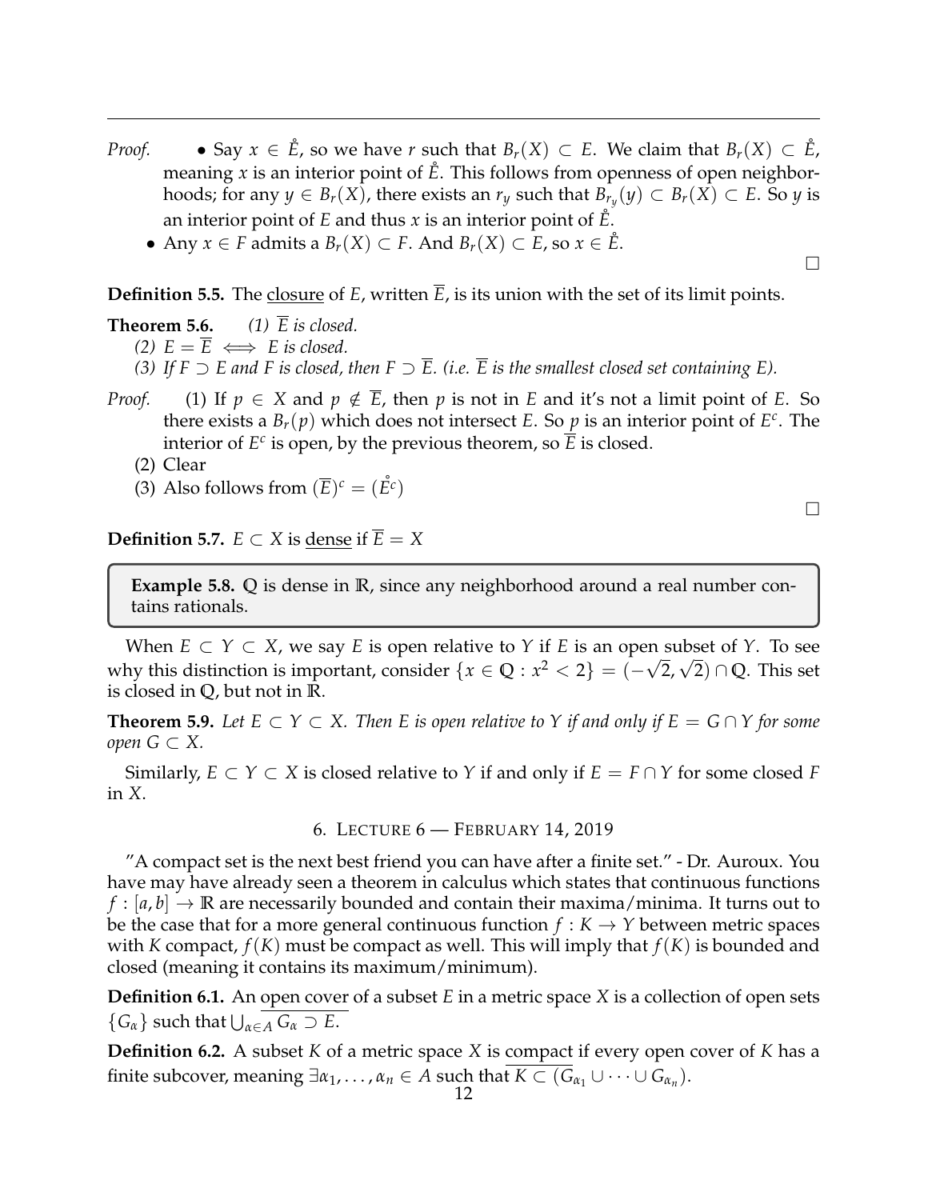*Proof.*

- Say $x \in \mathring{E}$, so we have $r$ such that $B_r(X) \subset E$. We claim that $B_r(X) \subset \mathring{E}$, meaning $x$ is an interior point of $\mathring{E}$. This follows from openness of open neighborhoods; for any $y \in B_r(X)$, there exists an $r_y$ such that $B_{r_y}(y) \subset B_r(X) \subset E$. So $y$ is an interior point of $E$ and thus $x$ is an interior point of $\mathring{E}$.
- Any $x \in F$ admits a $B_r(X) \subset F$. And $B_r(X) \subset E$, so $x \in \mathring{E}$.

□

**Definition 5.5.** The closure of $E$, written $\overline{E}$, is its union with the set of its limit points.

**Theorem 5.6.** *(1) $\overline{E}$ is closed.*
*(2) $E = \overline{E} \iff E$ is closed.*
*(3) If $F \supset E$ and $F$ is closed, then $F \supset \overline{E}$. (i.e. $\overline{E}$ is the smallest closed set containing $E$).*

*Proof.* (1) If $p \in X$ and $p \notin \overline{E}$, then $p$ is not in $E$ and it's not a limit point of $E$. So there exists a $B_r(p)$ which does not intersect $E$. So $p$ is an interior point of $E^c$. The interior of $E^c$ is open, by the previous theorem, so $\overline{E}$ is closed.
(2) Clear
(3) Also follows from $(\overline{E})^c = (\mathring{E^c})$

□

**Definition 5.7.** $E \subset X$ is dense if $\overline{E} = X$

> **Example 5.8.** $\mathbb{Q}$ is dense in $\mathbb{R}$, since any neighborhood around a real number contains rationals.

When $E \subset Y \subset X$, we say $E$ is open relative to $Y$ if $E$ is an open subset of $Y$. To see why this distinction is important, consider $\{x \in \mathbb{Q} : x^2 < 2\} = (-\sqrt{2}, \sqrt{2}) \cap \mathbb{Q}$. This set is closed in $\mathbb{Q}$, but not in $\mathbb{R}$.

**Theorem 5.9.** *Let $E \subset Y \subset X$. Then $E$ is open relative to $Y$ if and only if $E = G \cap Y$ for some open $G \subset X$.*

Similarly, $E \subset Y \subset X$ is closed relative to $Y$ if and only if $E = F \cap Y$ for some closed $F$ in $X$.

## 6. Lecture 6 — February 14, 2019

"A compact set is the next best friend you can have after a finite set." - Dr. Auroux. You have may have already seen a theorem in calculus which states that continuous functions $f : [a, b] \to \mathbb{R}$ are necessarily bounded and contain their maxima/minima. It turns out to be the case that for a more general continuous function $f : K \to Y$ between metric spaces with $K$ compact, $f(K)$ must be compact as well. This will imply that $f(K)$ is bounded and closed (meaning it contains its maximum/minimum).

**Definition 6.1.** An open cover of a subset $E$ in a metric space $X$ is a collection of open sets $\{G_\alpha\}$ such that $\bigcup_{\alpha \in A} G_\alpha \supset E$.

**Definition 6.2.** A subset $K$ of a metric space $X$ is compact if every open cover of $K$ has a finite subcover, meaning $\exists \alpha_1, \ldots, \alpha_n \in A$ such that $K \subset (G_{\alpha_1} \cup \cdots \cup G_{\alpha_n})$.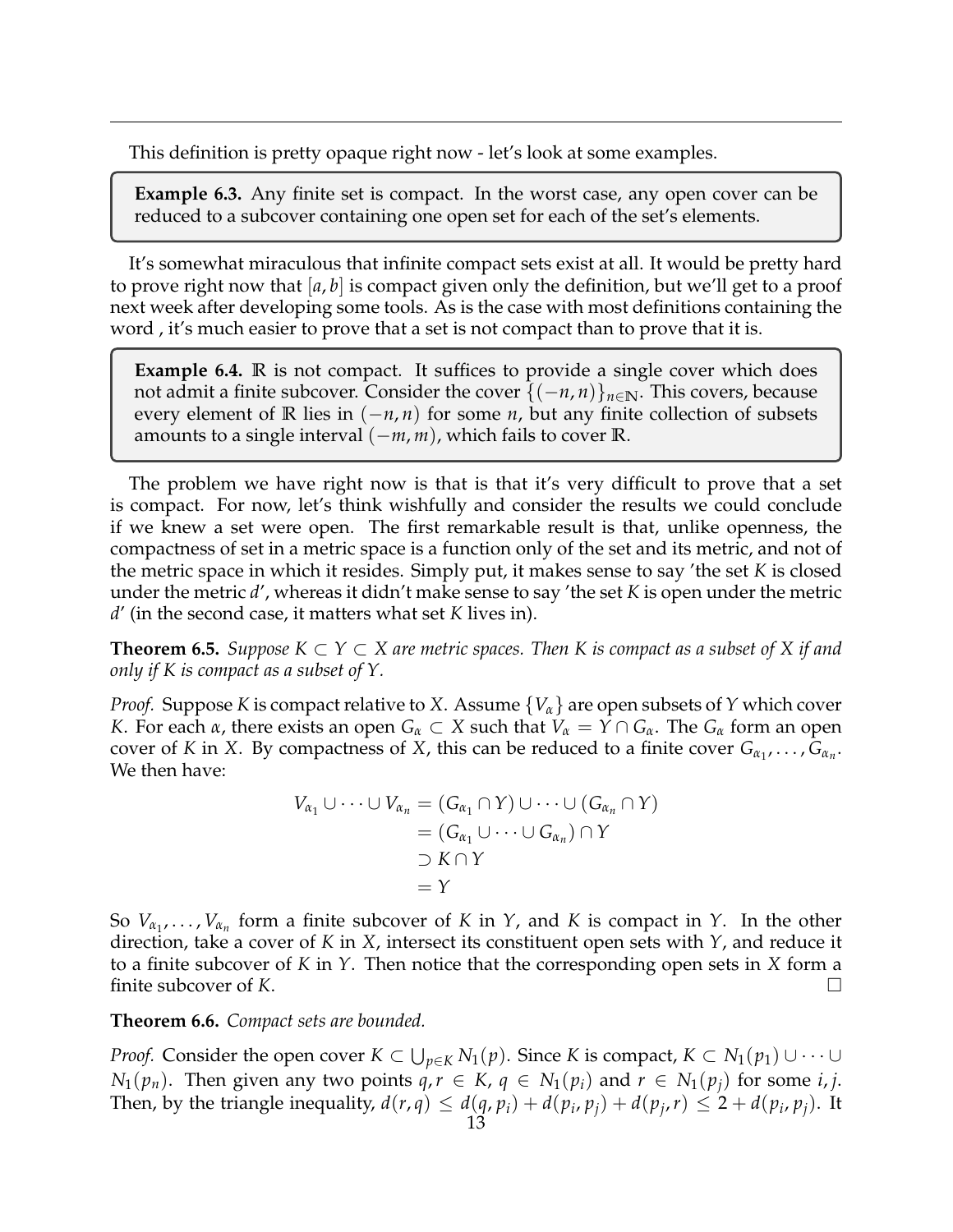This definition is pretty opaque right now - let's look at some examples.

**Example 6.3.** Any finite set is compact. In the worst case, any open cover can be reduced to a subcover containing one open set for each of the set's elements.

It's somewhat miraculous that infinite compact sets exist at all. It would be pretty hard to prove right now that $[a, b]$ is compact given only the definition, but we'll get to a proof next week after developing some tools. As is the case with most definitions containing the word , it's much easier to prove that a set is not compact than to prove that it is.

**Example 6.4.** $\mathbb{R}$ is not compact. It suffices to provide a single cover which does not admit a finite subcover. Consider the cover $\{(-n, n)\}_{n \in \mathbb{N}}$. This covers, because every element of $\mathbb{R}$ lies in $(-n, n)$ for some $n$, but any finite collection of subsets amounts to a single interval $(-m, m)$, which fails to cover $\mathbb{R}$.

The problem we have right now is that is that it's very difficult to prove that a set is compact. For now, let's think wishfully and consider the results we could conclude if we knew a set were open. The first remarkable result is that, unlike openness, the compactness of set in a metric space is a function only of the set and its metric, and not of the metric space in which it resides. Simply put, it makes sense to say 'the set $K$ is closed under the metric $d$', whereas it didn't make sense to say 'the set $K$ is open under the metric $d$' (in the second case, it matters what set $K$ lives in).

**Theorem 6.5.** *Suppose $K \subset Y \subset X$ are metric spaces. Then $K$ is compact as a subset of $X$ if and only if $K$ is compact as a subset of $Y$.*

*Proof.* Suppose $K$ is compact relative to $X$. Assume $\{V_\alpha\}$ are open subsets of $Y$ which cover $K$. For each $\alpha$, there exists an open $G_\alpha \subset X$ such that $V_\alpha = Y \cap G_\alpha$. The $G_\alpha$ form an open cover of $K$ in $X$. By compactness of $X$, this can be reduced to a finite cover $G_{\alpha_1}, \ldots, G_{\alpha_n}$. We then have:

$$
\begin{aligned}
V_{\alpha_1} \cup \cdots \cup V_{\alpha_n} &= (G_{\alpha_1} \cap Y) \cup \cdots \cup (G_{\alpha_n} \cap Y) \\
&= (G_{\alpha_1} \cup \cdots \cup G_{\alpha_n}) \cap Y \\
&\supset K \cap Y \\
&= Y
\end{aligned}
$$

So $V_{\alpha_1}, \ldots, V_{\alpha_n}$ form a finite subcover of $K$ in $Y$, and $K$ is compact in $Y$. In the other direction, take a cover of $K$ in $X$, intersect its constituent open sets with $Y$, and reduce it to a finite subcover of $K$ in $Y$. Then notice that the corresponding open sets in $X$ form a finite subcover of $K$. □

**Theorem 6.6.** *Compact sets are bounded.*

*Proof.* Consider the open cover $K \subset \bigcup_{p \in K} N_1(p)$. Since $K$ is compact, $K \subset N_1(p_1) \cup \cdots \cup N_1(p_n)$. Then given any two points $q, r \in K$, $q \in N_1(p_i)$ and $r \in N_1(p_j)$ for some $i, j$. Then, by the triangle inequality, $d(r, q) \leq d(q, p_i) + d(p_i, p_j) + d(p_j, r) \leq 2 + d(p_i, p_j)$. It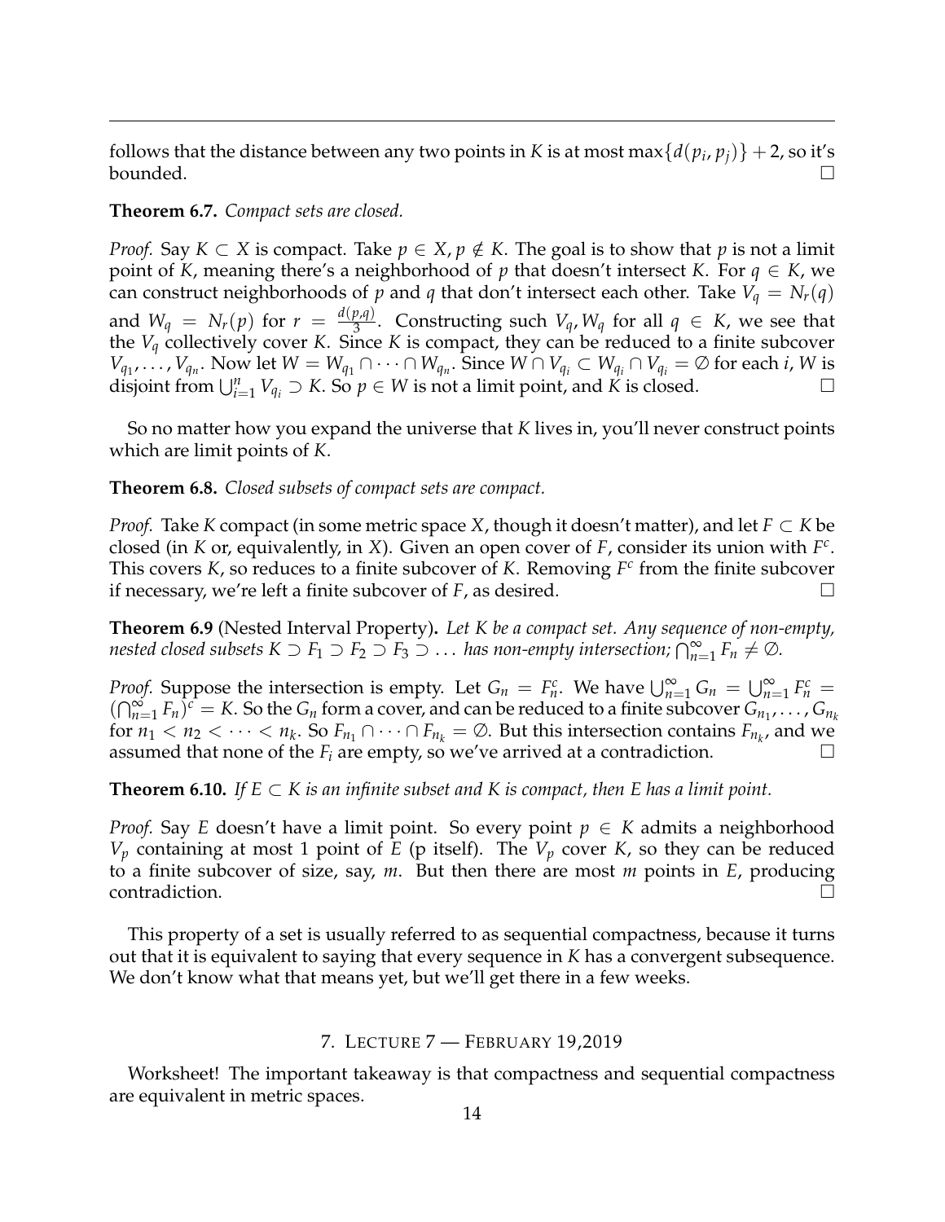follows that the distance between any two points in $K$ is at most $\max\{d(p_i, p_j)\} + 2$, so it's bounded. □

**Theorem 6.7.** *Compact sets are closed.*

*Proof.* Say $K \subset X$ is compact. Take $p \in X, p \notin K$. The goal is to show that $p$ is not a limit point of $K$, meaning there's a neighborhood of $p$ that doesn't intersect $K$. For $q \in K$, we can construct neighborhoods of $p$ and $q$ that don't intersect each other. Take $V_q = N_r(q)$ and $W_q = N_r(p)$ for $r = \frac{d(p,q)}{3}$. Constructing such $V_q, W_q$ for all $q \in K$, we see that the $V_q$ collectively cover $K$. Since $K$ is compact, they can be reduced to a finite subcover $V_{q_1}, \ldots, V_{q_n}$. Now let $W = W_{q_1} \cap \cdots \cap W_{q_n}$. Since $W \cap V_{q_i} \subset W_{q_i} \cap V_{q_i} = \emptyset$ for each $i$, $W$ is disjoint from $\bigcup_{i=1}^n V_{q_i} \supset K$. So $p \in W$ is not a limit point, and $K$ is closed. □

So no matter how you expand the universe that $K$ lives in, you'll never construct points which are limit points of $K$.

**Theorem 6.8.** *Closed subsets of compact sets are compact.*

*Proof.* Take $K$ compact (in some metric space $X$, though it doesn't matter), and let $F \subset K$ be closed (in $K$ or, equivalently, in $X$). Given an open cover of $F$, consider its union with $F^c$. This covers $K$, so reduces to a finite subcover of $K$. Removing $F^c$ from the finite subcover if necessary, we're left a finite subcover of $F$, as desired. □

**Theorem 6.9** (Nested Interval Property)**.** *Let $K$ be a compact set. Any sequence of non-empty, nested closed subsets $K \supset F_1 \supset F_2 \supset F_3 \supset \ldots$ has non-empty intersection; $\bigcap_{n=1}^\infty F_n \neq \emptyset$.*

*Proof.* Suppose the intersection is empty. Let $G_n = F_n^c$. We have $\bigcup_{n=1}^\infty G_n = \bigcup_{n=1}^\infty F_n^c = (\bigcap_{n=1}^\infty F_n)^c = K$. So the $G_n$ form a cover, and can be reduced to a finite subcover $G_{n_1}, \ldots, G_{n_k}$ for $n_1 < n_2 < \cdots < n_k$. So $F_{n_1} \cap \cdots \cap F_{n_k} = \emptyset$. But this intersection contains $F_{n_k}$, and we assumed that none of the $F_i$ are empty, so we've arrived at a contradiction. □

**Theorem 6.10.** *If $E \subset K$ is an infinite subset and $K$ is compact, then $E$ has a limit point.*

*Proof.* Say $E$ doesn't have a limit point. So every point $p \in K$ admits a neighborhood $V_p$ containing at most 1 point of $E$ (p itself). The $V_p$ cover $K$, so they can be reduced to a finite subcover of size, say, $m$. But then there are most $m$ points in $E$, producing contradiction. □

This property of a set is usually referred to as sequential compactness, because it turns out that it is equivalent to saying that every sequence in $K$ has a convergent subsequence. We don't know what that means yet, but we'll get there in a few weeks.

## 7. Lecture 7 — February 19,2019

Worksheet! The important takeaway is that compactness and sequential compactness are equivalent in metric spaces.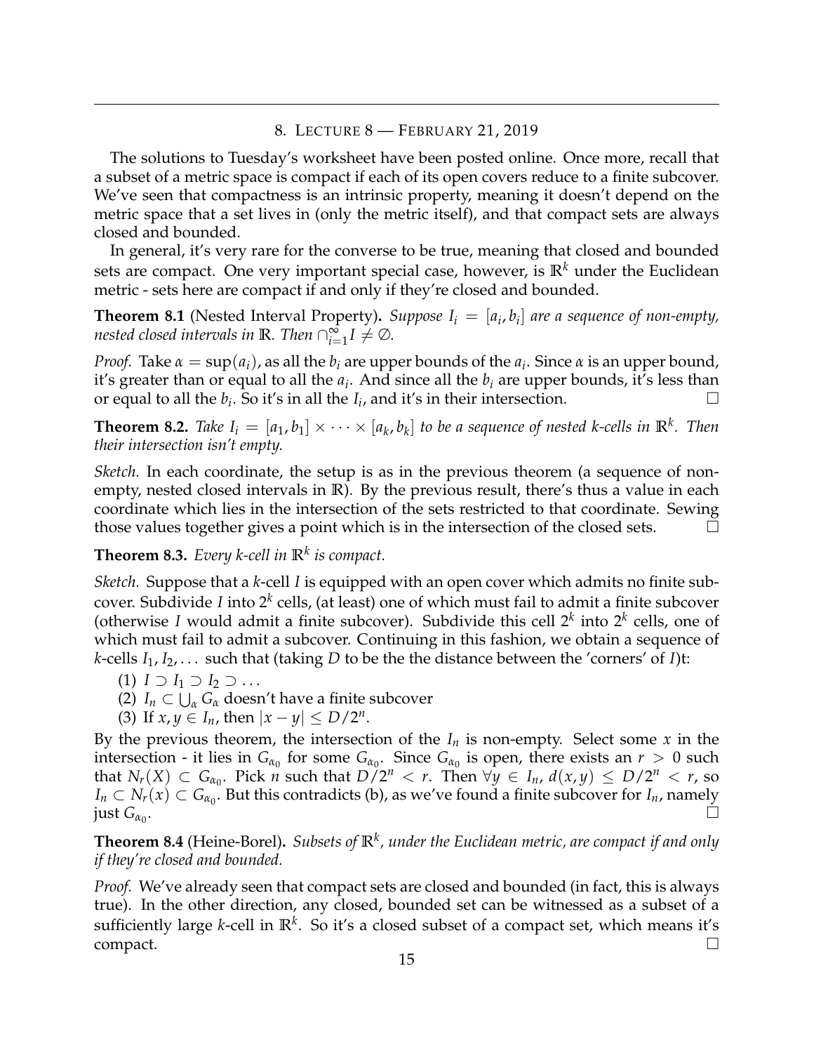## 8. Lecture 8 — February 21, 2019

The solutions to Tuesday's worksheet have been posted online. Once more, recall that a subset of a metric space is compact if each of its open covers reduce to a finite subcover. We've seen that compactness is an intrinsic property, meaning it doesn't depend on the metric space that a set lives in (only the metric itself), and that compact sets are always closed and bounded.

In general, it's very rare for the converse to be true, meaning that closed and bounded sets are compact. One very important special case, however, is $\mathbb{R}^k$ under the Euclidean metric - sets here are compact if and only if they're closed and bounded.

**Theorem 8.1** (Nested Interval Property)**.** *Suppose $I_i = [a_i, b_i]$ are a sequence of non-empty, nested closed intervals in $\mathbb{R}$. Then $\cap_{i=1}^{\infty} I \neq \emptyset$.*

*Proof.* Take $\alpha = \sup(a_i)$, as all the $b_i$ are upper bounds of the $a_i$. Since $\alpha$ is an upper bound, it's greater than or equal to all the $a_i$. And since all the $b_i$ are upper bounds, it's less than or equal to all the $b_i$. So it's in all the $I_i$, and it's in their intersection. □

**Theorem 8.2.** *Take $I_i = [a_1, b_1] \times \cdots \times [a_k, b_k]$ to be a sequence of nested k-cells in $\mathbb{R}^k$. Then their intersection isn't empty.*

*Sketch.* In each coordinate, the setup is as in the previous theorem (a sequence of non-empty, nested closed intervals in $\mathbb{R}$). By the previous result, there's thus a value in each coordinate which lies in the intersection of the sets restricted to that coordinate. Sewing those values together gives a point which is in the intersection of the closed sets. □

**Theorem 8.3.** *Every k-cell in $\mathbb{R}^k$ is compact.*

*Sketch.* Suppose that a $k$-cell $I$ is equipped with an open cover which admits no finite subcover. Subdivide $I$ into $2^k$ cells, (at least) one of which must fail to admit a finite subcover (otherwise $I$ would admit a finite subcover). Subdivide this cell $2^k$ into $2^k$ cells, one of which must fail to admit a subcover. Continuing in this fashion, we obtain a sequence of $k$-cells $I_1, I_2, \ldots$ such that (taking $D$ to be the the distance between the 'corners' of $I$)t:

(1) $I \supset I_1 \supset I_2 \supset \ldots$
(2) $I_n \subset \bigcup_\alpha G_\alpha$ doesn't have a finite subcover
(3) If $x, y \in I_n$, then $|x - y| \leq D/2^n$.

By the previous theorem, the intersection of the $I_n$ is non-empty. Select some $x$ in the intersection - it lies in $G_{\alpha_0}$ for some $G_{\alpha_0}$. Since $G_{\alpha_0}$ is open, there exists an $r > 0$ such that $N_r(X) \subset G_{\alpha_0}$. Pick $n$ such that $D/2^n < r$. Then $\forall y \in I_n$, $d(x, y) \leq D/2^n < r$, so $I_n \subset N_r(x) \subset G_{\alpha_0}$. But this contradicts (b), as we've found a finite subcover for $I_n$, namely just $G_{\alpha_0}$. □

**Theorem 8.4** (Heine-Borel)**.** *Subsets of $\mathbb{R}^k$, under the Euclidean metric, are compact if and only if they're closed and bounded.*

*Proof.* We've already seen that compact sets are closed and bounded (in fact, this is always true). In the other direction, any closed, bounded set can be witnessed as a subset of a sufficiently large $k$-cell in $\mathbb{R}^k$. So it's a closed subset of a compact set, which means it's compact. □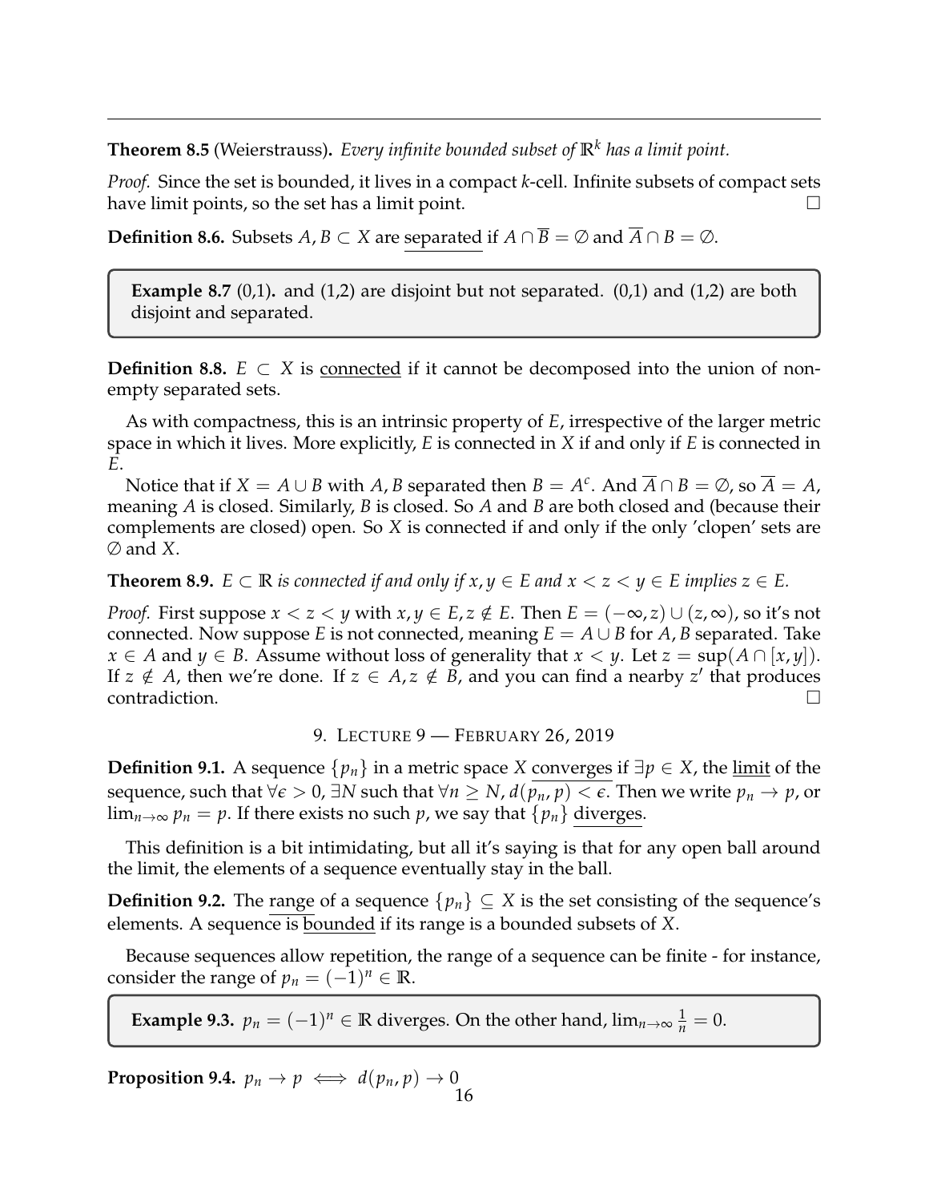**Theorem 8.5** (Weierstrauss)**.** *Every infinite bounded subset of $\mathbb{R}^k$ has a limit point.*

*Proof.* Since the set is bounded, it lives in a compact $k$-cell. Infinite subsets of compact sets have limit points, so the set has a limit point. □

**Definition 8.6.** Subsets $A, B \subset X$ are separated if $A \cap \overline{B} = \emptyset$ and $\overline{A} \cap B = \emptyset$.

> **Example 8.7** (0,1)**.** and (1,2) are disjoint but not separated. (0,1) and (1,2) are both disjoint and separated.

**Definition 8.8.** $E \subset X$ is connected if it cannot be decomposed into the union of non-empty separated sets.

As with compactness, this is an intrinsic property of $E$, irrespective of the larger metric space in which it lives. More explicitly, $E$ is connected in $X$ if and only if $E$ is connected in $E$.

Notice that if $X = A \cup B$ with $A, B$ separated then $B = A^c$. And $\overline{A} \cap B = \emptyset$, so $\overline{A} = A$, meaning $A$ is closed. Similarly, $B$ is closed. So $A$ and $B$ are both closed and (because their complements are closed) open. So $X$ is connected if and only if the only 'clopen' sets are $\emptyset$ and $X$.

**Theorem 8.9.** *$E \subset \mathbb{R}$ is connected if and only if $x, y \in E$ and $x < z < y \in E$ implies $z \in E$.*

*Proof.* First suppose $x < z < y$ with $x, y \in E, z \notin E$. Then $E = (-\infty, z) \cup (z, \infty)$, so it's not connected. Now suppose $E$ is not connected, meaning $E = A \cup B$ for $A, B$ separated. Take $x \in A$ and $y \in B$. Assume without loss of generality that $x < y$. Let $z = \sup(A \cap [x, y])$. If $z \notin A$, then we're done. If $z \in A, z \notin B$, and you can find a nearby $z'$ that produces contradiction. □

## 9. Lecture 9 — February 26, 2019

**Definition 9.1.** A sequence $\{p_n\}$ in a metric space $X$ converges if $\exists p \in X$, the limit of the sequence, such that $\forall \epsilon > 0$, $\exists N$ such that $\forall n \geq N$, $d(p_n, p) < \epsilon$. Then we write $p_n \to p$, or $\lim_{n\to\infty} p_n = p$. If there exists no such $p$, we say that $\{p_n\}$ diverges.

This definition is a bit intimidating, but all it's saying is that for any open ball around the limit, the elements of a sequence eventually stay in the ball.

**Definition 9.2.** The range of a sequence $\{p_n\} \subseteq X$ is the set consisting of the sequence's elements. A sequence is bounded if its range is a bounded subsets of $X$.

Because sequences allow repetition, the range of a sequence can be finite - for instance, consider the range of $p_n = (-1)^n \in \mathbb{R}$.

> **Example 9.3.** $p_n = (-1)^n \in \mathbb{R}$ diverges. On the other hand, $\lim_{n\to\infty} \frac{1}{n} = 0$.

**Proposition 9.4.** $p_n \to p \iff d(p_n, p) \to 0$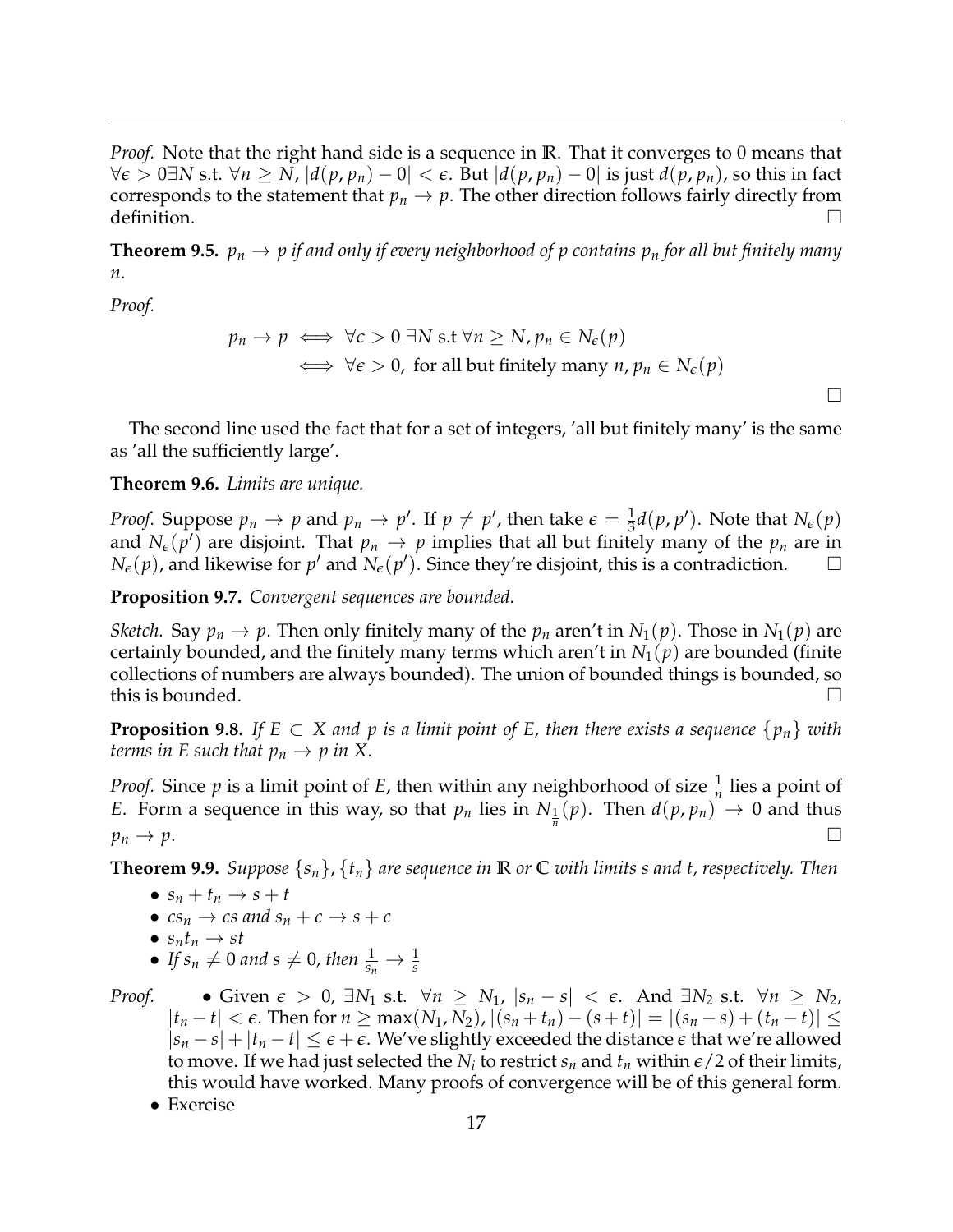*Proof.* Note that the right hand side is a sequence in $\mathbb{R}$. That it converges to 0 means that $\forall \epsilon > 0 \exists N$ s.t. $\forall n \geq N$, $|d(p, p_n) - 0| < \epsilon$. But $|d(p, p_n) - 0|$ is just $d(p, p_n)$, so this in fact corresponds to the statement that $p_n \to p$. The other direction follows fairly directly from definition. $\square$

**Theorem 9.5.** *$p_n \to p$ if and only if every neighborhood of $p$ contains $p_n$ for all but finitely many $n$.*

*Proof.*

$$
\begin{aligned}
p_n \to p &\iff \forall \epsilon > 0 \ \exists N \text{ s.t } \forall n \geq N, p_n \in N_\epsilon(p) \\
&\iff \forall \epsilon > 0, \text{ for all but finitely many } n, p_n \in N_\epsilon(p)
\end{aligned}
$$

$\square$

The second line used the fact that for a set of integers, 'all but finitely many' is the same as 'all the sufficiently large'.

**Theorem 9.6.** *Limits are unique.*

*Proof.* Suppose $p_n \to p$ and $p_n \to p'$. If $p \neq p'$, then take $\epsilon = \frac{1}{3} d(p, p')$. Note that $N_\epsilon(p)$ and $N_\epsilon(p')$ are disjoint. That $p_n \to p$ implies that all but finitely many of the $p_n$ are in $N_\epsilon(p)$, and likewise for $p'$ and $N_\epsilon(p')$. Since they're disjoint, this is a contradiction. $\square$

**Proposition 9.7.** *Convergent sequences are bounded.*

*Sketch.* Say $p_n \to p$. Then only finitely many of the $p_n$ aren't in $N_1(p)$. Those in $N_1(p)$ are certainly bounded, and the finitely many terms which aren't in $N_1(p)$ are bounded (finite collections of numbers are always bounded). The union of bounded things is bounded, so this is bounded. $\square$

**Proposition 9.8.** *If $E \subset X$ and $p$ is a limit point of $E$, then there exists a sequence $\{p_n\}$ with terms in $E$ such that $p_n \to p$ in $X$.*

*Proof.* Since $p$ is a limit point of $E$, then within any neighborhood of size $\frac{1}{n}$ lies a point of $E$. Form a sequence in this way, so that $p_n$ lies in $N_{\frac{1}{n}}(p)$. Then $d(p, p_n) \to 0$ and thus $p_n \to p$. $\square$

**Theorem 9.9.** *Suppose $\{s_n\}, \{t_n\}$ are sequence in $\mathbb{R}$ or $\mathbb{C}$ with limits $s$ and $t$, respectively. Then*

- $s_n + t_n \to s + t$
- $cs_n \to cs$ *and* $s_n + c \to s + c$
- $s_n t_n \to st$
- *If* $s_n \neq 0$ *and* $s \neq 0$, *then* $\frac{1}{s_n} \to \frac{1}{s}$

*Proof.*
- Given $\epsilon > 0$, $\exists N_1$ s.t. $\forall n \geq N_1$, $|s_n - s| < \epsilon$. And $\exists N_2$ s.t. $\forall n \geq N_2$, $|t_n - t| < \epsilon$. Then for $n \geq \max(N_1, N_2)$, $|(s_n + t_n) - (s + t)| = |(s_n - s) + (t_n - t)| \leq |s_n - s| + |t_n - t| \leq \epsilon + \epsilon$. We've slightly exceeded the distance $\epsilon$ that we're allowed to move. If we had just selected the $N_i$ to restrict $s_n$ and $t_n$ within $\epsilon/2$ of their limits, this would have worked. Many proofs of convergence will be of this general form.
- Exercise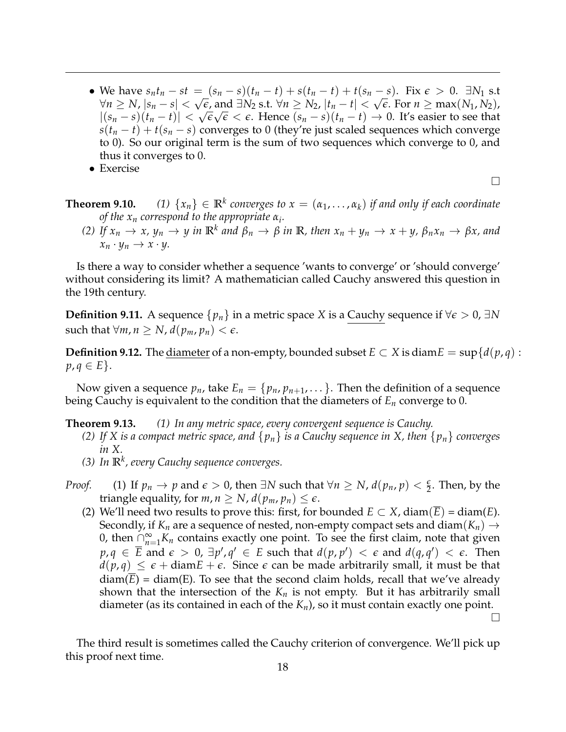- We have $s_n t_n - st = (s_n - s)(t_n - t) + s(t_n - t) + t(s_n - s)$. Fix $\epsilon > 0$. $\exists N_1$ s.t $\forall n \geq N$, $|s_n - s| < \sqrt{\epsilon}$, and $\exists N_2$ s.t. $\forall n \geq N_2$, $|t_n - t| < \sqrt{\epsilon}$. For $n \geq \max(N_1, N_2)$, $|(s_n - s)(t_n - t)| < \sqrt{\epsilon}\sqrt{\epsilon} < \epsilon$. Hence $(s_n - s)(t_n - t) \to 0$. It's easier to see that $s(t_n - t) + t(s_n - s)$ converges to 0 (they're just scaled sequences which converge to 0). So our original term is the sum of two sequences which converge to 0, and thus it converges to 0.
- Exercise

□

**Theorem 9.10.** *(1) $\{x_n\} \in \mathbb{R}^k$ converges to $x = (\alpha_1, \ldots, \alpha_k)$ if and only if each coordinate of the $x_n$ correspond to the appropriate $\alpha_i$.*

*(2) If $x_n \to x$, $y_n \to y$ in $\mathbb{R}^k$ and $\beta_n \to \beta$ in $\mathbb{R}$, then $x_n + y_n \to x + y$, $\beta_n x_n \to \beta x$, and $x_n \cdot y_n \to x \cdot y$.*

Is there a way to consider whether a sequence 'wants to converge' or 'should converge' without considering its limit? A mathematician called Cauchy answered this question in the 19th century.

**Definition 9.11.** A sequence $\{p_n\}$ in a metric space $X$ is a Cauchy sequence if $\forall \epsilon > 0$, $\exists N$ such that $\forall m, n \geq N$, $d(p_m, p_n) < \epsilon$.

**Definition 9.12.** The diameter of a non-empty, bounded subset $E \subset X$ is $\text{diam}E = \sup\{d(p,q) : p, q \in E\}$.

Now given a sequence $p_n$, take $E_n = \{p_n, p_{n+1}, \ldots\}$. Then the definition of a sequence being Cauchy is equivalent to the condition that the diameters of $E_n$ converge to 0.

**Theorem 9.13.** *(1) In any metric space, every convergent sequence is Cauchy.*

*(2) If $X$ is a compact metric space, and $\{p_n\}$ is a Cauchy sequence in $X$, then $\{p_n\}$ converges in $X$.*

*(3) In $\mathbb{R}^k$, every Cauchy sequence converges.*

*Proof.* (1) If $p_n \to p$ and $\epsilon > 0$, then $\exists N$ such that $\forall n \geq N$, $d(p_n, p) < \frac{\epsilon}{2}$. Then, by the triangle equality, for $m, n \geq N$, $d(p_m, p_n) \leq \epsilon$.

(2) We'll need two results to prove this: first, for bounded $E \subset X$, $\text{diam}(\overline{E})$ = $\text{diam}(E)$. Secondly, if $K_n$ are a sequence of nested, non-empty compact sets and $\text{diam}(K_n) \to 0$, then $\cap_{n=1}^{\infty} K_n$ contains exactly one point. To see the first claim, note that given $p, q \in \overline{E}$ and $\epsilon > 0$, $\exists p', q' \in E$ such that $d(p, p') < \epsilon$ and $d(q, q') < \epsilon$. Then $d(p,q) \leq \epsilon + \text{diam}E + \epsilon$. Since $\epsilon$ can be made arbitrarily small, it must be that $\text{diam}(\overline{E})$ = diam(E). To see that the second claim holds, recall that we've already shown that the intersection of the $K_n$ is not empty. But it has arbitrarily small diameter (as its contained in each of the $K_n$), so it must contain exactly one point.

□

The third result is sometimes called the Cauchy criterion of convergence. We'll pick up this proof next time.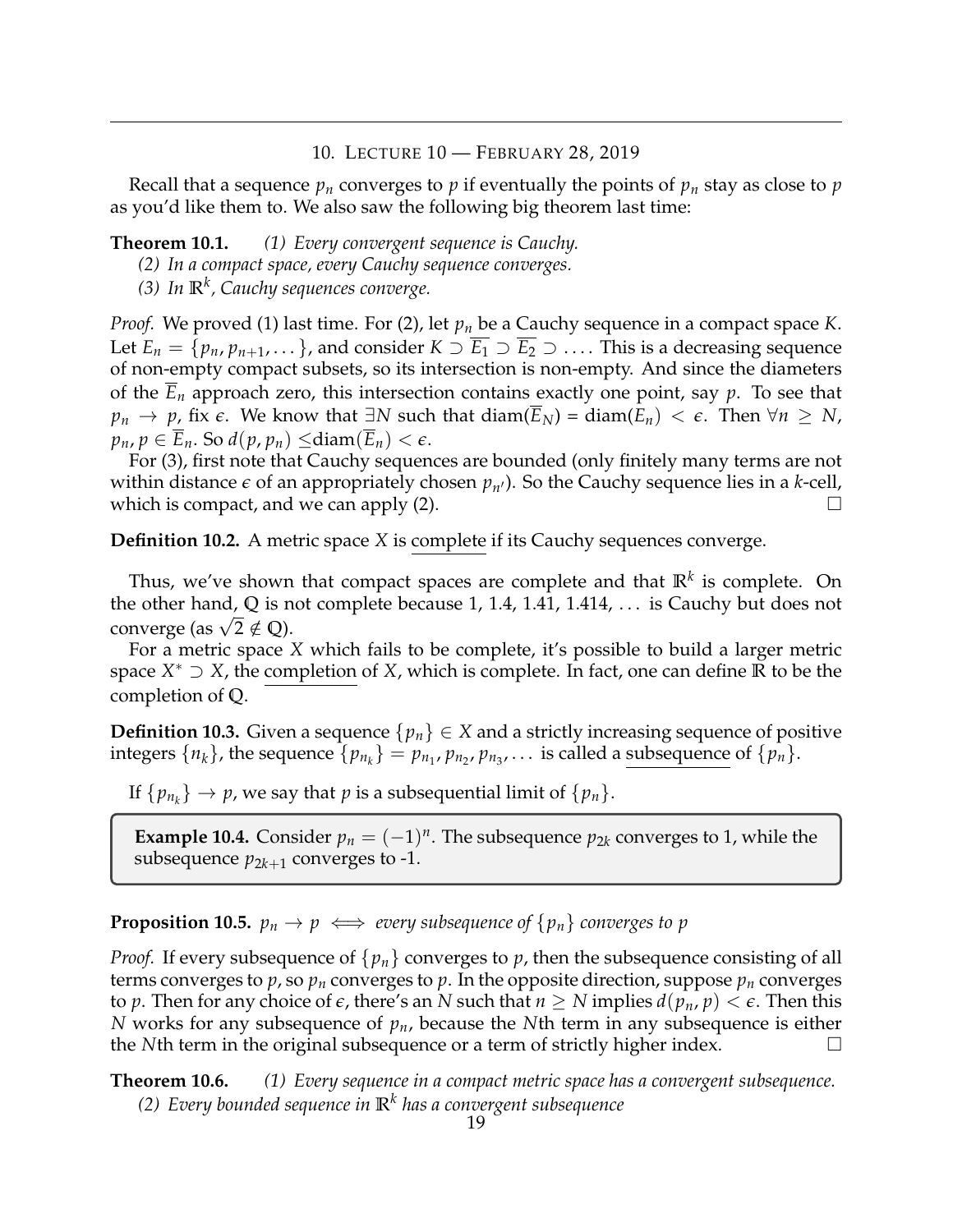## 10. Lecture 10 — February 28, 2019

Recall that a sequence $p_n$ converges to $p$ if eventually the points of $p_n$ stay as close to $p$ as you'd like them to. We also saw the following big theorem last time:

**Theorem 10.1.** *(1) Every convergent sequence is Cauchy.*
*(2) In a compact space, every Cauchy sequence converges.*
*(3) In $\mathbb{R}^k$, Cauchy sequences converge.*

*Proof.* We proved (1) last time. For (2), let $p_n$ be a Cauchy sequence in a compact space $K$. Let $E_n = \{p_n, p_{n+1}, \dots\}$, and consider $K \supset \overline{E_1} \supset \overline{E_2} \supset \dots$. This is a decreasing sequence of non-empty compact subsets, so its intersection is non-empty. And since the diameters of the $\overline{E}_n$ approach zero, this intersection contains exactly one point, say $p$. To see that $p_n \to p$, fix $\epsilon$. We know that $\exists N$ such that $\text{diam}(\overline{E}_N) = \text{diam}(E_n) < \epsilon$. Then $\forall n \geq N$, $p_n, p \in \overline{E}_n$. So $d(p, p_n) \leq \text{diam}(\overline{E}_n) < \epsilon$.

For (3), first note that Cauchy sequences are bounded (only finitely many terms are not within distance $\epsilon$ of an appropriately chosen $p_{n'}$). So the Cauchy sequence lies in a $k$-cell, which is compact, and we can apply (2). □

**Definition 10.2.** A metric space $X$ is complete if its Cauchy sequences converge.

Thus, we've shown that compact spaces are complete and that $\mathbb{R}^k$ is complete. On the other hand, $\mathbb{Q}$ is not complete because $1, 1.4, 1.41, 1.414, \dots$ is Cauchy but does not converge (as $\sqrt{2} \notin \mathbb{Q}$).

For a metric space $X$ which fails to be complete, it's possible to build a larger metric space $X^* \supset X$, the completion of $X$, which is complete. In fact, one can define $\mathbb{R}$ to be the completion of $\mathbb{Q}$.

**Definition 10.3.** Given a sequence $\{p_n\} \in X$ and a strictly increasing sequence of positive integers $\{n_k\}$, the sequence $\{p_{n_k}\} = p_{n_1}, p_{n_2}, p_{n_3}, \dots$ is called a subsequence of $\{p_n\}$.

If $\{p_{n_k}\} \to p$, we say that $p$ is a subsequential limit of $\{p_n\}$.

**Example 10.4.** Consider $p_n = (-1)^n$. The subsequence $p_{2k}$ converges to 1, while the subsequence $p_{2k+1}$ converges to -1.

**Proposition 10.5.** *$p_n \to p \iff$ every subsequence of $\{p_n\}$ converges to $p$*

*Proof.* If every subsequence of $\{p_n\}$ converges to $p$, then the subsequence consisting of all terms converges to $p$, so $p_n$ converges to $p$. In the opposite direction, suppose $p_n$ converges to $p$. Then for any choice of $\epsilon$, there's an $N$ such that $n \geq N$ implies $d(p_n, p) < \epsilon$. Then this $N$ works for any subsequence of $p_n$, because the $N$th term in any subsequence is either the $N$th term in the original subsequence or a term of strictly higher index. □

**Theorem 10.6.** *(1) Every sequence in a compact metric space has a convergent subsequence.*
*(2) Every bounded sequence in $\mathbb{R}^k$ has a convergent subsequence*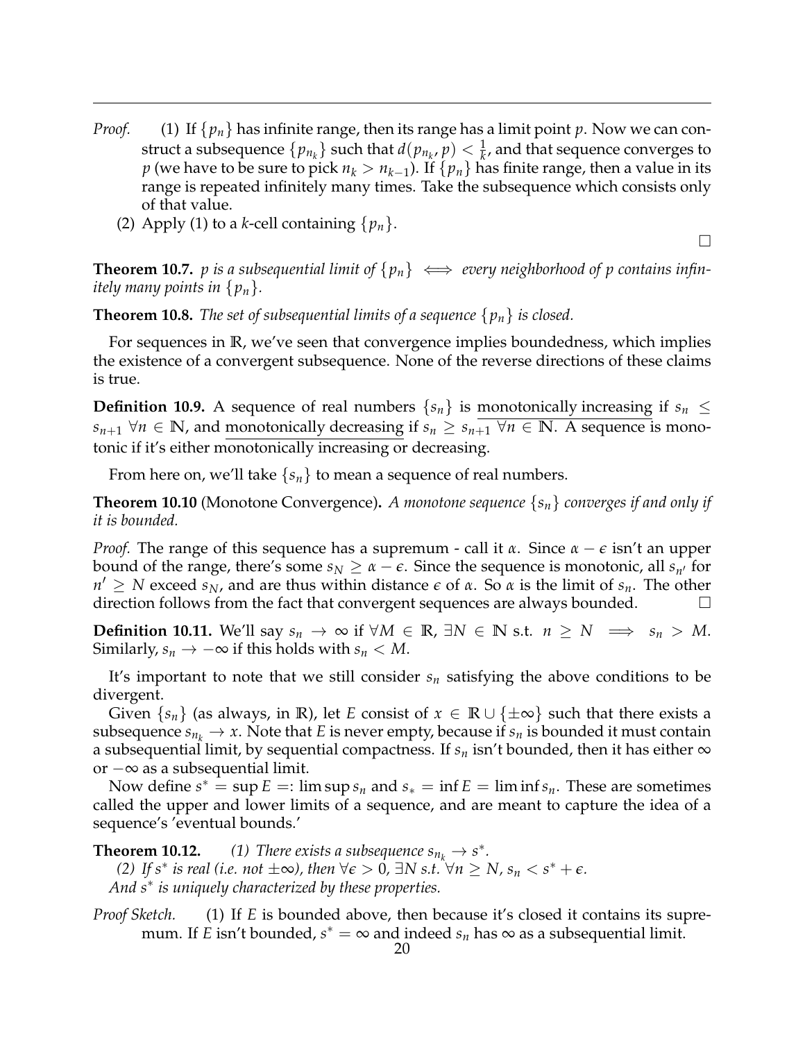*Proof.*

(1) If $\{p_n\}$ has infinite range, then its range has a limit point $p$. Now we can construct a subsequence $\{p_{n_k}\}$ such that $d(p_{n_k}, p) < \frac{1}{k}$, and that sequence converges to $p$ (we have to be sure to pick $n_k > n_{k-1}$). If $\{p_n\}$ has finite range, then a value in its range is repeated infinitely many times. Take the subsequence which consists only of that value.

(2) Apply (1) to a $k$-cell containing $\{p_n\}$.

□

**Theorem 10.7.** *$p$ is a subsequential limit of $\{p_n\} \iff$ every neighborhood of $p$ contains infinitely many points in $\{p_n\}$.*

**Theorem 10.8.** *The set of subsequential limits of a sequence $\{p_n\}$ is closed.*

For sequences in $\mathbb{R}$, we've seen that convergence implies boundedness, which implies the existence of a convergent subsequence. None of the reverse directions of these claims is true.

**Definition 10.9.** A sequence of real numbers $\{s_n\}$ is monotonically increasing if $s_n \leq s_{n+1}\ \forall n \in \mathbb{N}$, and monotonically decreasing if $s_n \geq s_{n+1}\ \forall n \in \mathbb{N}$. A sequence is monotonic if it's either monotonically increasing or decreasing.

From here on, we'll take $\{s_n\}$ to mean a sequence of real numbers.

**Theorem 10.10** (Monotone Convergence)**.** *A monotone sequence $\{s_n\}$ converges if and only if it is bounded.*

*Proof.* The range of this sequence has a supremum - call it $\alpha$. Since $\alpha - \epsilon$ isn't an upper bound of the range, there's some $s_N \geq \alpha - \epsilon$. Since the sequence is monotonic, all $s_{n'}$ for $n' \geq N$ exceed $s_N$, and are thus within distance $\epsilon$ of $\alpha$. So $\alpha$ is the limit of $s_n$. The other direction follows from the fact that convergent sequences are always bounded. □

**Definition 10.11.** We'll say $s_n \to \infty$ if $\forall M \in \mathbb{R}, \exists N \in \mathbb{N}$ s.t. $n \geq N \implies s_n > M$. Similarly, $s_n \to -\infty$ if this holds with $s_n < M$.

It's important to note that we still consider $s_n$ satisfying the above conditions to be divergent.

Given $\{s_n\}$ (as always, in $\mathbb{R}$), let $E$ consist of $x \in \mathbb{R} \cup \{\pm\infty\}$ such that there exists a subsequence $s_{n_k} \to x$. Note that $E$ is never empty, because if $s_n$ is bounded it must contain a subsequential limit, by sequential compactness. If $s_n$ isn't bounded, then it has either $\infty$ or $-\infty$ as a subsequential limit.

Now define $s^* = \sup E =: \limsup s_n$ and $s_* = \inf E = \liminf s_n$. These are sometimes called the upper and lower limits of a sequence, and are meant to capture the idea of a sequence's 'eventual bounds.'

**Theorem 10.12.** *(1) There exists a subsequence $s_{n_k} \to s^*$.*
*(2) If $s^*$ is real (i.e. not $\pm\infty$), then $\forall \epsilon > 0$, $\exists N$ s.t. $\forall n \geq N$, $s_n < s^* + \epsilon$.*
*And $s^*$ is uniquely characterized by these properties.*

*Proof Sketch.* (1) If $E$ is bounded above, then because it's closed it contains its supremum. If $E$ isn't bounded, $s^* = \infty$ and indeed $s_n$ has $\infty$ as a subsequential limit.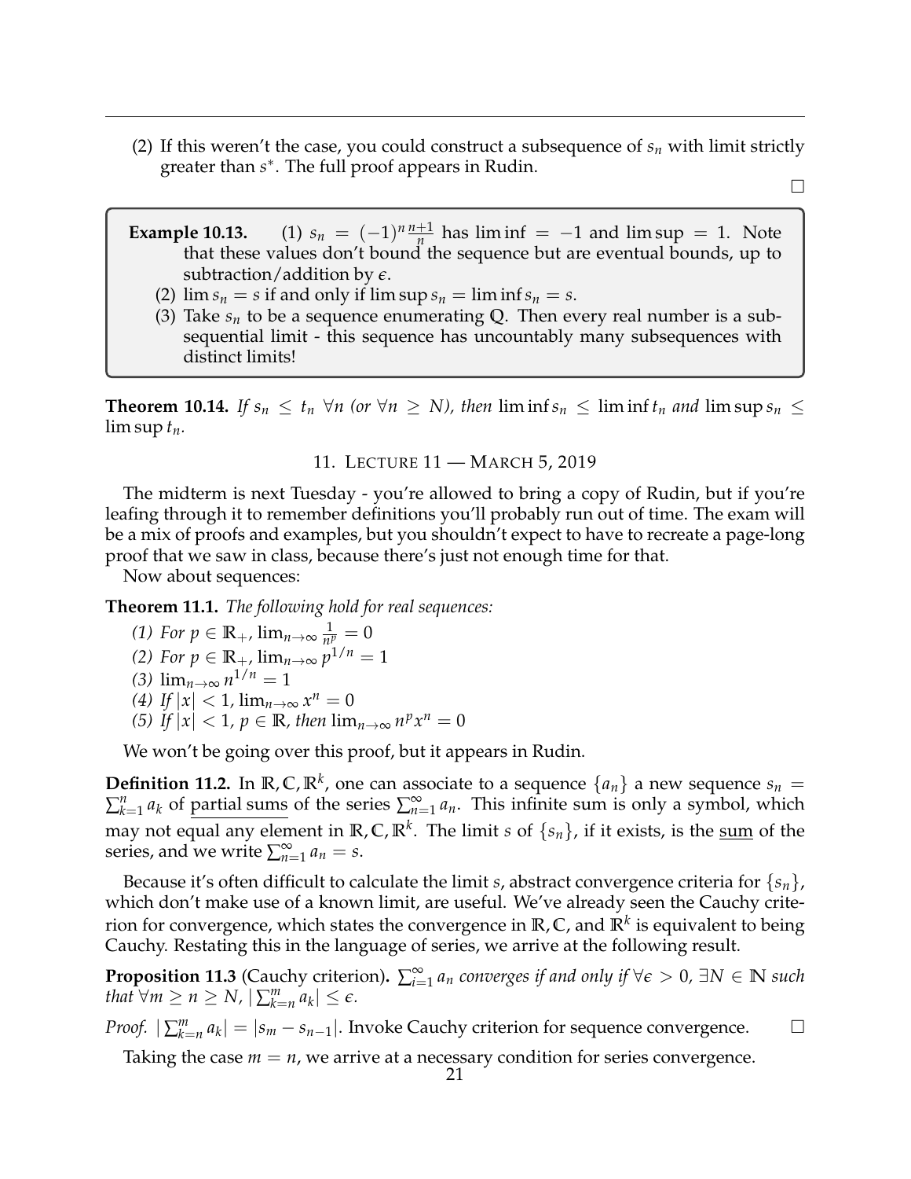(2) If this weren't the case, you could construct a subsequence of $s_n$ with limit strictly greater than $s^*$. The full proof appears in Rudin.

$\square$

**Example 10.13.** (1) $s_n = (-1)^n \frac{n+1}{n}$ has $\liminf = -1$ and $\limsup = 1$. Note that these values don't bound the sequence but are eventual bounds, up to subtraction/addition by $\epsilon$.

(2) $\lim s_n = s$ if and only if $\limsup s_n = \liminf s_n = s$.

(3) Take $s_n$ to be a sequence enumerating $\mathbb{Q}$. Then every real number is a subsequential limit - this sequence has uncountably many subsequences with distinct limits!

**Theorem 10.14.** *If $s_n \leq t_n$ $\forall n$ (or $\forall n \geq N$), then $\liminf s_n \leq \liminf t_n$ and $\limsup s_n \leq \limsup t_n$.*

## 11. Lecture 11 — March 5, 2019

The midterm is next Tuesday - you're allowed to bring a copy of Rudin, but if you're leafing through it to remember definitions you'll probably run out of time. The exam will be a mix of proofs and examples, but you shouldn't expect to have to recreate a page-long proof that we saw in class, because there's just not enough time for that.

Now about sequences:

**Theorem 11.1.** *The following hold for real sequences:*

*(1) For $p \in \mathbb{R}_+$, $\lim_{n\to\infty} \frac{1}{n^p} = 0$*
*(2) For $p \in \mathbb{R}_+$, $\lim_{n\to\infty} p^{1/n} = 1$*
*(3) $\lim_{n\to\infty} n^{1/n} = 1$*
*(4) If $|x| < 1$, $\lim_{n\to\infty} x^n = 0$*
*(5) If $|x| < 1$, $p \in \mathbb{R}$, then $\lim_{n\to\infty} n^p x^n = 0$*

We won't be going over this proof, but it appears in Rudin.

**Definition 11.2.** In $\mathbb{R}, \mathbb{C}, \mathbb{R}^k$, one can associate to a sequence $\{a_n\}$ a new sequence $s_n = \sum_{k=1}^n a_k$ of <u>partial sums</u> of the series $\sum_{n=1}^\infty a_n$. This infinite sum is only a symbol, which may not equal any element in $\mathbb{R}, \mathbb{C}, \mathbb{R}^k$. The limit $s$ of $\{s_n\}$, if it exists, is the <u>sum</u> of the series, and we write $\sum_{n=1}^\infty a_n = s$.

Because it's often difficult to calculate the limit $s$, abstract convergence criteria for $\{s_n\}$, which don't make use of a known limit, are useful. We've already seen the Cauchy criterion for convergence, which states the convergence in $\mathbb{R}, \mathbb{C}$, and $\mathbb{R}^k$ is equivalent to being Cauchy. Restating this in the language of series, we arrive at the following result.

**Proposition 11.3** (Cauchy criterion)**.** *$\sum_{i=1}^\infty a_n$ converges if and only if $\forall \epsilon > 0$, $\exists N \in \mathbb{N}$ such that $\forall m \geq n \geq N$, $|\sum_{k=n}^m a_k| \leq \epsilon$.*

*Proof.* $|\sum_{k=n}^m a_k| = |s_m - s_{n-1}|$. Invoke Cauchy criterion for sequence convergence. $\square$

Taking the case $m = n$, we arrive at a necessary condition for series convergence.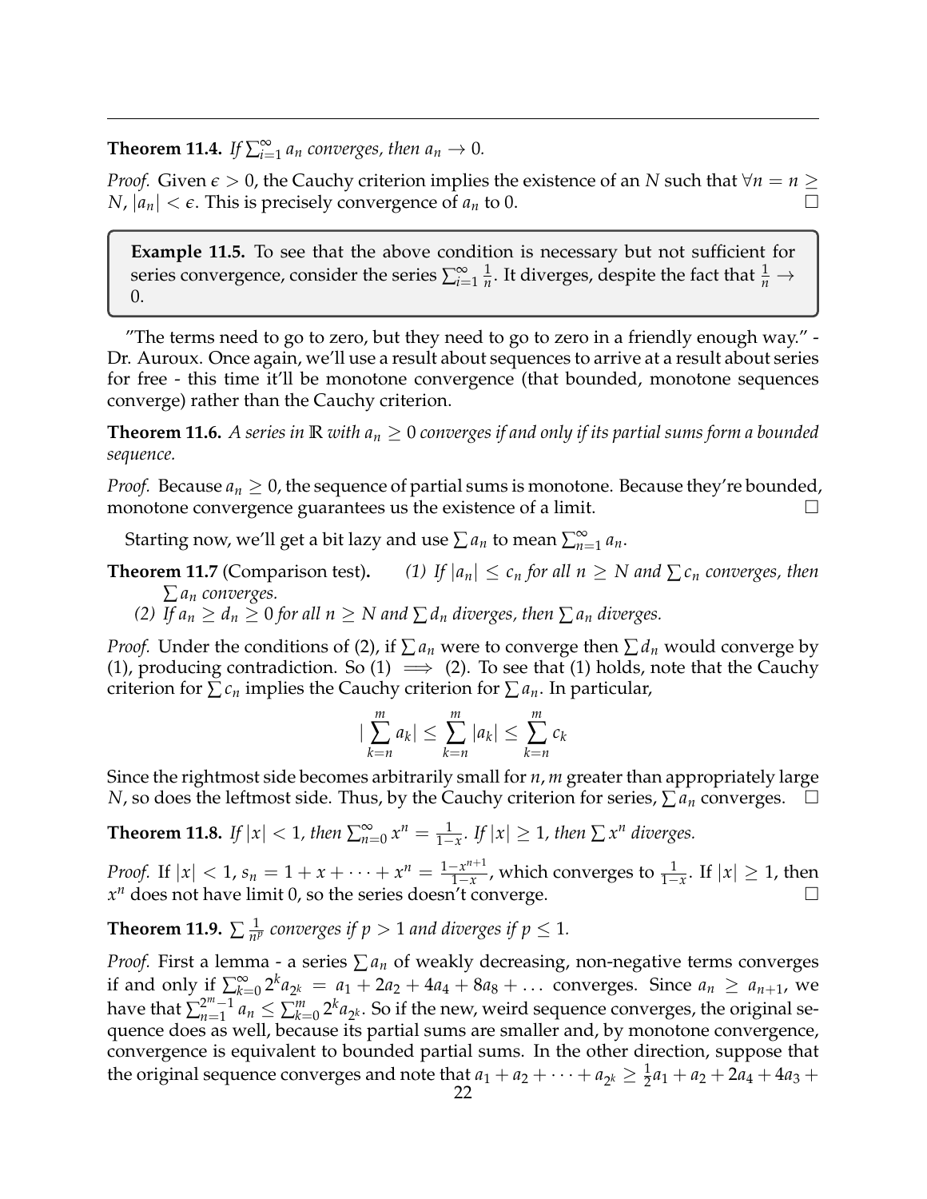**Theorem 11.4.** *If $\sum_{i=1}^{\infty} a_n$ converges, then $a_n \to 0$.*

*Proof.* Given $\epsilon > 0$, the Cauchy criterion implies the existence of an $N$ such that $\forall n = n \geq N$, $|a_n| < \epsilon$. This is precisely convergence of $a_n$ to 0. □

> **Example 11.5.** To see that the above condition is necessary but not sufficient for series convergence, consider the series $\sum_{i=1}^{\infty} \frac{1}{n}$. It diverges, despite the fact that $\frac{1}{n} \to 0$.

"The terms need to go to zero, but they need to go to zero in a friendly enough way." - Dr. Auroux. Once again, we'll use a result about sequences to arrive at a result about series for free - this time it'll be monotone convergence (that bounded, monotone sequences converge) rather than the Cauchy criterion.

**Theorem 11.6.** *A series in $\mathbb{R}$ with $a_n \geq 0$ converges if and only if its partial sums form a bounded sequence.*

*Proof.* Because $a_n \geq 0$, the sequence of partial sums is monotone. Because they're bounded, monotone convergence guarantees us the existence of a limit. □

Starting now, we'll get a bit lazy and use $\sum a_n$ to mean $\sum_{n=1}^{\infty} a_n$.

**Theorem 11.7** (Comparison test)**.** *(1) If $|a_n| \leq c_n$ for all $n \geq N$ and $\sum c_n$ converges, then $\sum a_n$ converges.*
*(2) If $a_n \geq d_n \geq 0$ for all $n \geq N$ and $\sum d_n$ diverges, then $\sum a_n$ diverges.*

*Proof.* Under the conditions of (2), if $\sum a_n$ were to converge then $\sum d_n$ would converge by (1), producing contradiction. So (1) $\implies$ (2). To see that (1) holds, note that the Cauchy criterion for $\sum c_n$ implies the Cauchy criterion for $\sum a_n$. In particular,

$$|\sum_{k=n}^{m} a_k| \leq \sum_{k=n}^{m} |a_k| \leq \sum_{k=n}^{m} c_k$$

Since the rightmost side becomes arbitrarily small for $n, m$ greater than appropriately large $N$, so does the leftmost side. Thus, by the Cauchy criterion for series, $\sum a_n$ converges. □

**Theorem 11.8.** *If $|x| < 1$, then $\sum_{n=0}^{\infty} x^n = \frac{1}{1-x}$. If $|x| \geq 1$, then $\sum x^n$ diverges.*

*Proof.* If $|x| < 1$, $s_n = 1 + x + \cdots + x^n = \frac{1-x^{n+1}}{1-x}$, which converges to $\frac{1}{1-x}$. If $|x| \geq 1$, then $x^n$ does not have limit 0, so the series doesn't converge. □

**Theorem 11.9.** *$\sum \frac{1}{n^p}$ converges if $p > 1$ and diverges if $p \leq 1$.*

*Proof.* First a lemma - a series $\sum a_n$ of weakly decreasing, non-negative terms converges if and only if $\sum_{k=0}^{\infty} 2^k a_{2^k} = a_1 + 2a_2 + 4a_4 + 8a_8 + \ldots$ converges. Since $a_n \geq a_{n+1}$, we have that $\sum_{n=1}^{2^m-1} a_n \leq \sum_{k=0}^{m} 2^k a_{2^k}$. So if the new, weird sequence converges, the original sequence does as well, because its partial sums are smaller and, by monotone convergence, convergence is equivalent to bounded partial sums. In the other direction, suppose that the original sequence converges and note that $a_1 + a_2 + \cdots + a_{2^k} \geq \frac{1}{2}a_1 + a_2 + 2a_4 + 4a_3 +$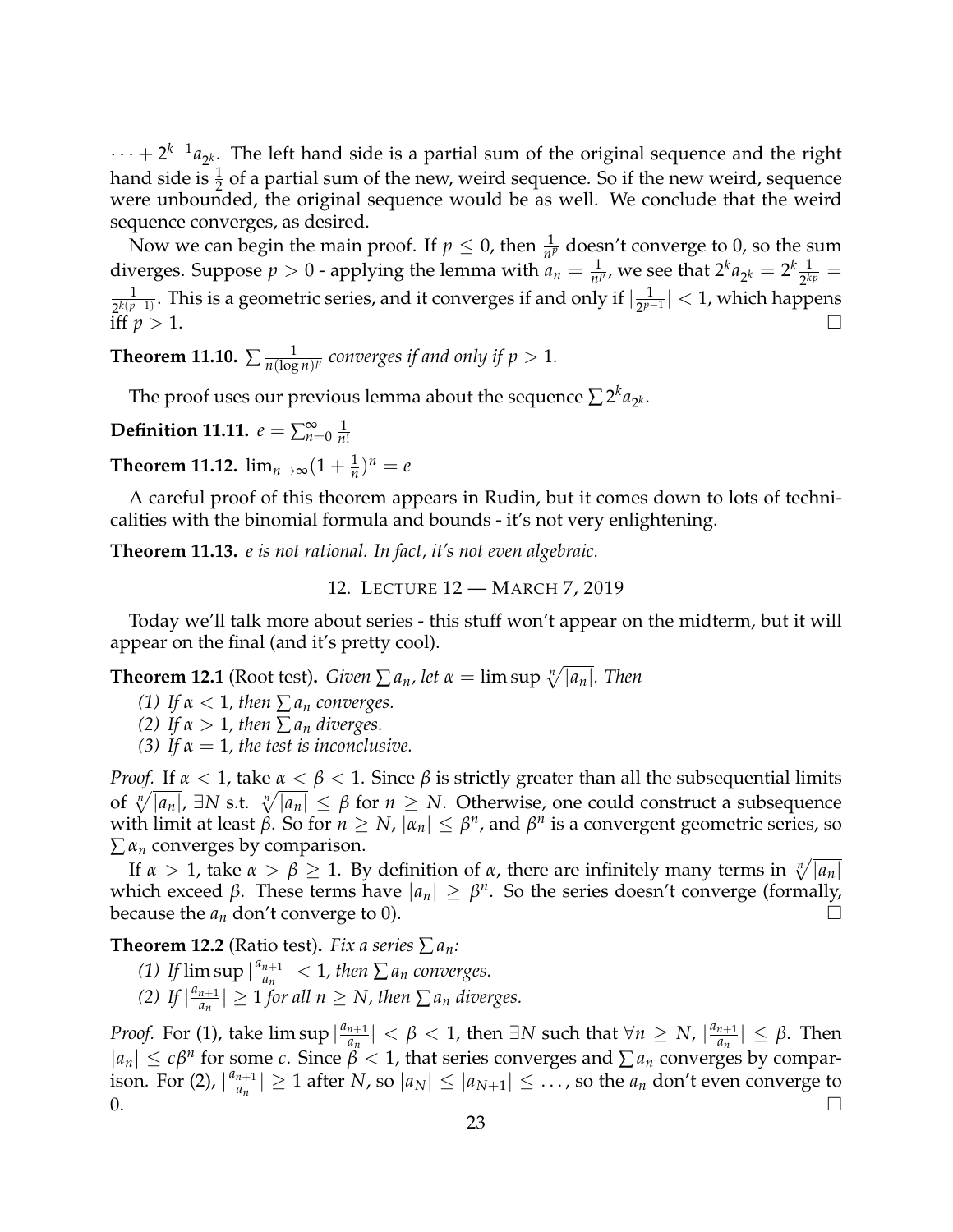$\cdots + 2^{k-1}a_{2^k}$. The left hand side is a partial sum of the original sequence and the right hand side is $\frac{1}{2}$ of a partial sum of the new, weird sequence. So if the new weird, sequence were unbounded, the original sequence would be as well. We conclude that the weird sequence converges, as desired.

Now we can begin the main proof. If $p \leq 0$, then $\frac{1}{n^p}$ doesn't converge to 0, so the sum diverges. Suppose $p > 0$ - applying the lemma with $a_n = \frac{1}{n^p}$, we see that $2^k a_{2^k} = 2^k \frac{1}{2^{kp}} = \frac{1}{2^{k(p-1)}}$. This is a geometric series, and it converges if and only if $|\frac{1}{2^{p-1}}| < 1$, which happens iff $p > 1$. $\square$

**Theorem 11.10.** *$\sum \frac{1}{n(\log n)^p}$ converges if and only if $p > 1$.*

The proof uses our previous lemma about the sequence $\sum 2^k a_{2^k}$.

**Definition 11.11.** $e = \sum_{n=0}^{\infty} \frac{1}{n!}$

**Theorem 11.12.** $\lim_{n\to\infty}(1 + \frac{1}{n})^n = e$

A careful proof of this theorem appears in Rudin, but it comes down to lots of technicalities with the binomial formula and bounds - it's not very enlightening.

**Theorem 11.13.** *e is not rational. In fact, it's not even algebraic.*

## 12. Lecture 12 — March 7, 2019

Today we'll talk more about series - this stuff won't appear on the midterm, but it will appear on the final (and it's pretty cool).

**Theorem 12.1** (Root test)**.** *Given $\sum a_n$, let $\alpha = \limsup \sqrt[n]{|a_n|}$. Then*

*(1) If $\alpha < 1$, then $\sum a_n$ converges.*
*(2) If $\alpha > 1$, then $\sum a_n$ diverges.*
*(3) If $\alpha = 1$, the test is inconclusive.*

*Proof.* If $\alpha < 1$, take $\alpha < \beta < 1$. Since $\beta$ is strictly greater than all the subsequential limits of $\sqrt[n]{|a_n|}$, $\exists N$ s.t. $\sqrt[n]{|a_n|} \leq \beta$ for $n \geq N$. Otherwise, one could construct a subsequence with limit at least $\beta$. So for $n \geq N$, $|\alpha_n| \leq \beta^n$, and $\beta^n$ is a convergent geometric series, so $\sum \alpha_n$ converges by comparison.

If $\alpha > 1$, take $\alpha > \beta \geq 1$. By definition of $\alpha$, there are infinitely many terms in $\sqrt[n]{|a_n|}$ which exceed $\beta$. These terms have $|a_n| \geq \beta^n$. So the series doesn't converge (formally, because the $a_n$ don't converge to 0). $\square$

**Theorem 12.2** (Ratio test)**.** *Fix a series $\sum a_n$:*

*(1) If $\limsup |\frac{a_{n+1}}{a_n}| < 1$, then $\sum a_n$ converges.*
*(2) If $|\frac{a_{n+1}}{a_n}| \geq 1$ for all $n \geq N$, then $\sum a_n$ diverges.*

*Proof.* For (1), take $\limsup |\frac{a_{n+1}}{a_n}| < \beta < 1$, then $\exists N$ such that $\forall n \geq N$, $|\frac{a_{n+1}}{a_n}| \leq \beta$. Then $|a_n| \leq c\beta^n$ for some $c$. Since $\beta < 1$, that series converges and $\sum a_n$ converges by comparison. For (2), $|\frac{a_{n+1}}{a_n}| \geq 1$ after $N$, so $|a_N| \leq |a_{N+1}| \leq \dots$, so the $a_n$ don't even converge to 0. $\square$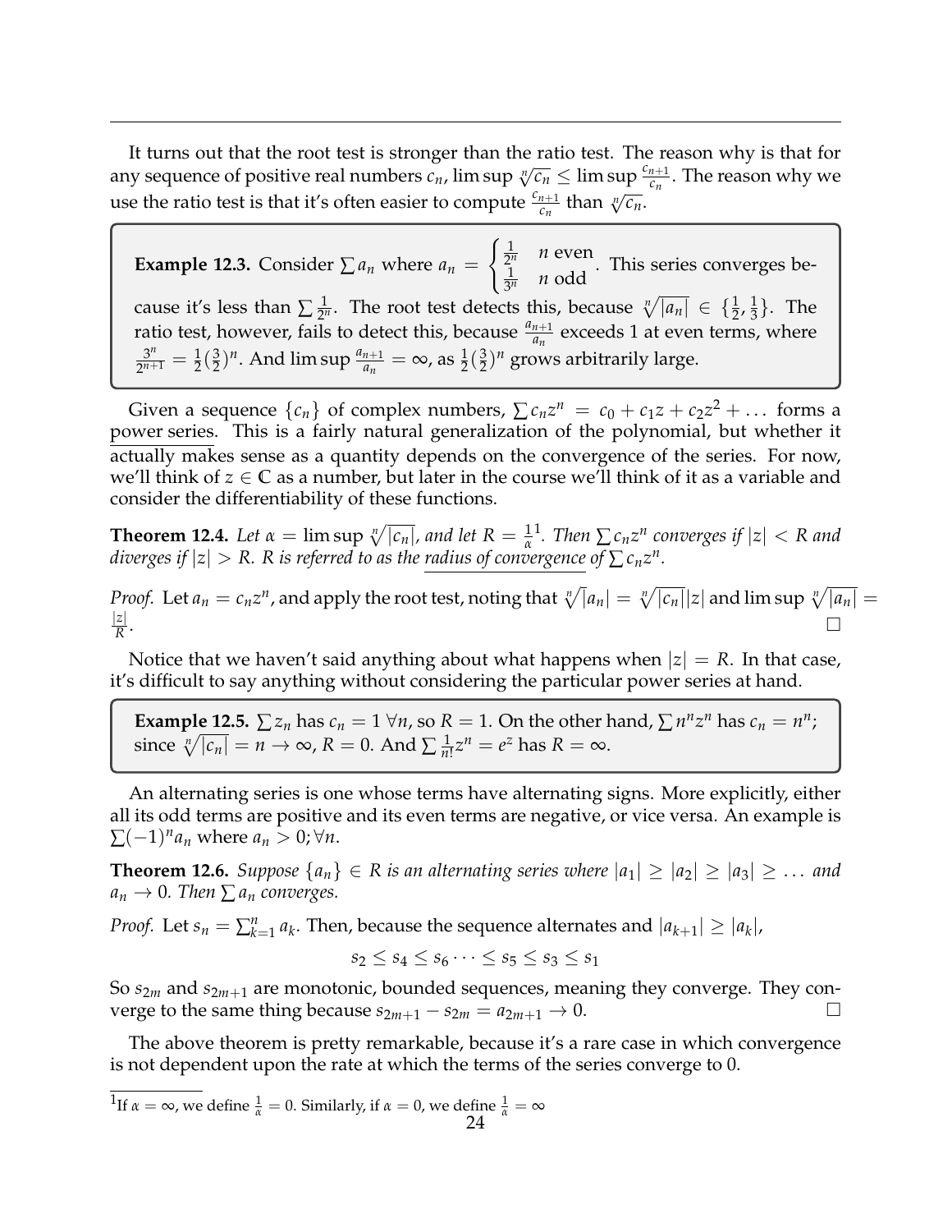It turns out that the root test is stronger than the ratio test. The reason why is that for any sequence of positive real numbers $c_n$, $\limsup \sqrt[n]{c_n} \le \limsup \frac{c_{n+1}}{c_n}$. The reason why we use the ratio test is that it's often easier to compute $\frac{c_{n+1}}{c_n}$ than $\sqrt[n]{c_n}$.

> **Example 12.3.** Consider $\sum a_n$ where $a_n = \begin{cases} \frac{1}{2^n} & n \text{ even} \\ \frac{1}{3^n} & n \text{ odd} \end{cases}$. This series converges because it's less than $\sum \frac{1}{2^n}$. The root test detects this, because $\sqrt[n]{|a_n|} \in \{\frac{1}{2}, \frac{1}{3}\}$. The ratio test, however, fails to detect this, because $\frac{a_{n+1}}{a_n}$ exceeds 1 at even terms, where $\frac{3^n}{2^{n+1}} = \frac{1}{2}(\frac{3}{2})^n$. And $\limsup \frac{a_{n+1}}{a_n} = \infty$, as $\frac{1}{2}(\frac{3}{2})^n$ grows arbitrarily large.

Given a sequence $\{c_n\}$ of complex numbers, $\sum c_n z^n = c_0 + c_1 z + c_2 z^2 + \dots$ forms a power series. This is a fairly natural generalization of the polynomial, but whether it actually makes sense as a quantity depends on the convergence of the series. For now, we'll think of $z \in \mathbb{C}$ as a number, but later in the course we'll think of it as a variable and consider the differentiability of these functions.

**Theorem 12.4.** *Let $\alpha = \limsup \sqrt[n]{|c_n|}$, and let $R = \frac{1}{\alpha}$[1]. Then $\sum c_n z^n$ converges if $|z| < R$ and diverges if $|z| > R$. $R$ is referred to as the radius of convergence of $\sum c_n z^n$.*

*Proof.* Let $a_n = c_n z^n$, and apply the root test, noting that $\sqrt[n]{|a_n|} = \sqrt[n]{|c_n|}|z|$ and $\limsup \sqrt[n]{|a_n|} = \frac{|z|}{R}$. □

Notice that we haven't said anything about what happens when $|z| = R$. In that case, it's difficult to say anything without considering the particular power series at hand.

> **Example 12.5.** $\sum z_n$ has $c_n = 1\ \forall n$, so $R = 1$. On the other hand, $\sum n^n z^n$ has $c_n = n^n$; since $\sqrt[n]{|c_n|} = n \to \infty$, $R = 0$. And $\sum \frac{1}{n!} z^n = e^z$ has $R = \infty$.

An alternating series is one whose terms have alternating signs. More explicitly, either all its odd terms are positive and its even terms are negative, or vice versa. An example is $\sum (-1)^n a_n$ where $a_n > 0; \forall n$.

**Theorem 12.6.** *Suppose $\{a_n\} \in R$ is an alternating series where $|a_1| \ge |a_2| \ge |a_3| \ge \dots$ and $a_n \to 0$. Then $\sum a_n$ converges.*

*Proof.* Let $s_n = \sum_{k=1}^n a_k$. Then, because the sequence alternates and $|a_{k+1}| \ge |a_k|$,

$$s_2 \le s_4 \le s_6 \dots \le s_5 \le s_3 \le s_1$$

So $s_{2m}$ and $s_{2m+1}$ are monotonic, bounded sequences, meaning they converge. They converge to the same thing because $s_{2m+1} - s_{2m} = a_{2m+1} \to 0$. □

The above theorem is pretty remarkable, because it's a rare case in which convergence is not dependent upon the rate at which the terms of the series converge to 0.

[1] If $\alpha = \infty$, we define $\frac{1}{\alpha} = 0$. Similarly, if $\alpha = 0$, we define $\frac{1}{\alpha} = \infty$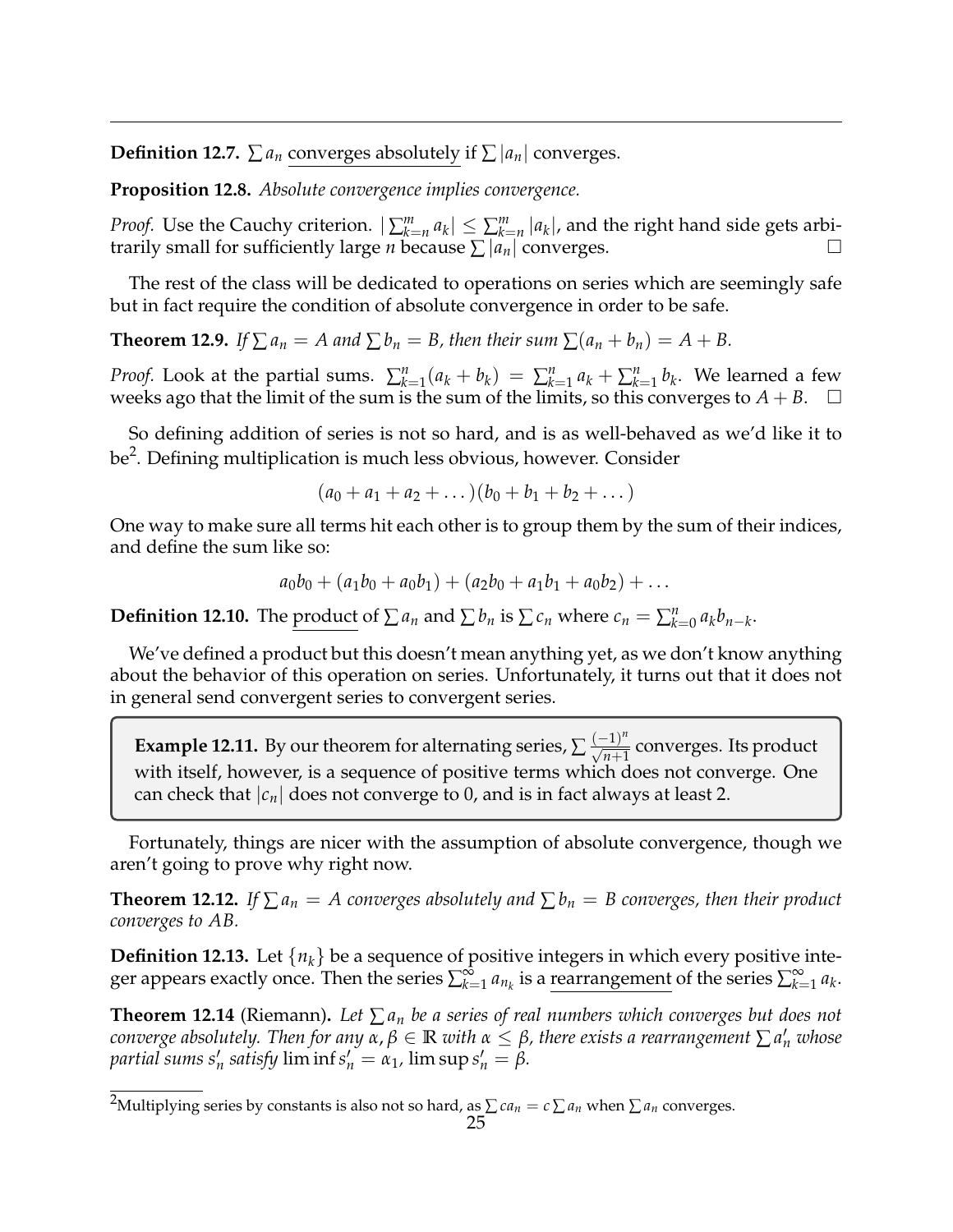**Definition 12.7.** $\sum a_n$ converges absolutely if $\sum |a_n|$ converges.

**Proposition 12.8.** *Absolute convergence implies convergence.*

*Proof.* Use the Cauchy criterion. $|\sum_{k=n}^{m} a_k| \leq \sum_{k=n}^{m} |a_k|$, and the right hand side gets arbitrarily small for sufficiently large $n$ because $\sum |a_n|$ converges. $\square$

The rest of the class will be dedicated to operations on series which are seemingly safe but in fact require the condition of absolute convergence in order to be safe.

**Theorem 12.9.** *If $\sum a_n = A$ and $\sum b_n = B$, then their sum $\sum(a_n + b_n) = A + B$.*

*Proof.* Look at the partial sums. $\sum_{k=1}^{n}(a_k + b_k) = \sum_{k=1}^{n} a_k + \sum_{k=1}^{n} b_k$. We learned a few weeks ago that the limit of the sum is the sum of the limits, so this converges to $A + B$. $\square$

So defining addition of series is not so hard, and is as well-behaved as we'd like it to be[2]. Defining multiplication is much less obvious, however. Consider

$$(a_0 + a_1 + a_2 + \dots)(b_0 + b_1 + b_2 + \dots)$$

One way to make sure all terms hit each other is to group them by the sum of their indices, and define the sum like so:

$$a_0 b_0 + (a_1 b_0 + a_0 b_1) + (a_2 b_0 + a_1 b_1 + a_0 b_2) + \dots$$

**Definition 12.10.** The product of $\sum a_n$ and $\sum b_n$ is $\sum c_n$ where $c_n = \sum_{k=0}^{n} a_k b_{n-k}$.

We've defined a product but this doesn't mean anything yet, as we don't know anything about the behavior of this operation on series. Unfortunately, it turns out that it does not in general send convergent series to convergent series.

**Example 12.11.** By our theorem for alternating series, $\sum \frac{(-1)^n}{\sqrt{n+1}}$ converges. Its product with itself, however, is a sequence of positive terms which does not converge. One can check that $|c_n|$ does not converge to 0, and is in fact always at least 2.

Fortunately, things are nicer with the assumption of absolute convergence, though we aren't going to prove why right now.

**Theorem 12.12.** *If $\sum a_n = A$ converges absolutely and $\sum b_n = B$ converges, then their product converges to $AB$.*

**Definition 12.13.** Let $\{n_k\}$ be a sequence of positive integers in which every positive integer appears exactly once. Then the series $\sum_{k=1}^{\infty} a_{n_k}$ is a rearrangement of the series $\sum_{k=1}^{\infty} a_k$.

**Theorem 12.14** (Riemann)**.** *Let $\sum a_n$ be a series of real numbers which converges but does not converge absolutely. Then for any $\alpha, \beta \in \mathbb{R}$ with $\alpha \leq \beta$, there exists a rearrangement $\sum a'_n$ whose partial sums $s'_n$ satisfy $\liminf s'_n = \alpha_1$, $\limsup s'_n = \beta$.*

[2] Multiplying series by constants is also not so hard, as $\sum c a_n = c \sum a_n$ when $\sum a_n$ converges.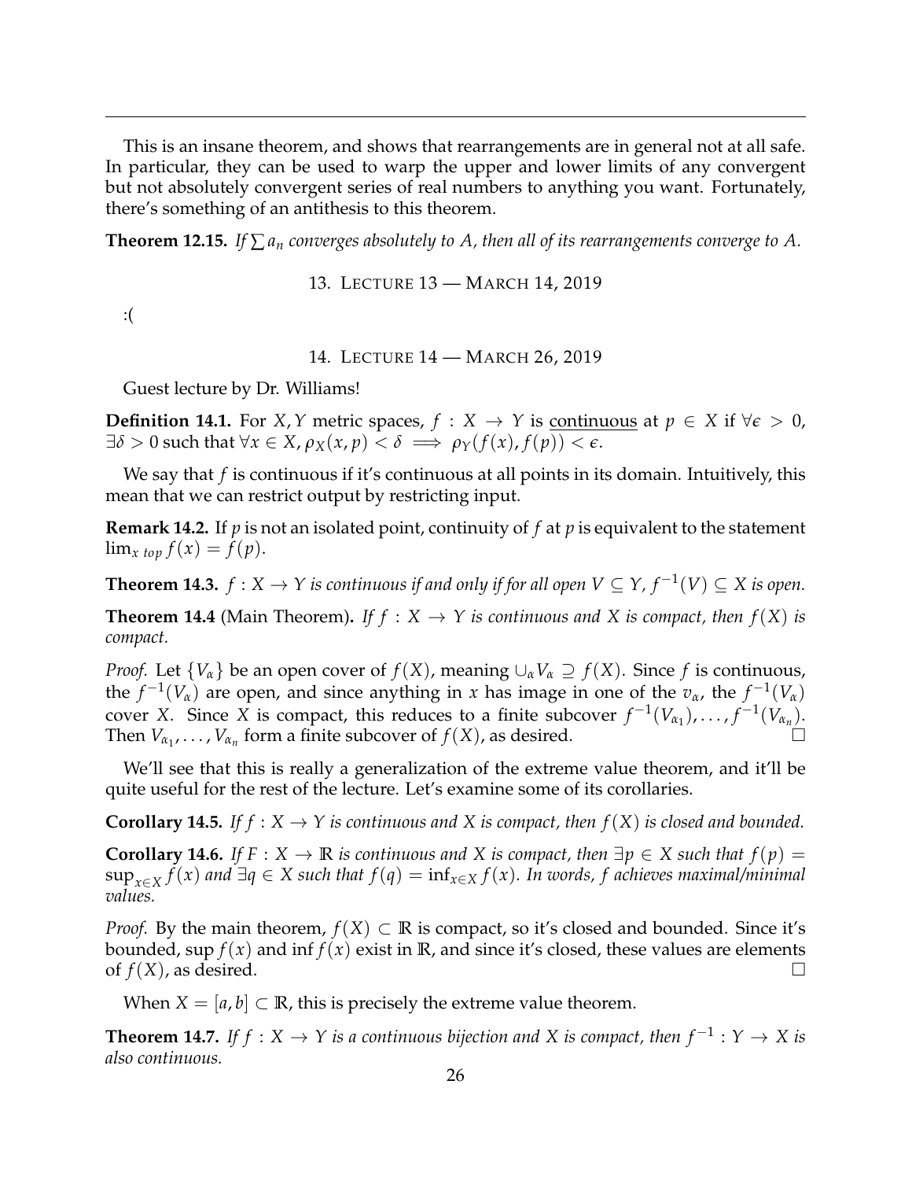This is an insane theorem, and shows that rearrangements are in general not at all safe. In particular, they can be used to warp the upper and lower limits of any convergent but not absolutely convergent series of real numbers to anything you want. Fortunately, there's something of an antithesis to this theorem.

**Theorem 12.15.** *If $\sum a_n$ converges absolutely to $A$, then all of its rearrangements converge to $A$.*

## 13. Lecture 13 — March 14, 2019

:(

## 14. Lecture 14 — March 26, 2019

Guest lecture by Dr. Williams!

**Definition 14.1.** For $X, Y$ metric spaces, $f : X \to Y$ is continuous at $p \in X$ if $\forall \epsilon > 0$, $\exists \delta > 0$ such that $\forall x \in X$, $\rho_X(x, p) < \delta \implies \rho_Y(f(x), f(p)) < \epsilon$.

We say that $f$ is continuous if it's continuous at all points in its domain. Intuitively, this mean that we can restrict output by restricting input.

**Remark 14.2.** If $p$ is not an isolated point, continuity of $f$ at $p$ is equivalent to the statement $\lim_{x\ top} f(x) = f(p)$.

**Theorem 14.3.** *$f : X \to Y$ is continuous if and only if for all open $V \subseteq Y$, $f^{-1}(V) \subseteq X$ is open.*

**Theorem 14.4** (Main Theorem)**.** *If $f : X \to Y$ is continuous and $X$ is compact, then $f(X)$ is compact.*

*Proof.* Let $\{V_\alpha\}$ be an open cover of $f(X)$, meaning $\cup_\alpha V_\alpha \supseteq f(X)$. Since $f$ is continuous, the $f^{-1}(V_\alpha)$ are open, and since anything in $x$ has image in one of the $v_\alpha$, the $f^{-1}(V_\alpha)$ cover $X$. Since $X$ is compact, this reduces to a finite subcover $f^{-1}(V_{\alpha_1}), \dots, f^{-1}(V_{\alpha_n})$. Then $V_{\alpha_1}, \dots, V_{\alpha_n}$ form a finite subcover of $f(X)$, as desired. □

We'll see that this is really a generalization of the extreme value theorem, and it'll be quite useful for the rest of the lecture. Let's examine some of its corollaries.

**Corollary 14.5.** *If $f : X \to Y$ is continuous and $X$ is compact, then $f(X)$ is closed and bounded.*

**Corollary 14.6.** *If $F : X \to \mathbb{R}$ is continuous and $X$ is compact, then $\exists p \in X$ such that $f(p) = \sup_{x \in X} f(x)$ and $\exists q \in X$ such that $f(q) = \inf_{x \in X} f(x)$. In words, $f$ achieves maximal/minimal values.*

*Proof.* By the main theorem, $f(X) \subset \mathbb{R}$ is compact, so it's closed and bounded. Since it's bounded, $\sup f(x)$ and $\inf f(x)$ exist in $\mathbb{R}$, and since it's closed, these values are elements of $f(X)$, as desired. □

When $X = [a, b] \subset \mathbb{R}$, this is precisely the extreme value theorem.

**Theorem 14.7.** *If $f : X \to Y$ is a continuous bijection and $X$ is compact, then $f^{-1} : Y \to X$ is also continuous.*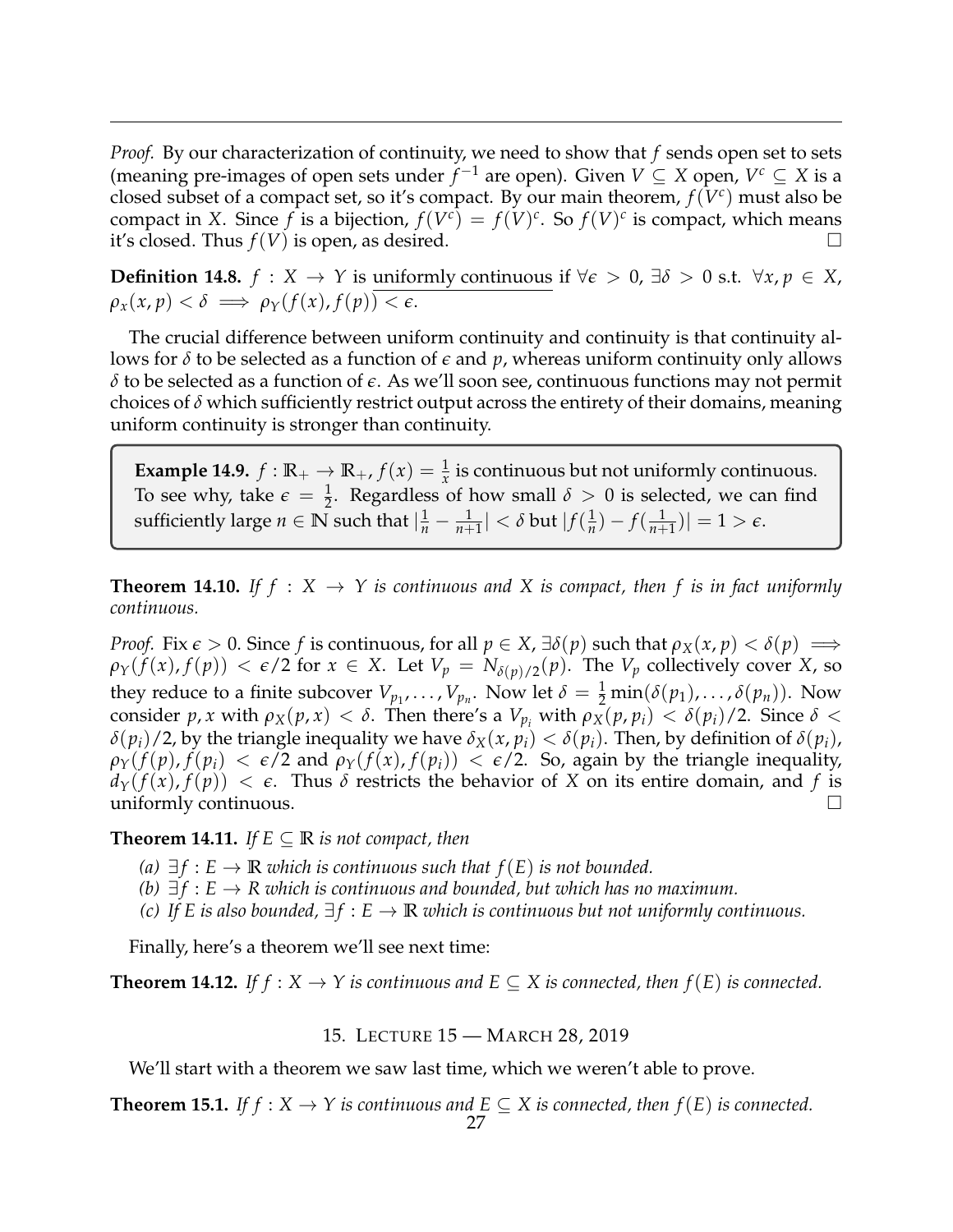*Proof.* By our characterization of continuity, we need to show that $f$ sends open set to sets (meaning pre-images of open sets under $f^{-1}$ are open). Given $V \subseteq X$ open, $V^c \subseteq X$ is a closed subset of a compact set, so it's compact. By our main theorem, $f(V^c)$ must also be compact in $X$. Since $f$ is a bijection, $f(V^c) = f(V)^c$. So $f(V)^c$ is compact, which means it's closed. Thus $f(V)$ is open, as desired. □

**Definition 14.8.** $f : X \to Y$ is uniformly continuous if $\forall \epsilon > 0$, $\exists \delta > 0$ s.t. $\forall x, p \in X$, $\rho_x(x, p) < \delta \implies \rho_Y(f(x), f(p)) < \epsilon$.

The crucial difference between uniform continuity and continuity is that continuity allows for $\delta$ to be selected as a function of $\epsilon$ and $p$, whereas uniform continuity only allows $\delta$ to be selected as a function of $\epsilon$. As we'll soon see, continuous functions may not permit choices of $\delta$ which sufficiently restrict output across the entirety of their domains, meaning uniform continuity is stronger than continuity.

> **Example 14.9.** $f : \mathbb{R}_+ \to \mathbb{R}_+$, $f(x) = \frac{1}{x}$ is continuous but not uniformly continuous. To see why, take $\epsilon = \frac{1}{2}$. Regardless of how small $\delta > 0$ is selected, we can find sufficiently large $n \in \mathbb{N}$ such that $|\frac{1}{n} - \frac{1}{n+1}| < \delta$ but $|f(\frac{1}{n}) - f(\frac{1}{n+1})| = 1 > \epsilon$.

**Theorem 14.10.** *If $f : X \to Y$ is continuous and $X$ is compact, then $f$ is in fact uniformly continuous.*

*Proof.* Fix $\epsilon > 0$. Since $f$ is continuous, for all $p \in X$, $\exists \delta(p)$ such that $\rho_X(x, p) < \delta(p) \implies \rho_Y(f(x), f(p)) < \epsilon/2$ for $x \in X$. Let $V_p = N_{\delta(p)/2}(p)$. The $V_p$ collectively cover $X$, so they reduce to a finite subcover $V_{p_1}, \ldots, V_{p_n}$. Now let $\delta = \frac{1}{2}\min(\delta(p_1), \ldots, \delta(p_n))$. Now consider $p, x$ with $\rho_X(p, x) < \delta$. Then there's a $V_{p_i}$ with $\rho_X(p, p_i) < \delta(p_i)/2$. Since $\delta < \delta(p_i)/2$, by the triangle inequality we have $\delta_X(x, p_i) < \delta(p_i)$. Then, by definition of $\delta(p_i)$, $\rho_Y(f(p), f(p_i)) < \epsilon/2$ and $\rho_Y(f(x), f(p_i)) < \epsilon/2$. So, again by the triangle inequality, $d_Y(f(x), f(p)) < \epsilon$. Thus $\delta$ restricts the behavior of $X$ on its entire domain, and $f$ is uniformly continuous. □

**Theorem 14.11.** *If $E \subseteq \mathbb{R}$ is not compact, then*

*(a) $\exists f : E \to \mathbb{R}$ which is continuous such that $f(E)$ is not bounded.*
*(b) $\exists f : E \to R$ which is continuous and bounded, but which has no maximum.*
*(c) If $E$ is also bounded, $\exists f : E \to \mathbb{R}$ which is continuous but not uniformly continuous.*

Finally, here's a theorem we'll see next time:

**Theorem 14.12.** *If $f : X \to Y$ is continuous and $E \subseteq X$ is connected, then $f(E)$ is connected.*

## 15. Lecture 15 — March 28, 2019

We'll start with a theorem we saw last time, which we weren't able to prove.

**Theorem 15.1.** *If $f : X \to Y$ is continuous and $E \subseteq X$ is connected, then $f(E)$ is connected.*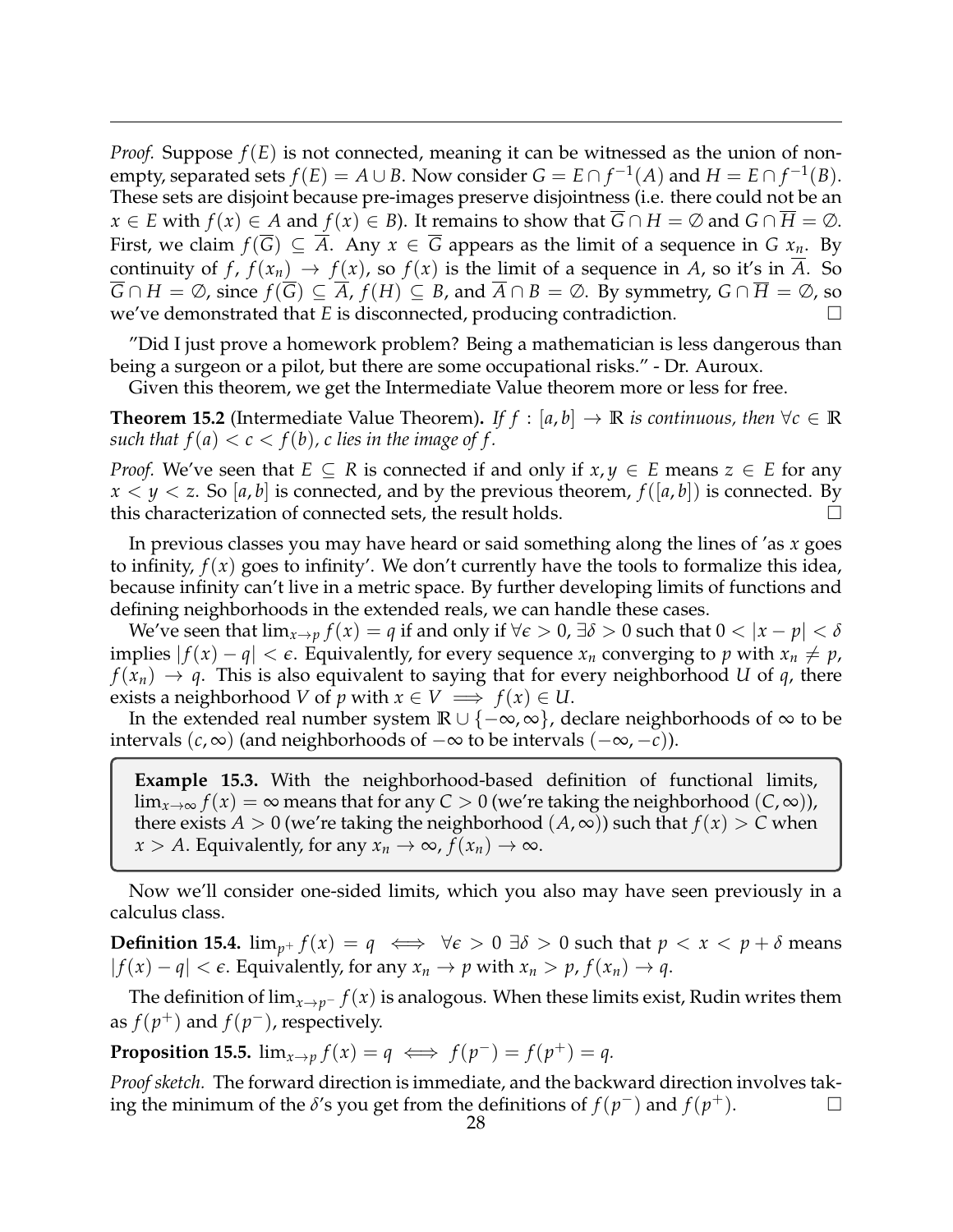*Proof.* Suppose $f(E)$ is not connected, meaning it can be witnessed as the union of non-empty, separated sets $f(E) = A \cup B$. Now consider $G = E \cap f^{-1}(A)$ and $H = E \cap f^{-1}(B)$. These sets are disjoint because pre-images preserve disjointness (i.e. there could not be an $x \in E$ with $f(x) \in A$ and $f(x) \in B$). It remains to show that $\overline{G} \cap H = \emptyset$ and $G \cap \overline{H} = \emptyset$. First, we claim $f(\overline{G}) \subseteq \overline{A}$. Any $x \in \overline{G}$ appears as the limit of a sequence in $G$ $x_n$. By continuity of $f$, $f(x_n) \to f(x)$, so $f(x)$ is the limit of a sequence in $A$, so it's in $\overline{A}$. So $\overline{G} \cap H = \emptyset$, since $f(\overline{G}) \subseteq \overline{A}$, $f(H) \subseteq B$, and $\overline{A} \cap B = \emptyset$. By symmetry, $G \cap \overline{H} = \emptyset$, so we've demonstrated that $E$ is disconnected, producing contradiction. ☐

"Did I just prove a homework problem? Being a mathematician is less dangerous than being a surgeon or a pilot, but there are some occupational risks." - Dr. Auroux.

Given this theorem, we get the Intermediate Value theorem more or less for free.

**Theorem 15.2** (Intermediate Value Theorem)**.** *If $f : [a, b] \to \mathbb{R}$ is continuous, then $\forall c \in \mathbb{R}$ such that $f(a) < c < f(b)$, $c$ lies in the image of $f$.*

*Proof.* We've seen that $E \subseteq R$ is connected if and only if $x, y \in E$ means $z \in E$ for any $x < y < z$. So $[a, b]$ is connected, and by the previous theorem, $f([a, b])$ is connected. By this characterization of connected sets, the result holds. ☐

In previous classes you may have heard or said something along the lines of 'as $x$ goes to infinity, $f(x)$ goes to infinity'. We don't currently have the tools to formalize this idea, because infinity can't live in a metric space. By further developing limits of functions and defining neighborhoods in the extended reals, we can handle these cases.

We've seen that $\lim_{x \to p} f(x) = q$ if and only if $\forall \epsilon > 0$, $\exists \delta > 0$ such that $0 < |x - p| < \delta$ implies $|f(x) - q| < \epsilon$. Equivalently, for every sequence $x_n$ converging to $p$ with $x_n \neq p$, $f(x_n) \to q$. This is also equivalent to saying that for every neighborhood $U$ of $q$, there exists a neighborhood $V$ of $p$ with $x \in V \implies f(x) \in U$.

In the extended real number system $\mathbb{R} \cup \{-\infty, \infty\}$, declare neighborhoods of $\infty$ to be intervals $(c, \infty)$ (and neighborhoods of $-\infty$ to be intervals $(-\infty, -c)$).

> **Example 15.3.** With the neighborhood-based definition of functional limits, $\lim_{x \to \infty} f(x) = \infty$ means that for any $C > 0$ (we're taking the neighborhood $(C, \infty)$), there exists $A > 0$ (we're taking the neighborhood $(A, \infty)$) such that $f(x) > C$ when $x > A$. Equivalently, for any $x_n \to \infty$, $f(x_n) \to \infty$.

Now we'll consider one-sided limits, which you also may have seen previously in a calculus class.

**Definition 15.4.** $\lim_{p^+} f(x) = q \iff \forall \epsilon > 0 \ \exists \delta > 0$ such that $p < x < p + \delta$ means $|f(x) - q| < \epsilon$. Equivalently, for any $x_n \to p$ with $x_n > p$, $f(x_n) \to q$.

The definition of $\lim_{x \to p^-} f(x)$ is analogous. When these limits exist, Rudin writes them as $f(p^+)$ and $f(p^-)$, respectively.

**Proposition 15.5.** $\lim_{x \to p} f(x) = q \iff f(p^-) = f(p^+) = q$.

*Proof sketch.* The forward direction is immediate, and the backward direction involves taking the minimum of the $\delta$'s you get from the definitions of $f(p^-)$ and $f(p^+)$. ☐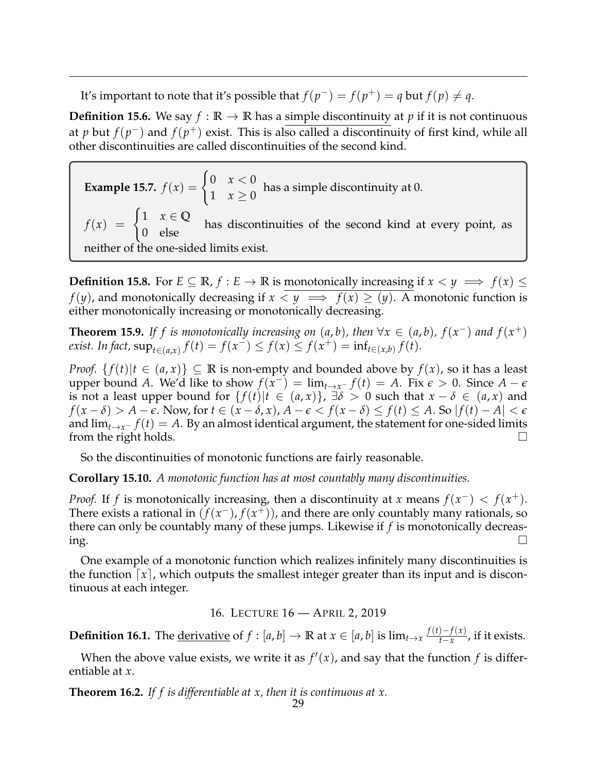It's important to note that it's possible that $f(p^-) = f(p^+) = q$ but $f(p) \neq q$.

**Definition 15.6.** We say $f : \mathbb{R} \to \mathbb{R}$ has a simple discontinuity at $p$ if it is not continuous at $p$ but $f(p^-)$ and $f(p^+)$ exist. This is also called a discontinuity of first kind, while all other discontinuities are called discontinuities of the second kind.

**Example 15.7.** $f(x) = \begin{cases} 0 & x < 0 \\ 1 & x \geq 0 \end{cases}$ has a simple discontinuity at 0.

$f(x) = \begin{cases} 1 & x \in \mathbb{Q} \\ 0 & \text{else} \end{cases}$ has discontinuities of the second kind at every point, as neither of the one-sided limits exist.

**Definition 15.8.** For $E \subseteq \mathbb{R}$, $f : E \to \mathbb{R}$ is monotonically increasing if $x < y \implies f(x) \leq f(y)$, and monotonically decreasing if $x < y \implies f(x) \geq (y)$. A monotonic function is either monotonically increasing or monotonically decreasing.

**Theorem 15.9.** *If $f$ is monotonically increasing on $(a, b)$, then $\forall x \in (a, b)$, $f(x^-)$ and $f(x^+)$ exist. In fact, $\sup_{t \in (a,x)} f(t) = f(x^-) \leq f(x) \leq f(x^+) = \inf_{t \in (x,b)} f(t)$.*

*Proof.* $\{f(t) | t \in (a, x)\} \subseteq \mathbb{R}$ is non-empty and bounded above by $f(x)$, so it has a least upper bound $A$. We'd like to show $f(x^-) = \lim_{t \to x^-} f(t) = A$. Fix $\epsilon > 0$. Since $A - \epsilon$ is not a least upper bound for $\{f(t) | t \in (a, x)\}$, $\exists \delta > 0$ such that $x - \delta \in (a, x)$ and $f(x - \delta) > A - \epsilon$. Now, for $t \in (x - \delta, x)$, $A - \epsilon < f(x - \delta) \leq f(t) \leq A$. So $|f(t) - A| < \epsilon$ and $\lim_{t \to x^-} f(t) = A$. By an almost identical argument, the statement for one-sided limits from the right holds. □

So the discontinuities of monotonic functions are fairly reasonable.

**Corollary 15.10.** *A monotonic function has at most countably many discontinuities.*

*Proof.* If $f$ is monotonically increasing, then a discontinuity at $x$ means $f(x^-) < f(x^+)$. There exists a rational in $(f(x^-), f(x^+))$, and there are only countably many rationals, so there can only be countably many of these jumps. Likewise if $f$ is monotonically decreasing. □

One example of a monotonic function which realizes infinitely many discontinuities is the function $\lceil x \rceil$, which outputs the smallest integer greater than its input and is discontinuous at each integer.

## 16. Lecture 16 — April 2, 2019

**Definition 16.1.** The derivative of $f : [a, b] \to \mathbb{R}$ at $x \in [a, b]$ is $\lim_{t \to x} \frac{f(t) - f(x)}{t - x}$, if it exists.

When the above value exists, we write it as $f'(x)$, and say that the function $f$ is differentiable at $x$.

**Theorem 16.2.** *If $f$ is differentiable at $x$, then it is continuous at $x$.*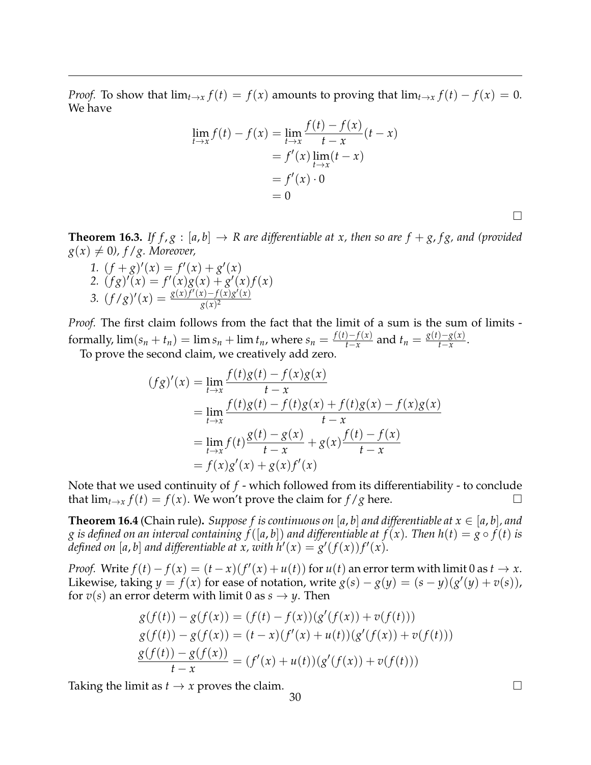*Proof.* To show that $\lim_{t \to x} f(t) = f(x)$ amounts to proving that $\lim_{t \to x} f(t) - f(x) = 0$. We have

$$\begin{aligned}
\lim_{t \to x} f(t) - f(x) &= \lim_{t \to x} \frac{f(t) - f(x)}{t - x}(t - x) \\
&= f'(x) \lim_{t \to x}(t - x) \\
&= f'(x) \cdot 0 \\
&= 0
\end{aligned}$$

□

**Theorem 16.3.** *If $f, g : [a, b] \to R$ are differentiable at $x$, then so are $f + g$, $fg$, and (provided $g(x) \neq 0$), $f/g$. Moreover,*

1. $(f + g)'(x) = f'(x) + g'(x)$
2. $(fg)'(x) = f'(x)g(x) + g'(x)f(x)$
3. $(f/g)'(x) = \frac{g(x)f'(x) - f(x)g'(x)}{g(x)^2}$

*Proof.* The first claim follows from the fact that the limit of a sum is the sum of limits - formally, $\lim(s_n + t_n) = \lim s_n + \lim t_n$, where $s_n = \frac{f(t) - f(x)}{t - x}$ and $t_n = \frac{g(t) - g(x)}{t - x}$.

To prove the second claim, we creatively add zero.

$$\begin{aligned}
(fg)'(x) &= \lim_{t \to x} \frac{f(t)g(t) - f(x)g(x)}{t - x} \\
&= \lim_{t \to x} \frac{f(t)g(t) - f(t)g(x) + f(t)g(x) - f(x)g(x)}{t - x} \\
&= \lim_{t \to x} f(t)\frac{g(t) - g(x)}{t - x} + g(x)\frac{f(t) - f(x)}{t - x} \\
&= f(x)g'(x) + g(x)f'(x)
\end{aligned}$$

Note that we used continuity of $f$ - which followed from its differentiability - to conclude that $\lim_{t \to x} f(t) = f(x)$. We won't prove the claim for $f/g$ here. □

**Theorem 16.4** (Chain rule). *Suppose $f$ is continuous on $[a, b]$ and differentiable at $x \in [a, b]$, and $g$ is defined on an interval containing $f([a, b])$ and differentiable at $f(x)$. Then $h(t) = g \circ f(t)$ is defined on $[a, b]$ and differentiable at $x$, with $h'(x) = g'(f(x))f'(x)$.*

*Proof.* Write $f(t) - f(x) = (t - x)(f'(x) + u(t))$ for $u(t)$ an error term with limit 0 as $t \to x$. Likewise, taking $y = f(x)$ for ease of notation, write $g(s) - g(y) = (s - y)(g'(y) + v(s))$, for $v(s)$ an error determ with limit 0 as $s \to y$. Then

$$\begin{aligned}
g(f(t)) - g(f(x)) &= (f(t) - f(x))(g'(f(x)) + v(f(t))) \\
g(f(t)) - g(f(x)) &= (t - x)(f'(x) + u(t))(g'(f(x)) + v(f(t))) \\
\frac{g(f(t)) - g(f(x))}{t - x} &= (f'(x) + u(t))(g'(f(x)) + v(f(t)))
\end{aligned}$$

Taking the limit as $t \to x$ proves the claim. □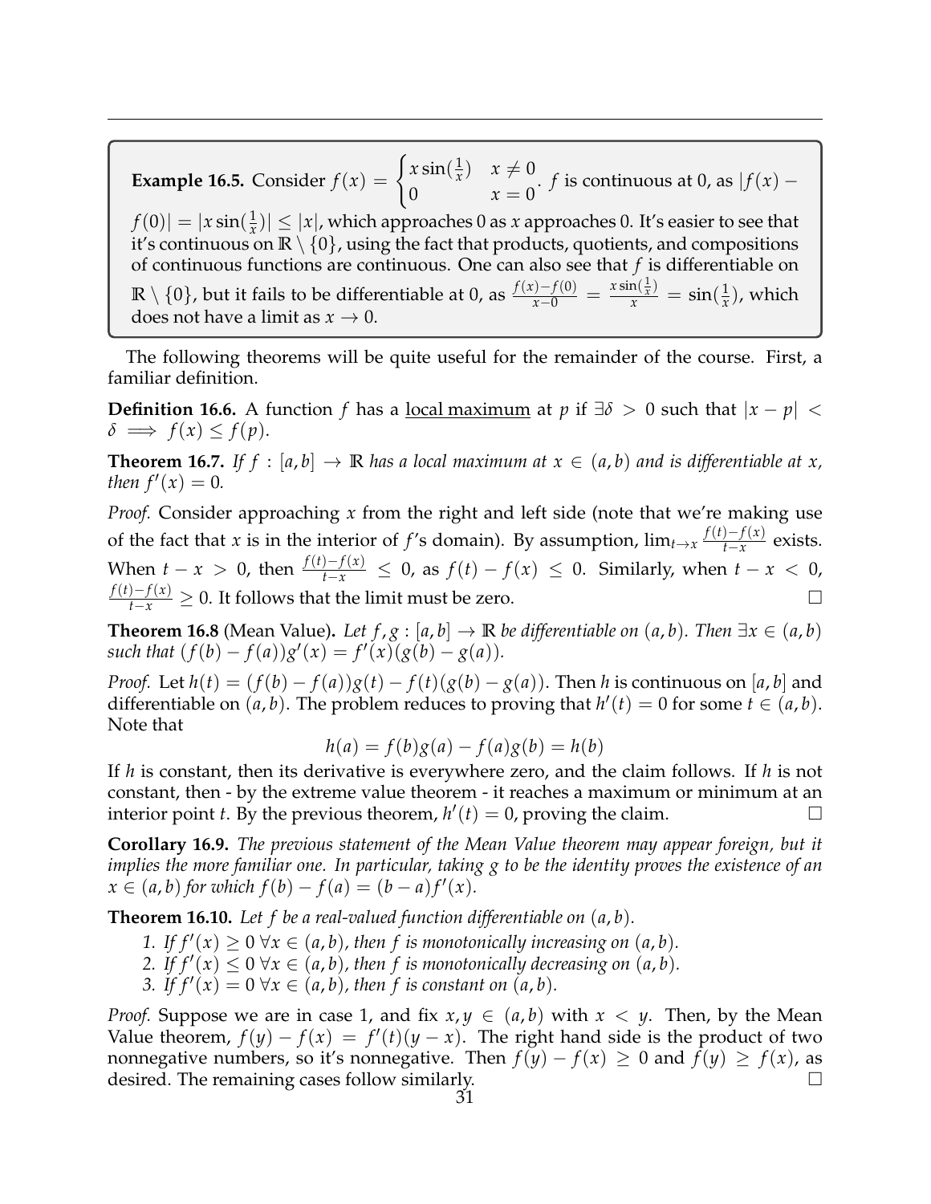**Example 16.5.** Consider $f(x) = \begin{cases} x\sin(\frac{1}{x}) & x \neq 0 \\ 0 & x = 0 \end{cases}$. $f$ is continuous at 0, as $|f(x) - f(0)| = |x\sin(\frac{1}{x})| \leq |x|$, which approaches 0 as $x$ approaches 0. It's easier to see that it's continuous on $\mathbb{R} \setminus \{0\}$, using the fact that products, quotients, and compositions of continuous functions are continuous. One can also see that $f$ is differentiable on $\mathbb{R} \setminus \{0\}$, but it fails to be differentiable at 0, as $\frac{f(x)-f(0)}{x-0} = \frac{x\sin(\frac{1}{x})}{x} = \sin(\frac{1}{x})$, which does not have a limit as $x \to 0$.

The following theorems will be quite useful for the remainder of the course. First, a familiar definition.

**Definition 16.6.** A function $f$ has a <u>local maximum</u> at $p$ if $\exists \delta > 0$ such that $|x - p| < \delta \implies f(x) \leq f(p)$.

**Theorem 16.7.** *If $f : [a,b] \to \mathbb{R}$ has a local maximum at $x \in (a,b)$ and is differentiable at $x$, then $f'(x) = 0$.*

*Proof.* Consider approaching $x$ from the right and left side (note that we're making use of the fact that $x$ is in the interior of $f$'s domain). By assumption, $\lim_{t\to x} \frac{f(t)-f(x)}{t-x}$ exists. When $t - x > 0$, then $\frac{f(t)-f(x)}{t-x} \leq 0$, as $f(t) - f(x) \leq 0$. Similarly, when $t - x < 0$, $\frac{f(t)-f(x)}{t-x} \geq 0$. It follows that the limit must be zero. ☐

**Theorem 16.8** (Mean Value)**.** *Let $f, g : [a,b] \to \mathbb{R}$ be differentiable on $(a,b)$. Then $\exists x \in (a,b)$ such that $(f(b) - f(a))g'(x) = f'(x)(g(b) - g(a))$.*

*Proof.* Let $h(t) = (f(b) - f(a))g(t) - f(t)(g(b) - g(a))$. Then $h$ is continuous on $[a,b]$ and differentiable on $(a,b)$. The problem reduces to proving that $h'(t) = 0$ for some $t \in (a,b)$. Note that

$$h(a) = f(b)g(a) - f(a)g(b) = h(b)$$

If $h$ is constant, then its derivative is everywhere zero, and the claim follows. If $h$ is not constant, then - by the extreme value theorem - it reaches a maximum or minimum at an interior point $t$. By the previous theorem, $h'(t) = 0$, proving the claim. ☐

**Corollary 16.9.** *The previous statement of the Mean Value theorem may appear foreign, but it implies the more familiar one. In particular, taking $g$ to be the identity proves the existence of an $x \in (a,b)$ for which $f(b) - f(a) = (b - a)f'(x)$.*

**Theorem 16.10.** *Let $f$ be a real-valued function differentiable on $(a,b)$.*

1. *If $f'(x) \geq 0 \ \forall x \in (a,b)$, then $f$ is monotonically increasing on $(a,b)$.*
2. *If $f'(x) \leq 0 \ \forall x \in (a,b)$, then $f$ is monotonically decreasing on $(a,b)$.*
3. *If $f'(x) = 0 \ \forall x \in (a,b)$, then $f$ is constant on $(a,b)$.*

*Proof.* Suppose we are in case 1, and fix $x, y \in (a,b)$ with $x < y$. Then, by the Mean Value theorem, $f(y) - f(x) = f'(t)(y - x)$. The right hand side is the product of two nonnegative numbers, so it's nonnegative. Then $f(y) - f(x) \geq 0$ and $f(y) \geq f(x)$, as desired. The remaining cases follow similarly. ☐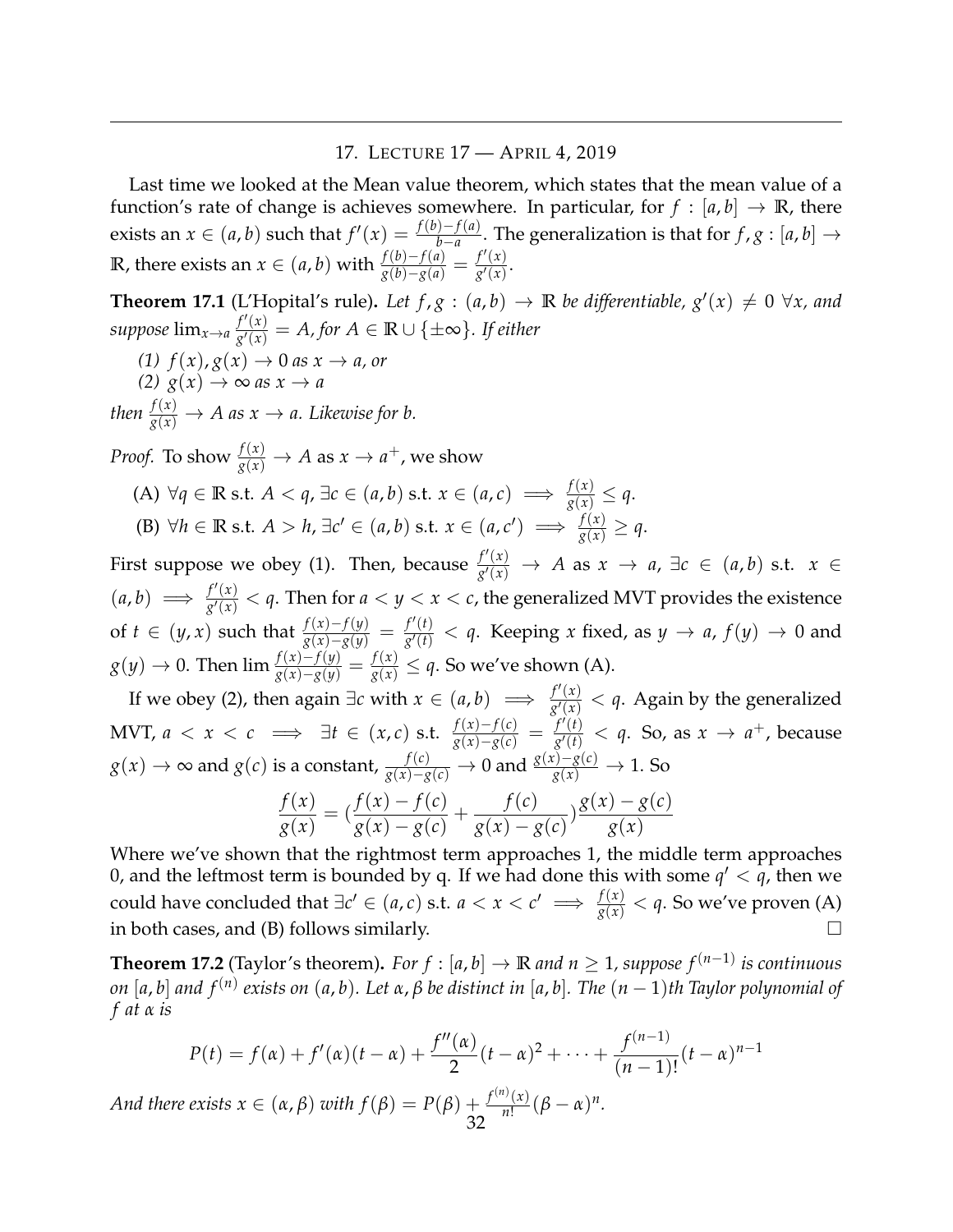## 17. Lecture 17 — April 4, 2019

Last time we looked at the Mean value theorem, which states that the mean value of a function's rate of change is achieves somewhere. In particular, for $f : [a, b] \to \mathbb{R}$, there exists an $x \in (a, b)$ such that $f'(x) = \frac{f(b)-f(a)}{b-a}$. The generalization is that for $f, g : [a, b] \to \mathbb{R}$, there exists an $x \in (a, b)$ with $\frac{f(b)-f(a)}{g(b)-g(a)} = \frac{f'(x)}{g'(x)}$.

**Theorem 17.1** (L'Hopital's rule)**.** *Let $f, g : (a, b) \to \mathbb{R}$ be differentiable, $g'(x) \neq 0\ \forall x$, and suppose $\lim_{x\to a} \frac{f'(x)}{g'(x)} = A$, for $A \in \mathbb{R} \cup \{\pm\infty\}$. If either*

*(1) $f(x), g(x) \to 0$ as $x \to a$, or*
*(2) $g(x) \to \infty$ as $x \to a$*

*then $\frac{f(x)}{g(x)} \to A$ as $x \to a$. Likewise for b.*

*Proof.* To show $\frac{f(x)}{g(x)} \to A$ as $x \to a^+$, we show

(A) $\forall q \in \mathbb{R}$ s.t. $A < q$, $\exists c \in (a, b)$ s.t. $x \in (a, c) \implies \frac{f(x)}{g(x)} \leq q$.
(B) $\forall h \in \mathbb{R}$ s.t. $A > h$, $\exists c' \in (a, b)$ s.t. $x \in (a, c') \implies \frac{f(x)}{g(x)} \geq q$.

First suppose we obey (1). Then, because $\frac{f'(x)}{g'(x)} \to A$ as $x \to a$, $\exists c \in (a, b)$ s.t. $x \in (a, b) \implies \frac{f'(x)}{g'(x)} < q$. Then for $a < y < x < c$, the generalized MVT provides the existence of $t \in (y, x)$ such that $\frac{f(x)-f(y)}{g(x)-g(y)} = \frac{f'(t)}{g'(t)} < q$. Keeping $x$ fixed, as $y \to a$, $f(y) \to 0$ and $g(y) \to 0$. Then $\lim \frac{f(x)-f(y)}{g(x)-g(y)} = \frac{f(x)}{g(x)} \leq q$. So we've shown (A).

If we obey (2), then again $\exists c$ with $x \in (a, b) \implies \frac{f'(x)}{g'(x)} < q$. Again by the generalized MVT, $a < x < c \implies \exists t \in (x, c)$ s.t. $\frac{f(x)-f(c)}{g(x)-g(c)} = \frac{f'(t)}{g'(t)} < q$. So, as $x \to a^+$, because $g(x) \to \infty$ and $g(c)$ is a constant, $\frac{f(c)}{g(x)-g(c)} \to 0$ and $\frac{g(x)-g(c)}{g(x)} \to 1$. So

$$\frac{f(x)}{g(x)} = \left(\frac{f(x)-f(c)}{g(x)-g(c)} + \frac{f(c)}{g(x)-g(c)}\right)\frac{g(x)-g(c)}{g(x)}$$

Where we've shown that the rightmost term approaches 1, the middle term approaches 0, and the leftmost term is bounded by q. If we had done this with some $q' < q$, then we could have concluded that $\exists c' \in (a, c)$ s.t. $a < x < c' \implies \frac{f(x)}{g(x)} < q$. So we've proven (A) in both cases, and (B) follows similarly. $\square$

**Theorem 17.2** (Taylor's theorem)**.** *For $f : [a, b] \to \mathbb{R}$ and $n \geq 1$, suppose $f^{(n-1)}$ is continuous on $[a, b]$ and $f^{(n)}$ exists on $(a, b)$. Let $\alpha, \beta$ be distinct in $[a, b]$. The $(n-1)$th Taylor polynomial of $f$ at $\alpha$ is*

$$P(t) = f(\alpha) + f'(\alpha)(t-\alpha) + \frac{f''(\alpha)}{2}(t-\alpha)^2 + \cdots + \frac{f^{(n-1)}}{(n-1)!}(t-\alpha)^{n-1}$$

*And there exists $x \in (\alpha, \beta)$ with $f(\beta) = P(\beta) + \frac{f^{(n)}(x)}{n!}(\beta-\alpha)^n$.*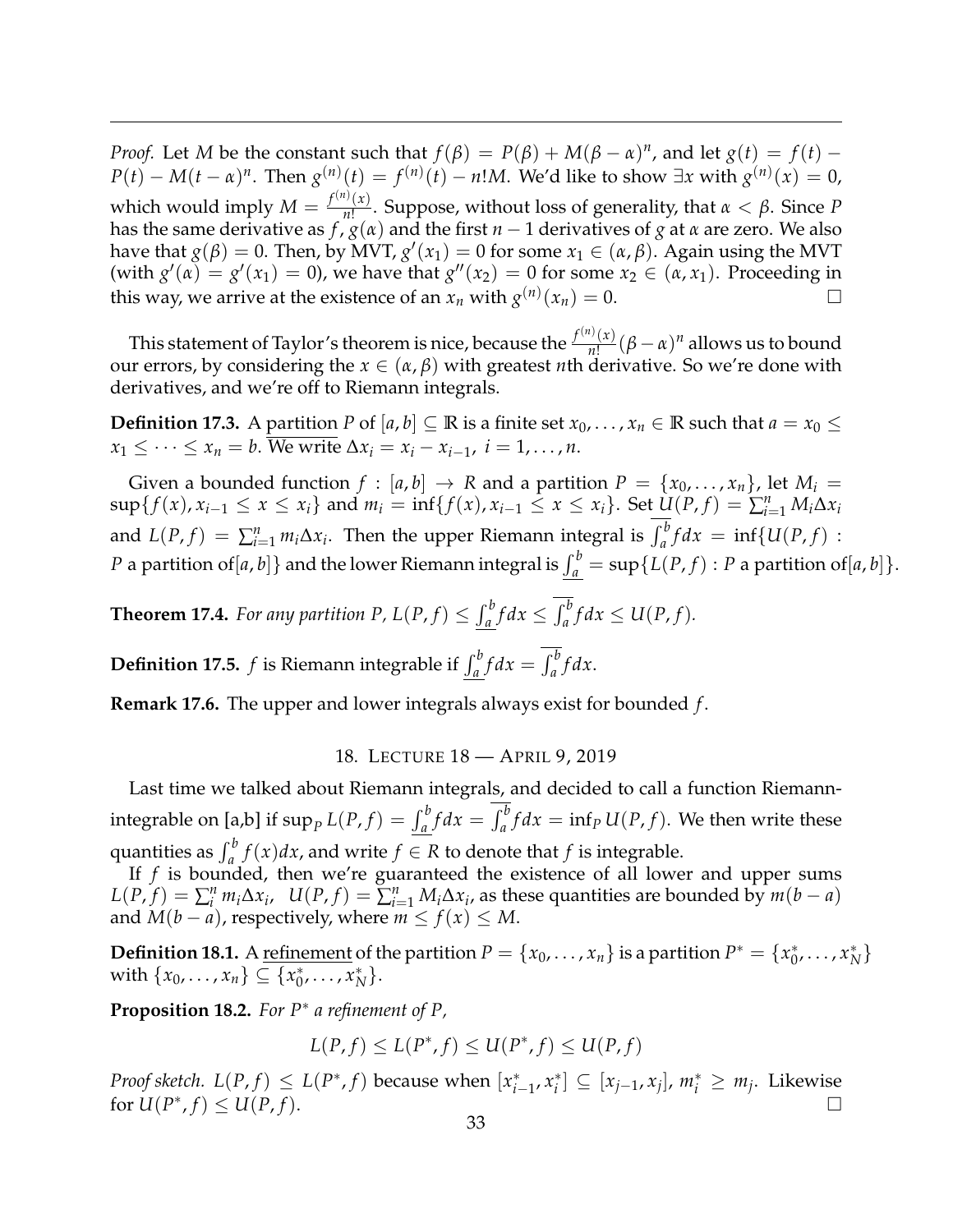*Proof.* Let $M$ be the constant such that $f(\beta) = P(\beta) + M(\beta - \alpha)^n$, and let $g(t) = f(t) - P(t) - M(t-\alpha)^n$. Then $g^{(n)}(t) = f^{(n)}(t) - n!M$. We'd like to show $\exists x$ with $g^{(n)}(x) = 0$, which would imply $M = \frac{f^{(n)}(x)}{n!}$. Suppose, without loss of generality, that $\alpha < \beta$. Since $P$ has the same derivative as $f$, $g(\alpha)$ and the first $n-1$ derivatives of $g$ at $\alpha$ are zero. We also have that $g(\beta) = 0$. Then, by MVT, $g'(x_1) = 0$ for some $x_1 \in (\alpha, \beta)$. Again using the MVT (with $g'(\alpha) = g'(x_1) = 0$), we have that $g''(x_2) = 0$ for some $x_2 \in (\alpha, x_1)$. Proceeding in this way, we arrive at the existence of an $x_n$ with $g^{(n)}(x_n) = 0$. □

This statement of Taylor's theorem is nice, because the $\frac{f^{(n)}(x)}{n!}(\beta - \alpha)^n$ allows us to bound our errors, by considering the $x \in (\alpha, \beta)$ with greatest $n$th derivative. So we're done with derivatives, and we're off to Riemann integrals.

**Definition 17.3.** A partition $P$ of $[a, b] \subseteq \mathbb{R}$ is a finite set $x_0, \ldots, x_n \in \mathbb{R}$ such that $a = x_0 \leq x_1 \leq \cdots \leq x_n = b$. We write $\Delta x_i = x_i - x_{i-1}$, $i = 1, \ldots, n$.

Given a bounded function $f : [a, b] \to R$ and a partition $P = \{x_0, \ldots, x_n\}$, let $M_i = \sup\{f(x), x_{i-1} \leq x \leq x_i\}$ and $m_i = \inf\{f(x), x_{i-1} \leq x \leq x_i\}$. Set $U(P, f) = \sum_{i=1}^n M_i \Delta x_i$ and $L(P, f) = \sum_{i=1}^n m_i \Delta x_i$. Then the upper Riemann integral is $\overline{\int_a^b} f dx = \inf\{U(P, f) :$ $P$ a partition of$[a, b]\}$ and the lower Riemann integral is $\underline{\int_a^b} = \sup\{L(P, f) : P \text{ a partition of}[a, b]\}$.

**Theorem 17.4.** *For any partition $P$, $L(P, f) \leq \underline{\int_a^b} f dx \leq \overline{\int_a^b} f dx \leq U(P, f)$.*

**Definition 17.5.** $f$ is Riemann integrable if $\underline{\int_a^b} f dx = \overline{\int_a^b} f dx$.

**Remark 17.6.** The upper and lower integrals always exist for bounded $f$.

## 18. Lecture 18 — April 9, 2019

Last time we talked about Riemann integrals, and decided to call a function Riemann-integrable on [a,b] if $\sup_P L(P, f) = \underline{\int_a^b} f dx = \overline{\int_a^b} f dx = \inf_P U(P, f)$. We then write these quantities as $\int_a^b f(x) dx$, and write $f \in R$ to denote that $f$ is integrable.

If $f$ is bounded, then we're guaranteed the existence of all lower and upper sums $L(P, f) = \sum_i^n m_i \Delta x_i$, $U(P, f) = \sum_{i=1}^n M_i \Delta x_i$, as these quantities are bounded by $m(b-a)$ and $M(b-a)$, respectively, where $m \leq f(x) \leq M$.

**Definition 18.1.** A refinement of the partition $P = \{x_0, \ldots, x_n\}$ is a partition $P^* = \{x_0^*, \ldots, x_N^*\}$ with $\{x_0, \ldots, x_n\} \subseteq \{x_0^*, \ldots, x_N^*\}$.

**Proposition 18.2.** *For $P^*$ a refinement of $P$,*

$$L(P, f) \leq L(P^*, f) \leq U(P^*, f) \leq U(P, f)$$

*Proof sketch.* $L(P, f) \leq L(P^*, f)$ because when $[x_{i-1}^*, x_i^*] \subseteq [x_{j-1}, x_j]$, $m_i^* \geq m_j$. Likewise for $U(P^*, f) \leq U(P, f)$. □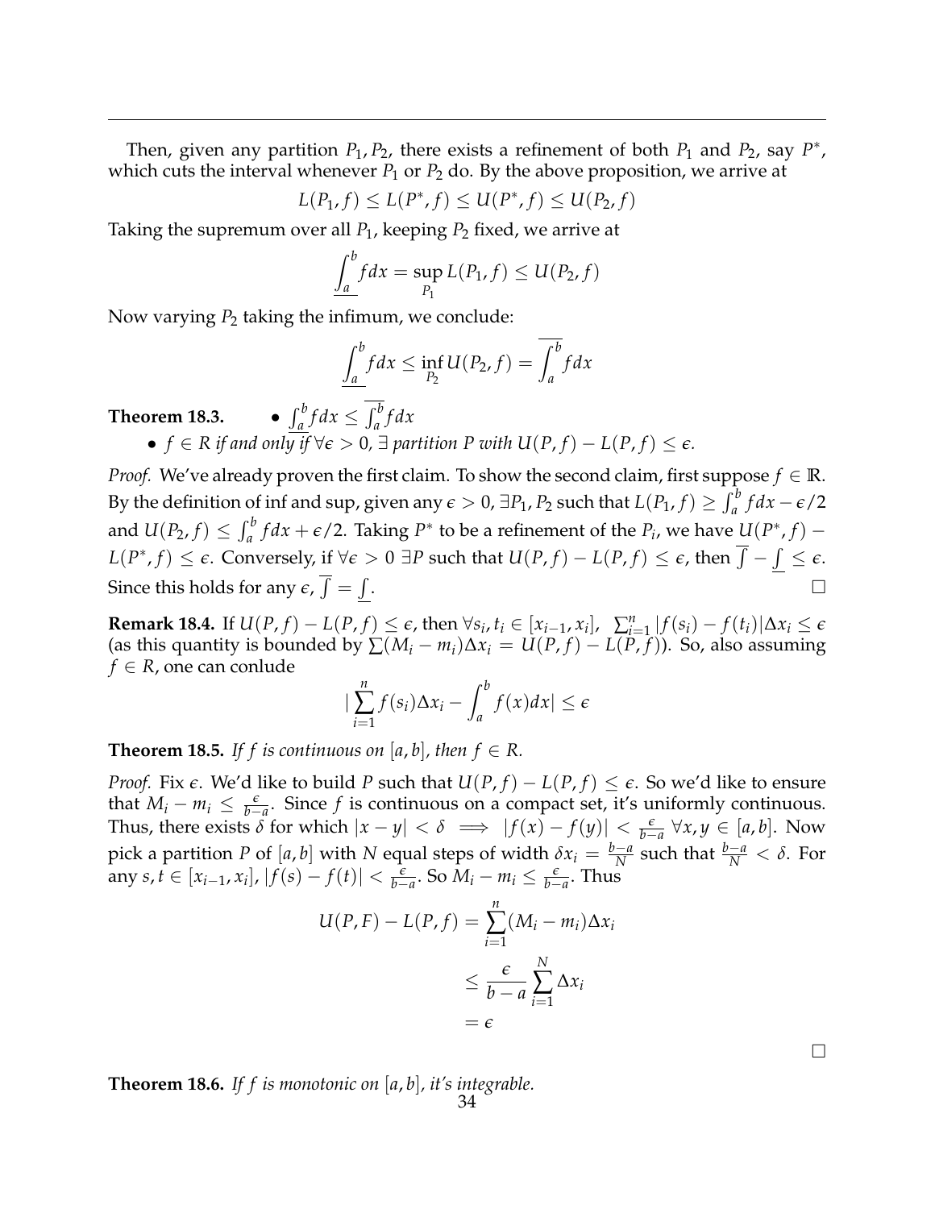Then, given any partition $P_1, P_2$, there exists a refinement of both $P_1$ and $P_2$, say $P^*$, which cuts the interval whenever $P_1$ or $P_2$ do. By the above proposition, we arrive at

$$L(P_1, f) \leq L(P^*, f) \leq U(P^*, f) \leq U(P_2, f)$$

Taking the supremum over all $P_1$, keeping $P_2$ fixed, we arrive at

$$\underline{\int_a^b} f dx = \sup_{P_1} L(P_1, f) \leq U(P_2, f)$$

Now varying $P_2$ taking the infimum, we conclude:

$$\underline{\int_a^b} f dx \leq \inf_{P_2} U(P_2, f) = \overline{\int_a^b} f dx$$

**Theorem 18.3.**
- $\underline{\int_a^b} f dx \leq \overline{\int_a^b} f dx$
- *$f \in R$ if and only if $\forall \epsilon > 0$, $\exists$ partition $P$ with $U(P, f) - L(P, f) \leq \epsilon$.*

*Proof.* We've already proven the first claim. To show the second claim, first suppose $f \in \mathbb{R}$. By the definition of inf and sup, given any $\epsilon > 0$, $\exists P_1, P_2$ such that $L(P_1, f) \geq \int_a^b f dx - \epsilon/2$ and $U(P_2, f) \leq \int_a^b f dx + \epsilon/2$. Taking $P^*$ to be a refinement of the $P_i$, we have $U(P^*, f) - L(P^*, f) \leq \epsilon$. Conversely, if $\forall \epsilon > 0$ $\exists P$ such that $U(P, f) - L(P, f) \leq \epsilon$, then $\overline{\int} - \underline{\int} \leq \epsilon$. Since this holds for any $\epsilon$, $\overline{\int} = \underline{\int}$. $\square$

**Remark 18.4.** If $U(P, f) - L(P, f) \leq \epsilon$, then $\forall s_i, t_i \in [x_{i-1}, x_i]$, $\sum_{i=1}^n |f(s_i) - f(t_i)| \Delta x_i \leq \epsilon$ (as this quantity is bounded by $\sum (M_i - m_i) \Delta x_i = U(P, f) - L(P, f)$). So, also assuming $f \in R$, one can conlude

$$|\sum_{i=1}^n f(s_i) \Delta x_i - \int_a^b f(x) dx| \leq \epsilon$$

**Theorem 18.5.** *If $f$ is continuous on $[a, b]$, then $f \in R$.*

*Proof.* Fix $\epsilon$. We'd like to build $P$ such that $U(P, f) - L(P, f) \leq \epsilon$. So we'd like to ensure that $M_i - m_i \leq \frac{\epsilon}{b-a}$. Since $f$ is continuous on a compact set, it's uniformly continuous. Thus, there exists $\delta$ for which $|x - y| < \delta \implies |f(x) - f(y)| < \frac{\epsilon}{b-a}$ $\forall x, y \in [a, b]$. Now pick a partition $P$ of $[a, b]$ with $N$ equal steps of width $\delta x_i = \frac{b-a}{N}$ such that $\frac{b-a}{N} < \delta$. For any $s, t \in [x_{i-1}, x_i]$, $|f(s) - f(t)| < \frac{\epsilon}{b-a}$. So $M_i - m_i \leq \frac{\epsilon}{b-a}$. Thus

$$\begin{aligned} U(P, F) - L(P, f) &= \sum_{i=1}^n (M_i - m_i) \Delta x_i \\ &\leq \frac{\epsilon}{b-a} \sum_{i=1}^N \Delta x_i \\ &= \epsilon \end{aligned}$$

$\square$

**Theorem 18.6.** *If $f$ is monotonic on $[a, b]$, it's integrable.*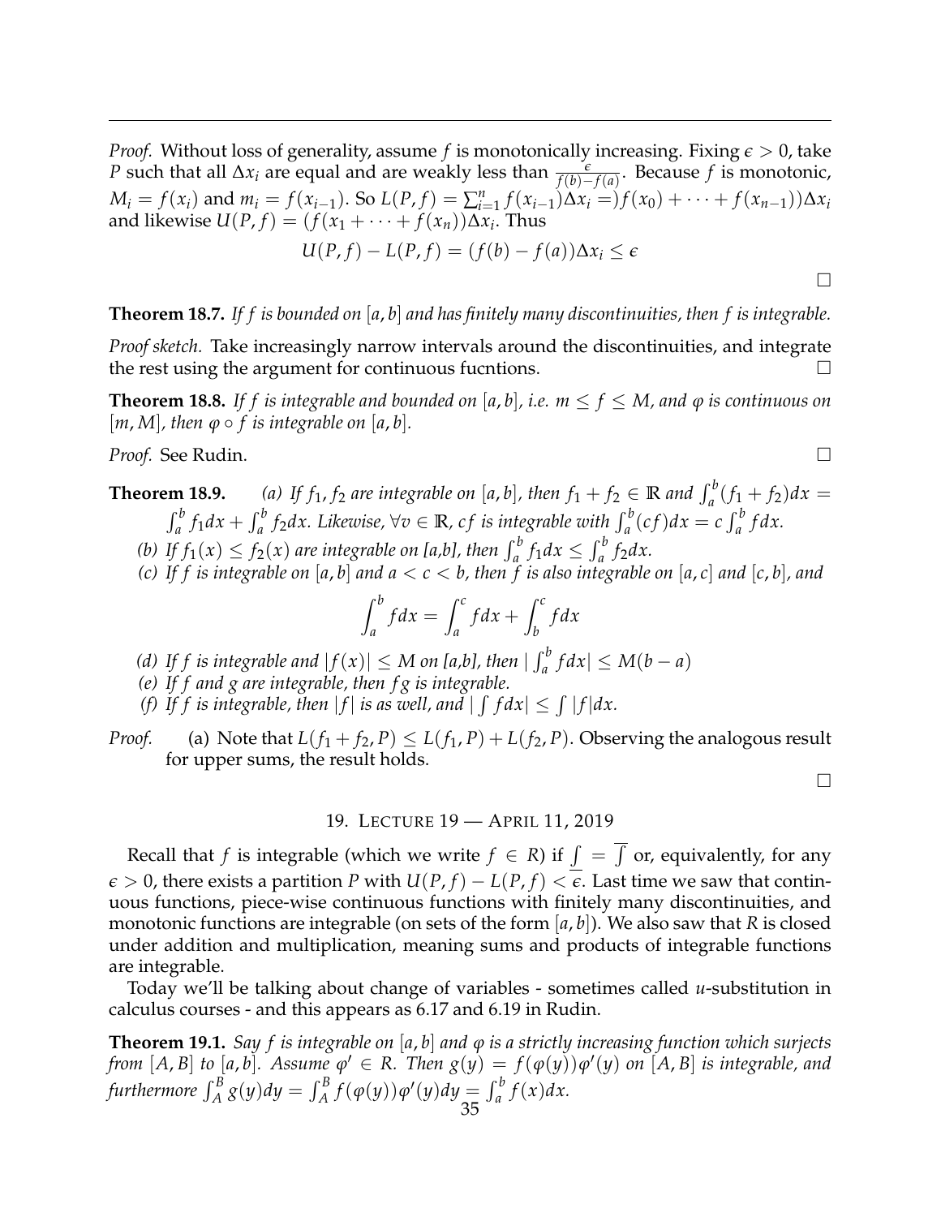*Proof.* Without loss of generality, assume $f$ is monotonically increasing. Fixing $\epsilon > 0$, take $P$ such that all $\Delta x_i$ are equal and are weakly less than $\frac{\epsilon}{f(b)-f(a)}$. Because $f$ is monotonic, $M_i = f(x_i)$ and $m_i = f(x_{i-1})$. So $L(P, f) = \sum_{i=1}^{n} f(x_{i-1})\Delta x_i = )f(x_0) + \cdots + f(x_{n-1}))\Delta x_i$ and likewise $U(P, f) = (f(x_1 + \cdots + f(x_n))\Delta x_i$. Thus

$$U(P, f) - L(P, f) = (f(b) - f(a))\Delta x_i \leq \epsilon$$

□

**Theorem 18.7.** *If $f$ is bounded on $[a, b]$ and has finitely many discontinuities, then $f$ is integrable.*

*Proof sketch.* Take increasingly narrow intervals around the discontinuities, and integrate the rest using the argument for continuous fucntions. □

**Theorem 18.8.** *If $f$ is integrable and bounded on $[a, b]$, i.e. $m \leq f \leq M$, and $\varphi$ is continuous on $[m, M]$, then $\varphi \circ f$ is integrable on $[a, b]$.*

*Proof.* See Rudin. □

**Theorem 18.9.** *(a) If $f_1, f_2$ are integrable on $[a, b]$, then $f_1 + f_2 \in \mathbb{R}$ and $\int_a^b (f_1 + f_2)dx = \int_a^b f_1 dx + \int_a^b f_2 dx$. Likewise, $\forall v \in \mathbb{R}$, $cf$ is integrable with $\int_a^b (cf)dx = c\int_a^b f dx$.*

*(b) If $f_1(x) \leq f_2(x)$ are integrable on [a,b], then $\int_a^b f_1 dx \leq \int_a^b f_2 dx$.*

*(c) If $f$ is integrable on $[a, b]$ and $a < c < b$, then $f$ is also integrable on $[a, c]$ and $[c, b]$, and*

$$\int_a^b f dx = \int_a^c f dx + \int_b^c f dx$$

*(d) If $f$ is integrable and $|f(x)| \leq M$ on [a,b], then $|\int_a^b f dx| \leq M(b - a)$*

*(e) If $f$ and $g$ are integrable, then $fg$ is integrable.*

*(f) If $f$ is integrable, then $|f|$ is as well, and $|\int f dx| \leq \int |f| dx$.*

*Proof.* (a) Note that $L(f_1 + f_2, P) \leq L(f_1, P) + L(f_2, P)$. Observing the analogous result for upper sums, the result holds.

□

## 19. Lecture 19 — April 11, 2019

Recall that $f$ is integrable (which we write $f \in R$) if $\underline{\int} = \overline{\int}$ or, equivalently, for any $\epsilon > 0$, there exists a partition $P$ with $U(P, f) - L(P, f) < \epsilon$. Last time we saw that continuous functions, piece-wise continuous functions with finitely many discontinuities, and monotonic functions are integrable (on sets of the form $[a, b]$). We also saw that $R$ is closed under addition and multiplication, meaning sums and products of integrable functions are integrable.

Today we'll be talking about change of variables - sometimes called $u$-substitution in calculus courses - and this appears as 6.17 and 6.19 in Rudin.

**Theorem 19.1.** *Say $f$ is integrable on $[a, b]$ and $\varphi$ is a strictly increasing function which surjects from $[A, B]$ to $[a, b]$. Assume $\varphi' \in R$. Then $g(y) = f(\varphi(y))\varphi'(y)$ on $[A, B]$ is integrable, and furthermore $\int_A^B g(y)dy = \int_A^B f(\varphi(y))\varphi'(y)dy = \int_a^b f(x)dx$.*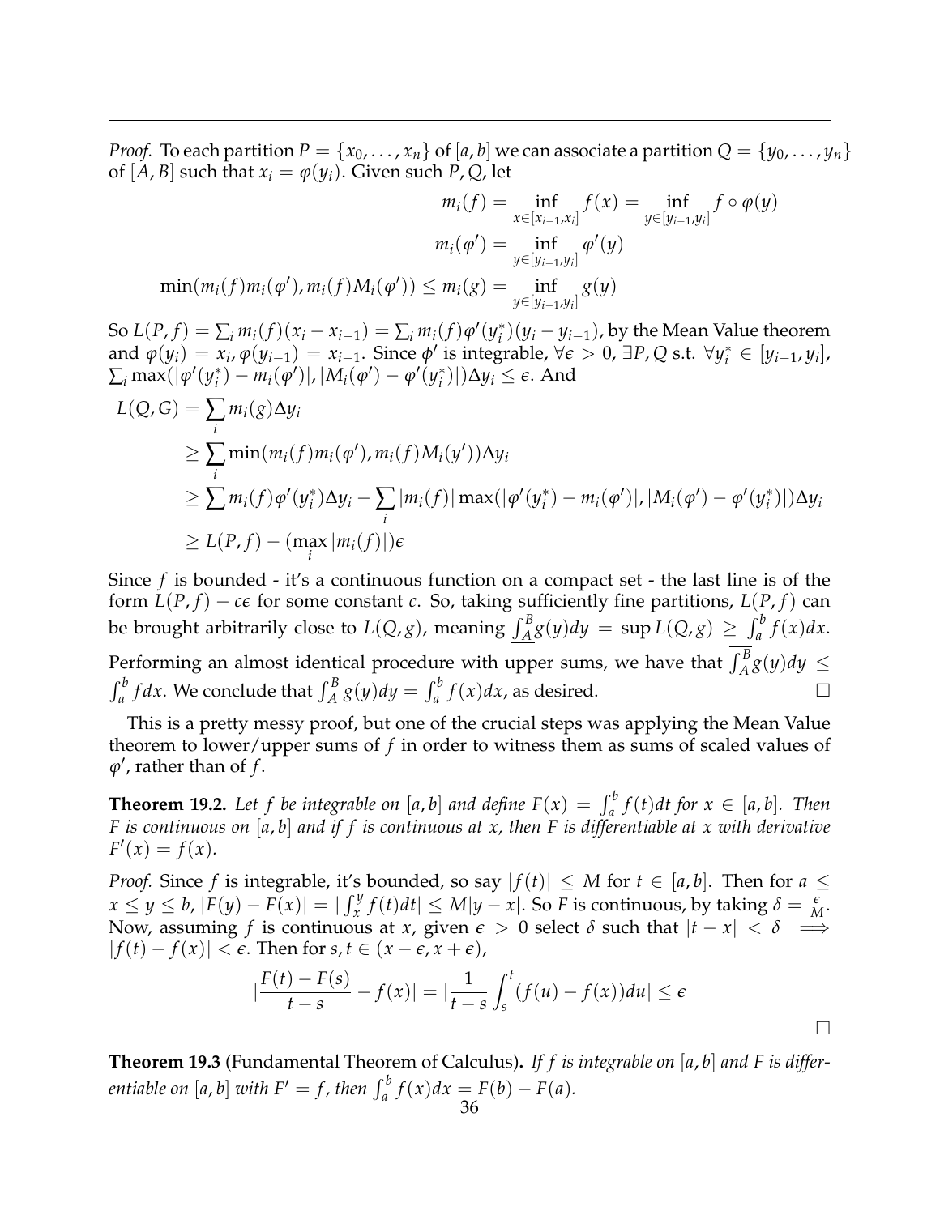*Proof.* To each partition $P = \{x_0, \ldots, x_n\}$ of $[a, b]$ we can associate a partition $Q = \{y_0, \ldots, y_n\}$ of $[A, B]$ such that $x_i = \varphi(y_i)$. Given such $P, Q$, let

$$m_i(f) = \inf_{x \in [x_{i-1}, x_i]} f(x) = \inf_{y \in [y_{i-1}, y_i]} f \circ \varphi(y)$$

$$m_i(\varphi') = \inf_{y \in [y_{i-1}, y_i]} \varphi'(y)$$

$$\min(m_i(f) m_i(\varphi'), m_i(f) M_i(\varphi')) \leq m_i(g) = \inf_{y \in [y_{i-1}, y_i]} g(y)$$

So $L(P, f) = \sum_i m_i(f)(x_i - x_{i-1}) = \sum_i m_i(f)\varphi'(y_i^*)(y_i - y_{i-1})$, by the Mean Value theorem and $\varphi(y_i) = x_i, \varphi(y_{i-1}) = x_{i-1}$. Since $\phi'$ is integrable, $\forall \epsilon > 0$, $\exists P, Q$ s.t. $\forall y_i^* \in [y_{i-1}, y_i]$, $\sum_i \max(|\varphi'(y_i^*) - m_i(\varphi')|, |M_i(\varphi') - \varphi'(y_i^*)|)\Delta y_i \leq \epsilon$. And

$$\begin{aligned}
L(Q, G) &= \sum_i m_i(g)\Delta y_i \\
&\geq \sum_i \min(m_i(f) m_i(\varphi'), m_i(f) M_i(y'))\Delta y_i \\
&\geq \sum m_i(f)\varphi'(y_i^*)\Delta y_i - \sum_i |m_i(f)| \max(|\varphi'(y_i^*) - m_i(\varphi')|, |M_i(\varphi') - \varphi'(y_i^*)|)\Delta y_i \\
&\geq L(P, f) - (\max_i |m_i(f)|)\epsilon
\end{aligned}$$

Since $f$ is bounded - it's a continuous function on a compact set - the last line is of the form $L(P, f) - c\epsilon$ for some constant $c$. So, taking sufficiently fine partitions, $L(P, f)$ can be brought arbitrarily close to $L(Q, g)$, meaning $\underline{\int_A^B} g(y)dy = \sup L(Q, g) \geq \int_a^b f(x)dx$. Performing an almost identical procedure with upper sums, we have that $\overline{\int_A^B} g(y)dy \leq \int_a^b f dx$. We conclude that $\int_A^B g(y)dy = \int_a^b f(x)dx$, as desired. $\square$

This is a pretty messy proof, but one of the crucial steps was applying the Mean Value theorem to lower/upper sums of $f$ in order to witness them as sums of scaled values of $\varphi'$, rather than of $f$.

**Theorem 19.2.** *Let $f$ be integrable on $[a, b]$ and define $F(x) = \int_a^b f(t)dt$ for $x \in [a, b]$. Then $F$ is continuous on $[a, b]$ and if $f$ is continuous at $x$, then $F$ is differentiable at $x$ with derivative $F'(x) = f(x)$.*

*Proof.* Since $f$ is integrable, it's bounded, so say $|f(t)| \leq M$ for $t \in [a, b]$. Then for $a \leq x \leq y \leq b$, $|F(y) - F(x)| = |\int_x^y f(t)dt| \leq M|y - x|$. So $F$ is continuous, by taking $\delta = \frac{\epsilon}{M}$. Now, assuming $f$ is continuous at $x$, given $\epsilon > 0$ select $\delta$ such that $|t - x| < \delta \implies |f(t) - f(x)| < \epsilon$. Then for $s, t \in (x - \epsilon, x + \epsilon)$,

$$\left|\frac{F(t) - F(s)}{t - s} - f(x)\right| = \left|\frac{1}{t - s}\int_s^t (f(u) - f(x))du\right| \leq \epsilon$$

$\square$

**Theorem 19.3** (Fundamental Theorem of Calculus)**.** *If $f$ is integrable on $[a, b]$ and $F$ is differentiable on $[a, b]$ with $F' = f$, then $\int_a^b f(x)dx = F(b) - F(a)$.*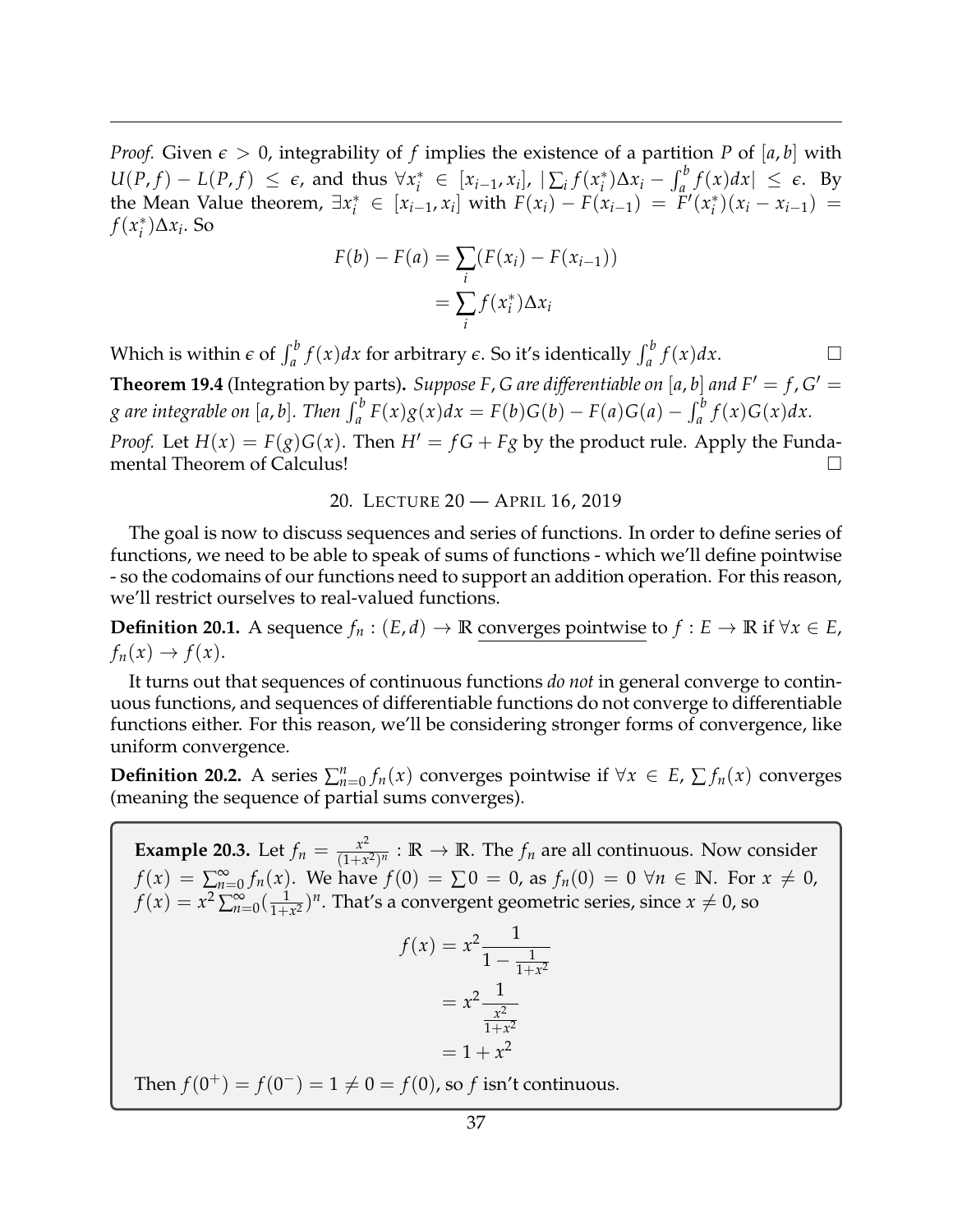*Proof.* Given $\epsilon > 0$, integrability of $f$ implies the existence of a partition $P$ of $[a, b]$ with $U(P, f) - L(P, f) \leq \epsilon$, and thus $\forall x_i^* \in [x_{i-1}, x_i]$, $|\sum_i f(x_i^*)\Delta x_i - \int_a^b f(x)dx| \leq \epsilon$. By the Mean Value theorem, $\exists x_i^* \in [x_{i-1}, x_i]$ with $F(x_i) - F(x_{i-1}) = F'(x_i^*)(x_i - x_{i-1}) = f(x_i^*)\Delta x_i$. So

$$
\begin{aligned}
F(b) - F(a) &= \sum_i (F(x_i) - F(x_{i-1})) \\
&= \sum_i f(x_i^*)\Delta x_i
\end{aligned}
$$

Which is within $\epsilon$ of $\int_a^b f(x)dx$ for arbitrary $\epsilon$. So it's identically $\int_a^b f(x)dx$. □

**Theorem 19.4** (Integration by parts)**.** *Suppose $F, G$ are differentiable on $[a, b]$ and $F' = f, G' = g$ are integrable on $[a, b]$. Then $\int_a^b F(x)g(x)dx = F(b)G(b) - F(a)G(a) - \int_a^b f(x)G(x)dx$.*

*Proof.* Let $H(x) = F(g)G(x)$. Then $H' = fG + Fg$ by the product rule. Apply the Fundamental Theorem of Calculus! □

## 20. Lecture 20 — April 16, 2019

The goal is now to discuss sequences and series of functions. In order to define series of functions, we need to be able to speak of sums of functions - which we'll define pointwise - so the codomains of our functions need to support an addition operation. For this reason, we'll restrict ourselves to real-valued functions.

**Definition 20.1.** A sequence $f_n : (E, d) \to \mathbb{R}$ converges pointwise to $f : E \to \mathbb{R}$ if $\forall x \in E$, $f_n(x) \to f(x)$.

It turns out that sequences of continuous functions *do not* in general converge to continuous functions, and sequences of differentiable functions do not converge to differentiable functions either. For this reason, we'll be considering stronger forms of convergence, like uniform convergence.

**Definition 20.2.** A series $\sum_{n=0}^{n} f_n(x)$ converges pointwise if $\forall x \in E$, $\sum f_n(x)$ converges (meaning the sequence of partial sums converges).

**Example 20.3.** Let $f_n = \frac{x^2}{(1+x^2)^n} : \mathbb{R} \to \mathbb{R}$. The $f_n$ are all continuous. Now consider $f(x) = \sum_{n=0}^{\infty} f_n(x)$. We have $f(0) = \sum 0 = 0$, as $f_n(0) = 0 \ \forall n \in \mathbb{N}$. For $x \neq 0$, $f(x) = x^2 \sum_{n=0}^{\infty} (\frac{1}{1+x^2})^n$. That's a convergent geometric series, since $x \neq 0$, so

$$
\begin{aligned}
f(x) &= x^2 \frac{1}{1 - \frac{1}{1+x^2}} \\
&= x^2 \frac{1}{\frac{x^2}{1+x^2}} \\
&= 1 + x^2
\end{aligned}
$$

Then $f(0^+) = f(0^-) = 1 \neq 0 = f(0)$, so $f$ isn't continuous.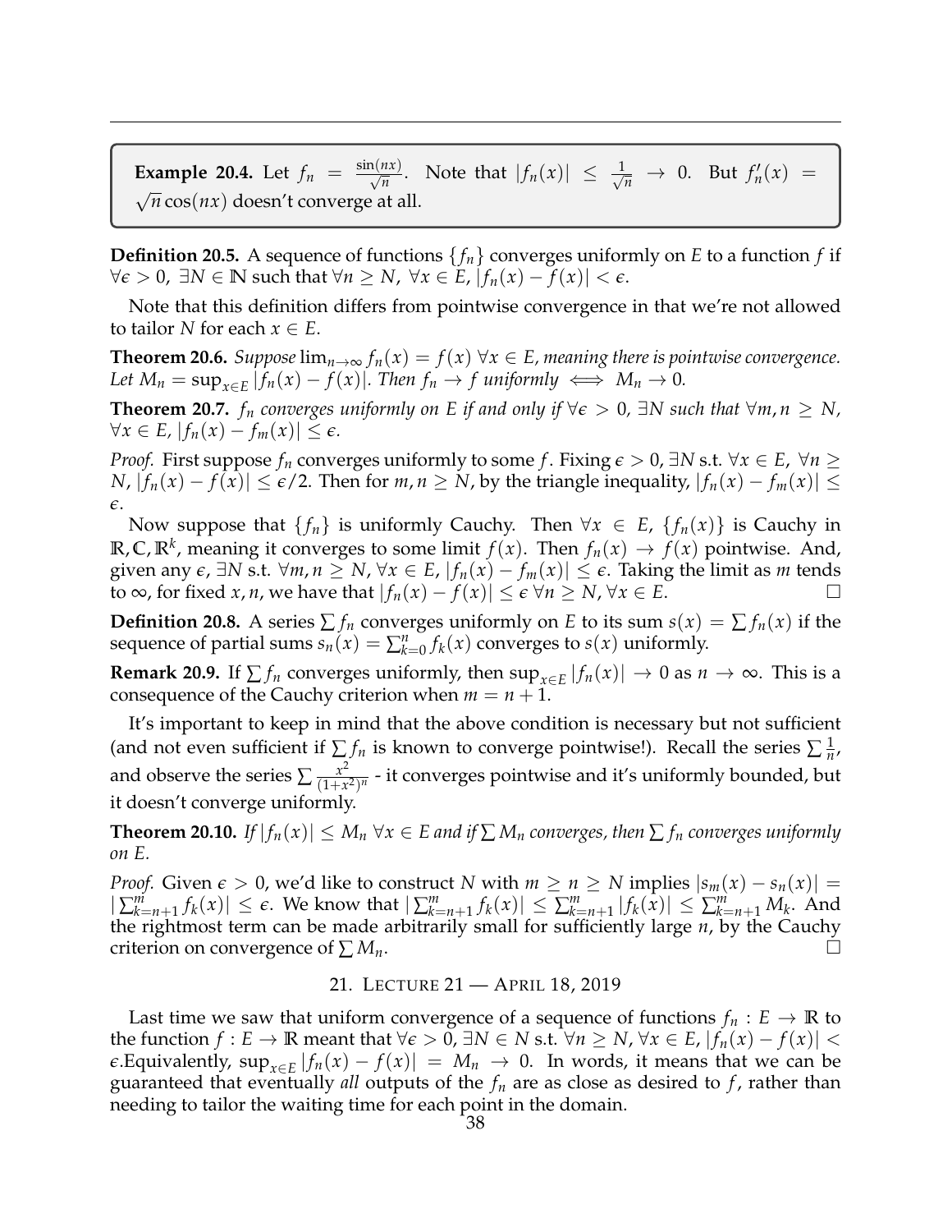**Example 20.4.** Let $f_n = \frac{\sin(nx)}{\sqrt{n}}$. Note that $|f_n(x)| \leq \frac{1}{\sqrt{n}} \to 0$. But $f_n'(x) = \sqrt{n}\cos(nx)$ doesn't converge at all.

**Definition 20.5.** A sequence of functions $\{f_n\}$ converges uniformly on $E$ to a function $f$ if $\forall \epsilon > 0$, $\exists N \in \mathbb{N}$ such that $\forall n \geq N$, $\forall x \in E$, $|f_n(x) - f(x)| < \epsilon$.

Note that this definition differs from pointwise convergence in that we're not allowed to tailor $N$ for each $x \in E$.

**Theorem 20.6.** *Suppose* $\lim_{n\to\infty} f_n(x) = f(x)$ $\forall x \in E$, *meaning there is pointwise convergence. Let* $M_n = \sup_{x\in E} |f_n(x) - f(x)|$. *Then* $f_n \to f$ *uniformly* $\iff$ $M_n \to 0$.

**Theorem 20.7.** $f_n$ *converges uniformly on E if and only if* $\forall \epsilon > 0$, $\exists N$ *such that* $\forall m, n \geq N$, $\forall x \in E$, $|f_n(x) - f_m(x)| \leq \epsilon$.

*Proof.* First suppose $f_n$ converges uniformly to some $f$. Fixing $\epsilon > 0$, $\exists N$ s.t. $\forall x \in E$, $\forall n \geq N$, $|f_n(x) - f(x)| \leq \epsilon/2$. Then for $m, n \geq N$, by the triangle inequality, $|f_n(x) - f_m(x)| \leq \epsilon$.

Now suppose that $\{f_n\}$ is uniformly Cauchy. Then $\forall x \in E$, $\{f_n(x)\}$ is Cauchy in $\mathbb{R}, \mathbb{C}, \mathbb{R}^k$, meaning it converges to some limit $f(x)$. Then $f_n(x) \to f(x)$ pointwise. And, given any $\epsilon$, $\exists N$ s.t. $\forall m, n \geq N$, $\forall x \in E$, $|f_n(x) - f_m(x)| \leq \epsilon$. Taking the limit as $m$ tends to $\infty$, for fixed $x, n$, we have that $|f_n(x) - f(x)| \leq \epsilon$ $\forall n \geq N$, $\forall x \in E$. $\square$

**Definition 20.8.** A series $\sum f_n$ converges uniformly on $E$ to its sum $s(x) = \sum f_n(x)$ if the sequence of partial sums $s_n(x) = \sum_{k=0}^{n} f_k(x)$ converges to $s(x)$ uniformly.

**Remark 20.9.** If $\sum f_n$ converges uniformly, then $\sup_{x\in E} |f_n(x)| \to 0$ as $n \to \infty$. This is a consequence of the Cauchy criterion when $m = n + 1$.

It's important to keep in mind that the above condition is necessary but not sufficient (and not even sufficient if $\sum f_n$ is known to converge pointwise!). Recall the series $\sum \frac{1}{n}$, and observe the series $\sum \frac{x^2}{(1+x^2)^n}$ - it converges pointwise and it's uniformly bounded, but it doesn't converge uniformly.

**Theorem 20.10.** *If* $|f_n(x)| \leq M_n$ $\forall x \in E$ *and if* $\sum M_n$ *converges, then* $\sum f_n$ *converges uniformly on E.*

*Proof.* Given $\epsilon > 0$, we'd like to construct $N$ with $m \geq n \geq N$ implies $|s_m(x) - s_n(x)| = |\sum_{k=n+1}^{m} f_k(x)| \leq \epsilon$. We know that $|\sum_{k=n+1}^{m} f_k(x)| \leq \sum_{k=n+1}^{m} |f_k(x)| \leq \sum_{k=n+1}^{m} M_k$. And the rightmost term can be made arbitrarily small for sufficiently large $n$, by the Cauchy criterion on convergence of $\sum M_n$. $\square$

## 21. Lecture 21 — April 18, 2019

Last time we saw that uniform convergence of a sequence of functions $f_n : E \to \mathbb{R}$ to the function $f : E \to \mathbb{R}$ meant that $\forall \epsilon > 0$, $\exists N \in N$ s.t. $\forall n \geq N$, $\forall x \in E$, $|f_n(x) - f(x)| < \epsilon$.Equivalently, $\sup_{x\in E} |f_n(x) - f(x)| = M_n \to 0$. In words, it means that we can be guaranteed that eventually *all* outputs of the $f_n$ are as close as desired to $f$, rather than needing to tailor the waiting time for each point in the domain.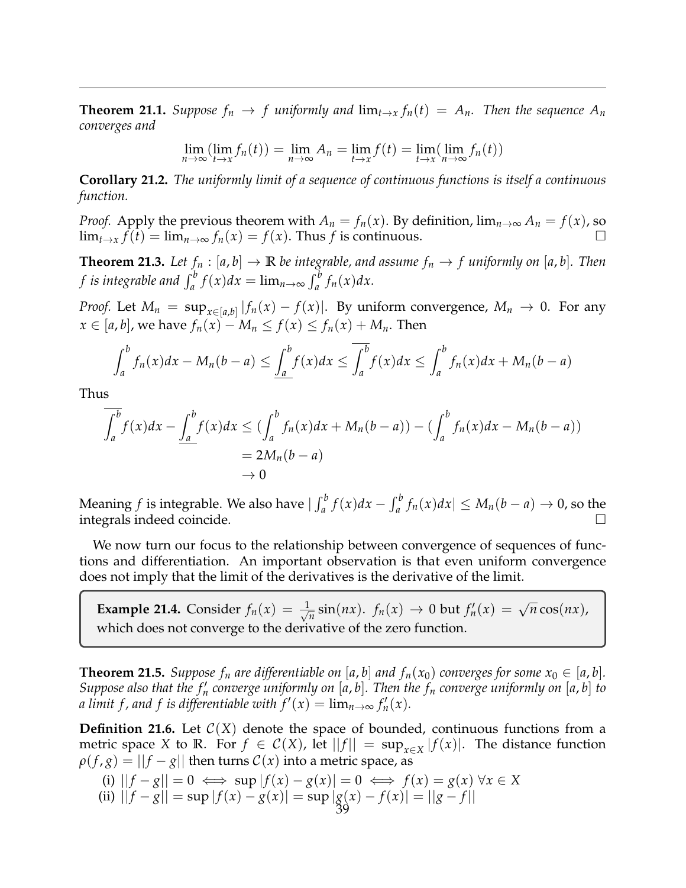**Theorem 21.1.** *Suppose $f_n \to f$ uniformly and $\lim_{t\to x} f_n(t) = A_n$. Then the sequence $A_n$ converges and*

$$\lim_{n\to\infty}(\lim_{t\to x} f_n(t)) = \lim_{n\to\infty} A_n = \lim_{t\to x} f(t) = \lim_{t\to x}(\lim_{n\to\infty} f_n(t))$$

**Corollary 21.2.** *The uniformly limit of a sequence of continuous functions is itself a continuous function.*

*Proof.* Apply the previous theorem with $A_n = f_n(x)$. By definition, $\lim_{n\to\infty} A_n = f(x)$, so $\lim_{t\to x} f(t) = \lim_{n\to\infty} f_n(x) = f(x)$. Thus $f$ is continuous. □

**Theorem 21.3.** *Let $f_n : [a,b] \to \mathbb{R}$ be integrable, and assume $f_n \to f$ uniformly on $[a,b]$. Then $f$ is integrable and $\int_a^b f(x)dx = \lim_{n\to\infty} \int_a^b f_n(x)dx$.*

*Proof.* Let $M_n = \sup_{x\in[a,b]} |f_n(x) - f(x)|$. By uniform convergence, $M_n \to 0$. For any $x \in [a,b]$, we have $f_n(x) - M_n \leq f(x) \leq f_n(x) + M_n$. Then

$$\int_a^b f_n(x)dx - M_n(b-a) \leq \underline{\int_a^b} f(x)dx \leq \overline{\int_a^b} f(x)dx \leq \int_a^b f_n(x)dx + M_n(b-a)$$

Thus

$$\begin{aligned}
\overline{\int_a^b} f(x)dx - \underline{\int_a^b} f(x)dx &\leq \left(\int_a^b f_n(x)dx + M_n(b-a)\right) - \left(\int_a^b f_n(x)dx - M_n(b-a)\right) \\
&= 2M_n(b-a) \\
&\to 0
\end{aligned}$$

Meaning $f$ is integrable. We also have $|\int_a^b f(x)dx - \int_a^b f_n(x)dx| \leq M_n(b-a) \to 0$, so the integrals indeed coincide. □

We now turn our focus to the relationship between convergence of sequences of functions and differentiation. An important observation is that even uniform convergence does not imply that the limit of the derivatives is the derivative of the limit.

> **Example 21.4.** Consider $f_n(x) = \frac{1}{\sqrt{n}}\sin(nx)$. $f_n(x) \to 0$ but $f_n'(x) = \sqrt{n}\cos(nx)$, which does not converge to the derivative of the zero function.

**Theorem 21.5.** *Suppose $f_n$ are differentiable on $[a,b]$ and $f_n(x_0)$ converges for some $x_0 \in [a,b]$. Suppose also that the $f_n'$ converge uniformly on $[a,b]$. Then the $f_n$ converge uniformly on $[a,b]$ to a limit $f$, and $f$ is differentiable with $f'(x) = \lim_{n\to\infty} f_n'(x)$.*

**Definition 21.6.** Let $\mathcal{C}(X)$ denote the space of bounded, continuous functions from a metric space $X$ to $\mathbb{R}$. For $f \in \mathcal{C}(X)$, let $||f|| = \sup_{x\in X} |f(x)|$. The distance function $\rho(f,g) = ||f-g||$ then turns $\mathcal{C}(x)$ into a metric space, as

(i) $||f-g|| = 0 \iff \sup|f(x) - g(x)| = 0 \iff f(x) = g(x)\ \forall x \in X$

(ii) $||f-g|| = \sup|f(x)-g(x)| = \sup|g(x)-f(x)| = ||g-f||$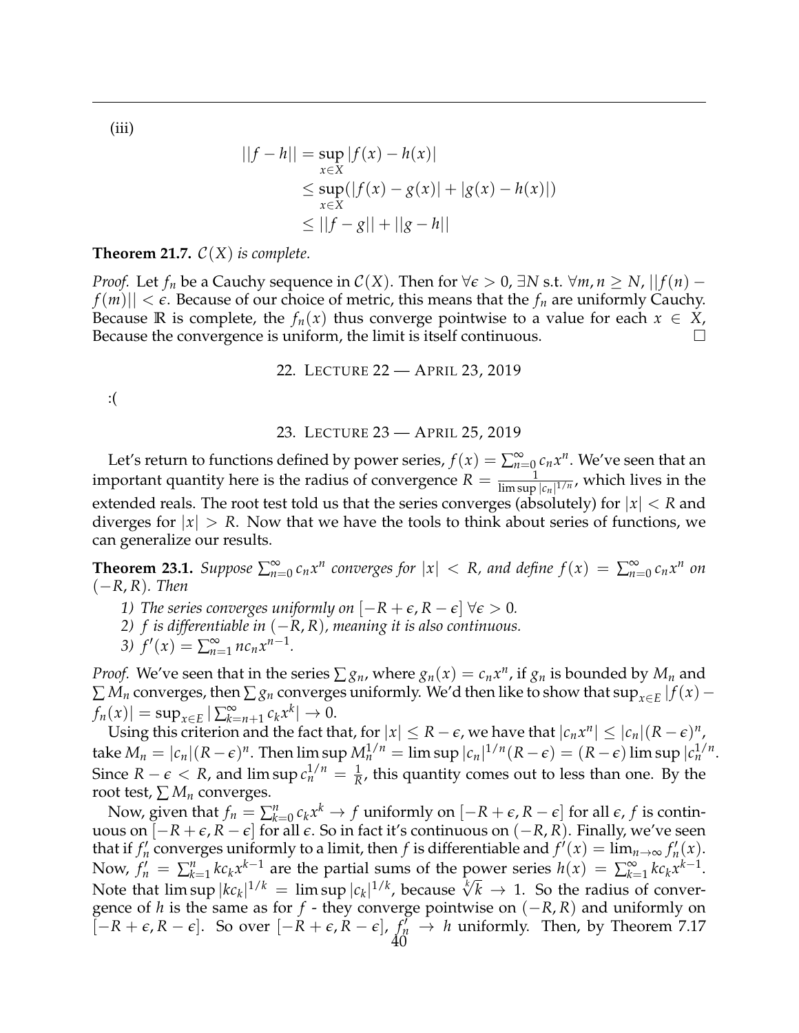(iii)

$$\begin{aligned}
||f-h|| &= \sup_{x\in X}|f(x)-h(x)| \\
&\le \sup_{x\in X}(|f(x)-g(x)|+|g(x)-h(x)|) \\
&\le ||f-g||+||g-h||
\end{aligned}$$

**Theorem 21.7.** *$\mathcal{C}(X)$ is complete.*

*Proof.* Let $f_n$ be a Cauchy sequence in $\mathcal{C}(X)$. Then for $\forall \epsilon > 0$, $\exists N$ s.t. $\forall m, n \geq N$, $||f(n) - f(m)|| < \epsilon$. Because of our choice of metric, this means that the $f_n$ are uniformly Cauchy. Because $\mathbb{R}$ is complete, the $f_n(x)$ thus converge pointwise to a value for each $x \in X$, Because the convergence is uniform, the limit is itself continuous. □

## 22. Lecture 22 — April 23, 2019

:(

## 23. Lecture 23 — April 25, 2019

Let's return to functions defined by power series, $f(x) = \sum_{n=0}^{\infty} c_n x^n$. We've seen that an important quantity here is the radius of convergence $R = \frac{1}{\limsup |c_n|^{1/n}}$, which lives in the extended reals. The root test told us that the series converges (absolutely) for $|x| < R$ and diverges for $|x| > R$. Now that we have the tools to think about series of functions, we can generalize our results.

**Theorem 23.1.** *Suppose $\sum_{n=0}^{\infty} c_n x^n$ converges for $|x| < R$, and define $f(x) = \sum_{n=0}^{\infty} c_n x^n$ on $(-R, R)$. Then*

*1) The series converges uniformly on $[-R+\epsilon, R-\epsilon]$ $\forall \epsilon > 0$.*
*2) $f$ is differentiable in $(-R, R)$, meaning it is also continuous.*
*3) $f'(x) = \sum_{n=1}^{\infty} n c_n x^{n-1}$.*

*Proof.* We've seen that in the series $\sum g_n$, where $g_n(x) = c_n x^n$, if $g_n$ is bounded by $M_n$ and $\sum M_n$ converges, then $\sum g_n$ converges uniformly. We'd then like to show that $\sup_{x\in E} |f(x) - f_n(x)| = \sup_{x\in E} |\sum_{k=n+1}^{\infty} c_k x^k| \to 0$.

Using this criterion and the fact that, for $|x| \leq R - \epsilon$, we have that $|c_n x^n| \leq |c_n|(R-\epsilon)^n$, take $M_n = |c_n|(R-\epsilon)^n$. Then $\limsup M_n^{1/n} = \limsup |c_n|^{1/n}(R-\epsilon) = (R-\epsilon)\limsup |c_n^{1/n}|$. Since $R - \epsilon < R$, and $\limsup c_n^{1/n} = \frac{1}{R}$, this quantity comes out to less than one. By the root test, $\sum M_n$ converges.

Now, given that $f_n = \sum_{k=0}^{n} c_k x^k \to f$ uniformly on $[-R+\epsilon, R-\epsilon]$ for all $\epsilon$, $f$ is continuous on $[-R+\epsilon, R-\epsilon]$ for all $\epsilon$. So in fact it's continuous on $(-R, R)$. Finally, we've seen that if $f_n'$ converges uniformly to a limit, then $f$ is differentiable and $f'(x) = \lim_{n\to\infty} f_n'(x)$. Now, $f_n' = \sum_{k=1}^{n} k c_k x^{k-1}$ are the partial sums of the power series $h(x) = \sum_{k=1}^{\infty} k c_k x^{k-1}$. Note that $\limsup |k c_k|^{1/k} = \limsup |c_k|^{1/k}$, because $\sqrt[k]{k} \to 1$. So the radius of convergence of $h$ is the same as for $f$ - they converge pointwise on $(-R, R)$ and uniformly on $[-R+\epsilon, R-\epsilon]$. So over $[-R+\epsilon, R-\epsilon]$, $f_n' \to h$ uniformly. Then, by Theorem 7.17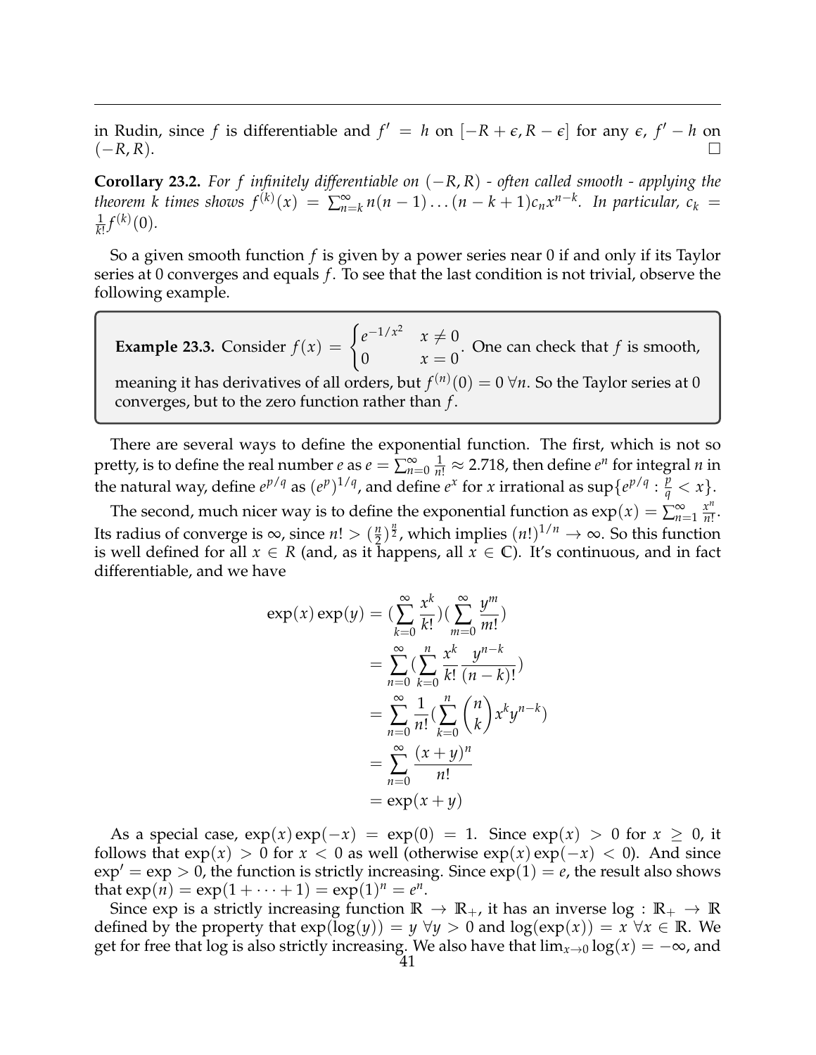in Rudin, since $f$ is differentiable and $f' = h$ on $[-R+\epsilon, R-\epsilon]$ for any $\epsilon$, $f' - h$ on $(-R, R)$. □

**Corollary 23.2.** *For $f$ infinitely differentiable on $(-R, R)$ - often called smooth - applying the theorem $k$ times shows $f^{(k)}(x) = \sum_{n=k}^{\infty} n(n-1)\dots(n-k+1)c_n x^{n-k}$. In particular, $c_k = \frac{1}{k!}f^{(k)}(0)$.*

So a given smooth function $f$ is given by a power series near 0 if and only if its Taylor series at 0 converges and equals $f$. To see that the last condition is not trivial, observe the following example.

**Example 23.3.** Consider $f(x) = \begin{cases} e^{-1/x^2} & x \neq 0 \\ 0 & x = 0 \end{cases}$. One can check that $f$ is smooth, meaning it has derivatives of all orders, but $f^{(n)}(0) = 0 \; \forall n$. So the Taylor series at 0 converges, but to the zero function rather than $f$.

There are several ways to define the exponential function. The first, which is not so pretty, is to define the real number $e$ as $e = \sum_{n=0}^{\infty} \frac{1}{n!} \approx 2.718$, then define $e^n$ for integral $n$ in the natural way, define $e^{p/q}$ as $(e^p)^{1/q}$, and define $e^x$ for $x$ irrational as $\sup\{e^{p/q} : \frac{p}{q} < x\}$.

The second, much nicer way is to define the exponential function as $\exp(x) = \sum_{n=1}^{\infty} \frac{x^n}{n!}$. Its radius of converge is $\infty$, since $n! > (\frac{n}{2})^{\frac{n}{2}}$, which implies $(n!)^{1/n} \to \infty$. So this function is well defined for all $x \in R$ (and, as it happens, all $x \in \mathbb{C}$). It's continuous, and in fact differentiable, and we have

$$\begin{aligned}
\exp(x)\exp(y) &= \left(\sum_{k=0}^{\infty} \frac{x^k}{k!}\right)\left(\sum_{m=0}^{\infty} \frac{y^m}{m!}\right) \\
&= \sum_{n=0}^{\infty}\left(\sum_{k=0}^{n} \frac{x^k}{k!}\frac{y^{n-k}}{(n-k)!}\right) \\
&= \sum_{n=0}^{\infty} \frac{1}{n!}\left(\sum_{k=0}^{n} \binom{n}{k} x^k y^{n-k}\right) \\
&= \sum_{n=0}^{\infty} \frac{(x+y)^n}{n!} \\
&= \exp(x+y)
\end{aligned}$$

As a special case, $\exp(x)\exp(-x) = \exp(0) = 1$. Since $\exp(x) > 0$ for $x \geq 0$, it follows that $\exp(x) > 0$ for $x < 0$ as well (otherwise $\exp(x)\exp(-x) < 0$). And since $\exp' = \exp > 0$, the function is strictly increasing. Since $\exp(1) = e$, the result also shows that $\exp(n) = \exp(1 + \cdots + 1) = \exp(1)^n = e^n$.

Since exp is a strictly increasing function $\mathbb{R} \to \mathbb{R}_+$, it has an inverse $\log : \mathbb{R}_+ \to \mathbb{R}$ defined by the property that $\exp(\log(y)) = y \; \forall y > 0$ and $\log(\exp(x)) = x \; \forall x \in \mathbb{R}$. We get for free that log is also strictly increasing. We also have that $\lim_{x\to 0}\log(x) = -\infty$, and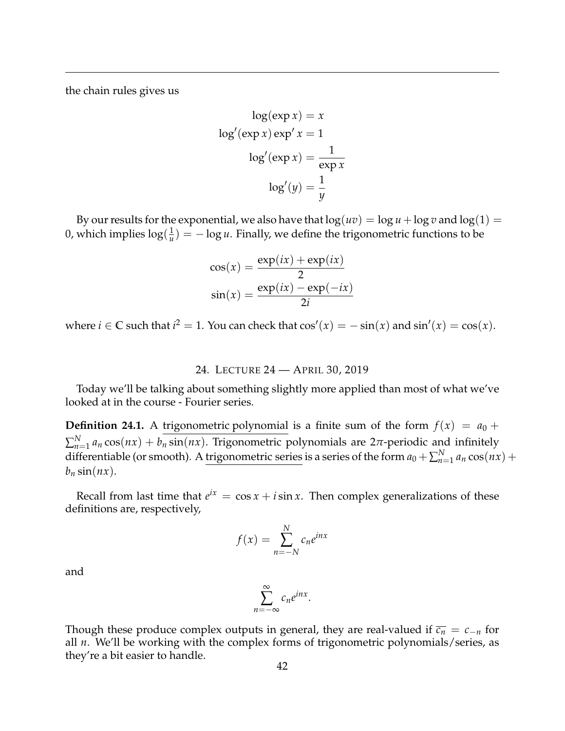the chain rules gives us

$$\log(\exp x) = x$$
$$\log'(\exp x)\exp' x = 1$$
$$\log'(\exp x) = \frac{1}{\exp x}$$
$$\log'(y) = \frac{1}{y}$$

By our results for the exponential, we also have that $\log(uv) = \log u + \log v$ and $\log(1) = 0$, which implies $\log(\frac{1}{u}) = -\log u$. Finally, we define the trigonometric functions to be

$$\cos(x) = \frac{\exp(ix) + \exp(ix)}{2}$$
$$\sin(x) = \frac{\exp(ix) - \exp(-ix)}{2i}$$

where $i \in \mathbb{C}$ such that $i^2 = 1$. You can check that $\cos'(x) = -\sin(x)$ and $\sin'(x) = \cos(x)$.

## 24. Lecture 24 — April 30, 2019

Today we'll be talking about something slightly more applied than most of what we've looked at in the course - Fourier series.

**Definition 24.1.** A trigonometric polynomial is a finite sum of the form $f(x) = a_0 + \sum_{n=1}^{N} a_n \cos(nx) + b_n \sin(nx)$. Trigonometric polynomials are $2\pi$-periodic and infinitely differentiable (or smooth). A trigonometric series is a series of the form $a_0 + \sum_{n=1}^{N} a_n \cos(nx) + b_n \sin(nx)$.

Recall from last time that $e^{ix} = \cos x + i \sin x$. Then complex generalizations of these definitions are, respectively,

$$f(x) = \sum_{n=-N}^{N} c_n e^{inx}$$

and

$$\sum_{n=-\infty}^{\infty} c_n e^{inx}.$$

Though these produce complex outputs in general, they are real-valued if $\overline{c_n} = c_{-n}$ for all $n$. We'll be working with the complex forms of trigonometric polynomials/series, as they're a bit easier to handle.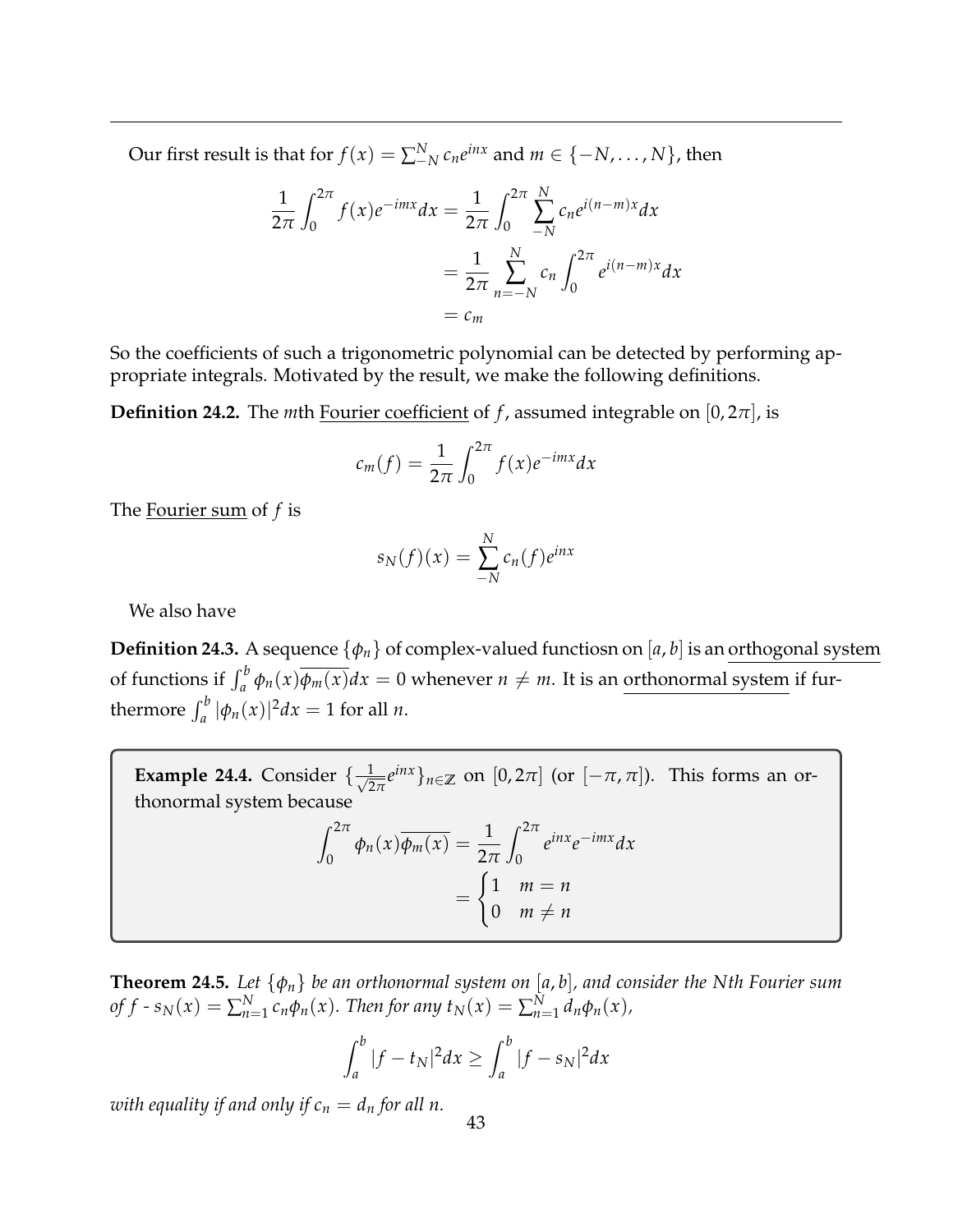---

Our first result is that for $f(x) = \sum_{-N}^{N} c_n e^{inx}$ and $m \in \{-N, \dots, N\}$, then

$$\begin{aligned}
\frac{1}{2\pi} \int_0^{2\pi} f(x) e^{-imx} dx &= \frac{1}{2\pi} \int_0^{2\pi} \sum_{-N}^{N} c_n e^{i(n-m)x} dx \\
&= \frac{1}{2\pi} \sum_{n=-N}^{N} c_n \int_0^{2\pi} e^{i(n-m)x} dx \\
&= c_m
\end{aligned}$$

So the coefficients of such a trigonometric polynomial can be detected by performing appropriate integrals. Motivated by the result, we make the following definitions.

**Definition 24.2.** The $m$th Fourier coefficient of $f$, assumed integrable on $[0, 2\pi]$, is

$$c_m(f) = \frac{1}{2\pi} \int_0^{2\pi} f(x) e^{-imx} dx$$

The Fourier sum of $f$ is

$$s_N(f)(x) = \sum_{-N}^{N} c_n(f) e^{inx}$$

We also have

**Definition 24.3.** A sequence $\{\phi_n\}$ of complex-valued functiosn on $[a, b]$ is an orthogonal system of functions if $\int_a^b \phi_n(x) \overline{\phi_m(x)} dx = 0$ whenever $n \neq m$. It is an orthonormal system if furthermore $\int_a^b |\phi_n(x)|^2 dx = 1$ for all $n$.

**Example 24.4.** Consider $\{\frac{1}{\sqrt{2\pi}} e^{inx}\}_{n \in \mathbb{Z}}$ on $[0, 2\pi]$ (or $[-\pi, \pi]$). This forms an orthonormal system because

$$\begin{aligned}
\int_0^{2\pi} \phi_n(x) \overline{\phi_m(x)} &= \frac{1}{2\pi} \int_0^{2\pi} e^{inx} e^{-imx} dx \\
&= \begin{cases} 1 & m = n \\ 0 & m \neq n \end{cases}
\end{aligned}$$

**Theorem 24.5.** *Let $\{\phi_n\}$ be an orthonormal system on $[a, b]$, and consider the Nth Fourier sum of $f$ - $s_N(x) = \sum_{n=1}^{N} c_n \phi_n(x)$. Then for any $t_N(x) = \sum_{n=1}^{N} d_n \phi_n(x)$,*

$$\int_a^b |f - t_N|^2 dx \geq \int_a^b |f - s_N|^2 dx$$

*with equality if and only if $c_n = d_n$ for all $n$.*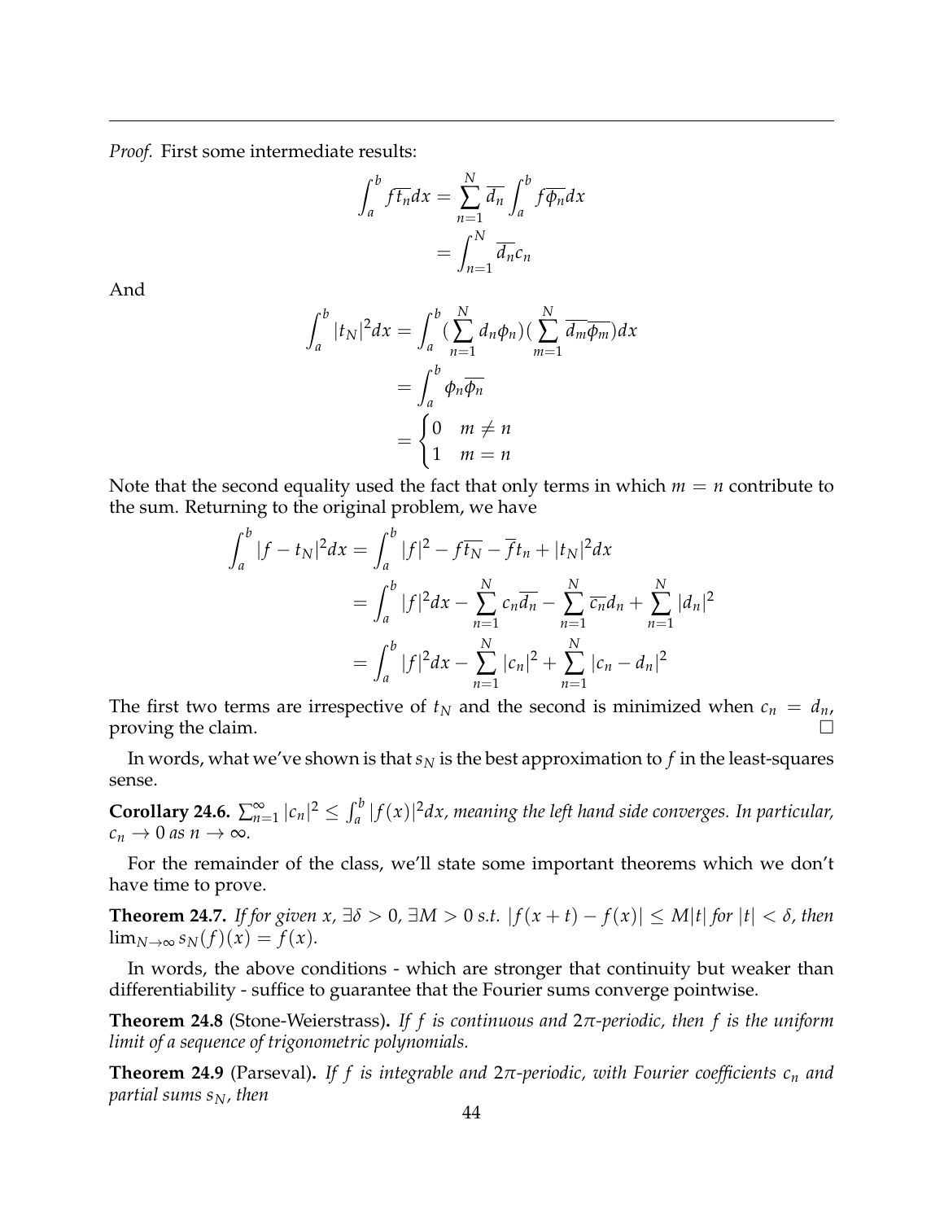*Proof.* First some intermediate results:

$$\int_a^b f\overline{t_n}dx = \sum_{n=1}^{N} \overline{d_n} \int_a^b f\overline{\phi_n}dx$$
$$= \int_{n=1}^{N} \overline{d_n}c_n$$

And

$$\int_a^b |t_N|^2 dx = \int_a^b (\sum_{n=1}^{N} d_n\phi_n)(\sum_{m=1}^{N} \overline{d_m}\overline{\phi_m})dx$$
$$= \int_a^b \phi_n\overline{\phi_n}$$
$$= \begin{cases} 0 & m \neq n \\ 1 & m = n \end{cases}$$

Note that the second equality used the fact that only terms in which $m = n$ contribute to the sum. Returning to the original problem, we have

$$\int_a^b |f - t_N|^2 dx = \int_a^b |f|^2 - f\overline{t_N} - \overline{f}t_n + |t_N|^2 dx$$
$$= \int_a^b |f|^2 dx - \sum_{n=1}^{N} c_n\overline{d_n} - \sum_{n=1}^{N} \overline{c_n}d_n + \sum_{n=1}^{N} |d_n|^2$$
$$= \int_a^b |f|^2 dx - \sum_{n=1}^{N} |c_n|^2 + \sum_{n=1}^{N} |c_n - d_n|^2$$

The first two terms are irrespective of $t_N$ and the second is minimized when $c_n = d_n$, proving the claim. □

In words, what we've shown is that $s_N$ is the best approximation to $f$ in the least-squares sense.

**Corollary 24.6.** *$\sum_{n=1}^{\infty} |c_n|^2 \leq \int_a^b |f(x)|^2 dx$, meaning the left hand side converges. In particular, $c_n \to 0$ as $n \to \infty$.*

For the remainder of the class, we'll state some important theorems which we don't have time to prove.

**Theorem 24.7.** *If for given $x$, $\exists \delta > 0$, $\exists M > 0$ s.t. $|f(x+t) - f(x)| \leq M|t|$ for $|t| < \delta$, then $\lim_{N\to\infty} s_N(f)(x) = f(x)$.*

In words, the above conditions - which are stronger that continuity but weaker than differentiability - suffice to guarantee that the Fourier sums converge pointwise.

**Theorem 24.8** (Stone-Weierstrass)**.** *If $f$ is continuous and $2\pi$-periodic, then $f$ is the uniform limit of a sequence of trigonometric polynomials.*

**Theorem 24.9** (Parseval)**.** *If $f$ is integrable and $2\pi$-periodic, with Fourier coefficients $c_n$ and partial sums $s_N$, then*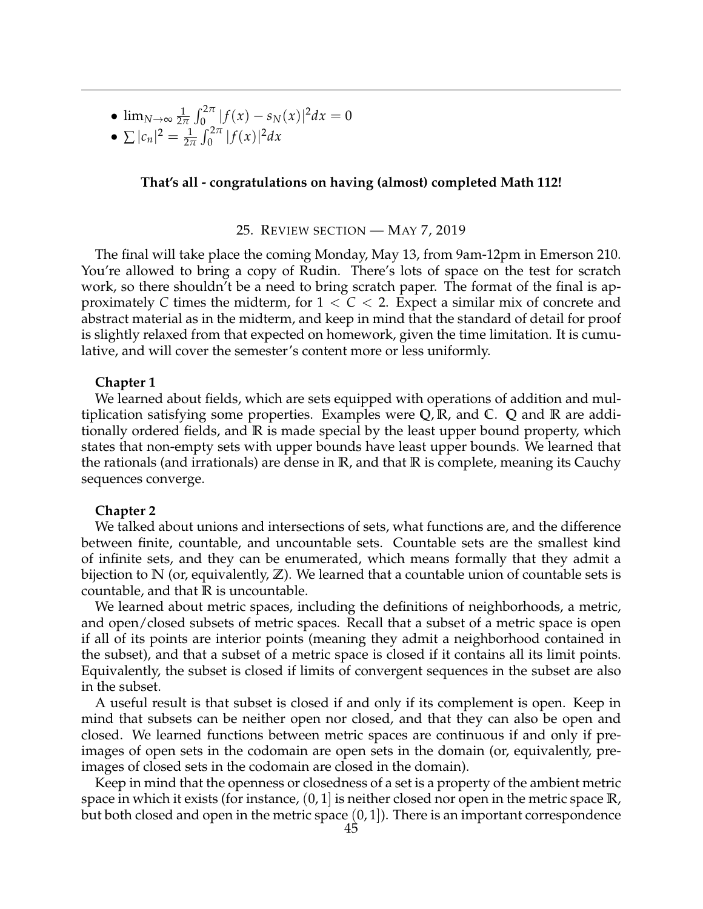- $\lim_{N\to\infty} \frac{1}{2\pi}\int_0^{2\pi} |f(x) - s_N(x)|^2 dx = 0$
- $\sum |c_n|^2 = \frac{1}{2\pi}\int_0^{2\pi} |f(x)|^2 dx$

**That's all - congratulations on having (almost) completed Math 112!**

## 25. Review section — May 7, 2019

The final will take place the coming Monday, May 13, from 9am-12pm in Emerson 210. You're allowed to bring a copy of Rudin. There's lots of space on the test for scratch work, so there shouldn't be a need to bring scratch paper. The format of the final is approximately $C$ times the midterm, for $1 < C < 2$. Expect a similar mix of concrete and abstract material as in the midterm, and keep in mind that the standard of detail for proof is slightly relaxed from that expected on homework, given the time limitation. It is cumulative, and will cover the semester's content more or less uniformly.

**Chapter 1**

We learned about fields, which are sets equipped with operations of addition and multiplication satisfying some properties. Examples were $\mathbb{Q}, \mathbb{R}$, and $\mathbb{C}$. $\mathbb{Q}$ and $\mathbb{R}$ are additionally ordered fields, and $\mathbb{R}$ is made special by the least upper bound property, which states that non-empty sets with upper bounds have least upper bounds. We learned that the rationals (and irrationals) are dense in $\mathbb{R}$, and that $\mathbb{R}$ is complete, meaning its Cauchy sequences converge.

**Chapter 2**

We talked about unions and intersections of sets, what functions are, and the difference between finite, countable, and uncountable sets. Countable sets are the smallest kind of infinite sets, and they can be enumerated, which means formally that they admit a bijection to $\mathbb{N}$ (or, equivalently, $\mathbb{Z}$). We learned that a countable union of countable sets is countable, and that $\mathbb{R}$ is uncountable.

We learned about metric spaces, including the definitions of neighborhoods, a metric, and open/closed subsets of metric spaces. Recall that a subset of a metric space is open if all of its points are interior points (meaning they admit a neighborhood contained in the subset), and that a subset of a metric space is closed if it contains all its limit points. Equivalently, the subset is closed if limits of convergent sequences in the subset are also in the subset.

A useful result is that subset is closed if and only if its complement is open. Keep in mind that subsets can be neither open nor closed, and that they can also be open and closed. We learned functions between metric spaces are continuous if and only if preimages of open sets in the codomain are open sets in the domain (or, equivalently, preimages of closed sets in the codomain are closed in the domain).

Keep in mind that the openness or closedness of a set is a property of the ambient metric space in which it exists (for instance, $(0, 1]$ is neither closed nor open in the metric space $\mathbb{R}$, but both closed and open in the metric space $(0, 1]$). There is an important correspondence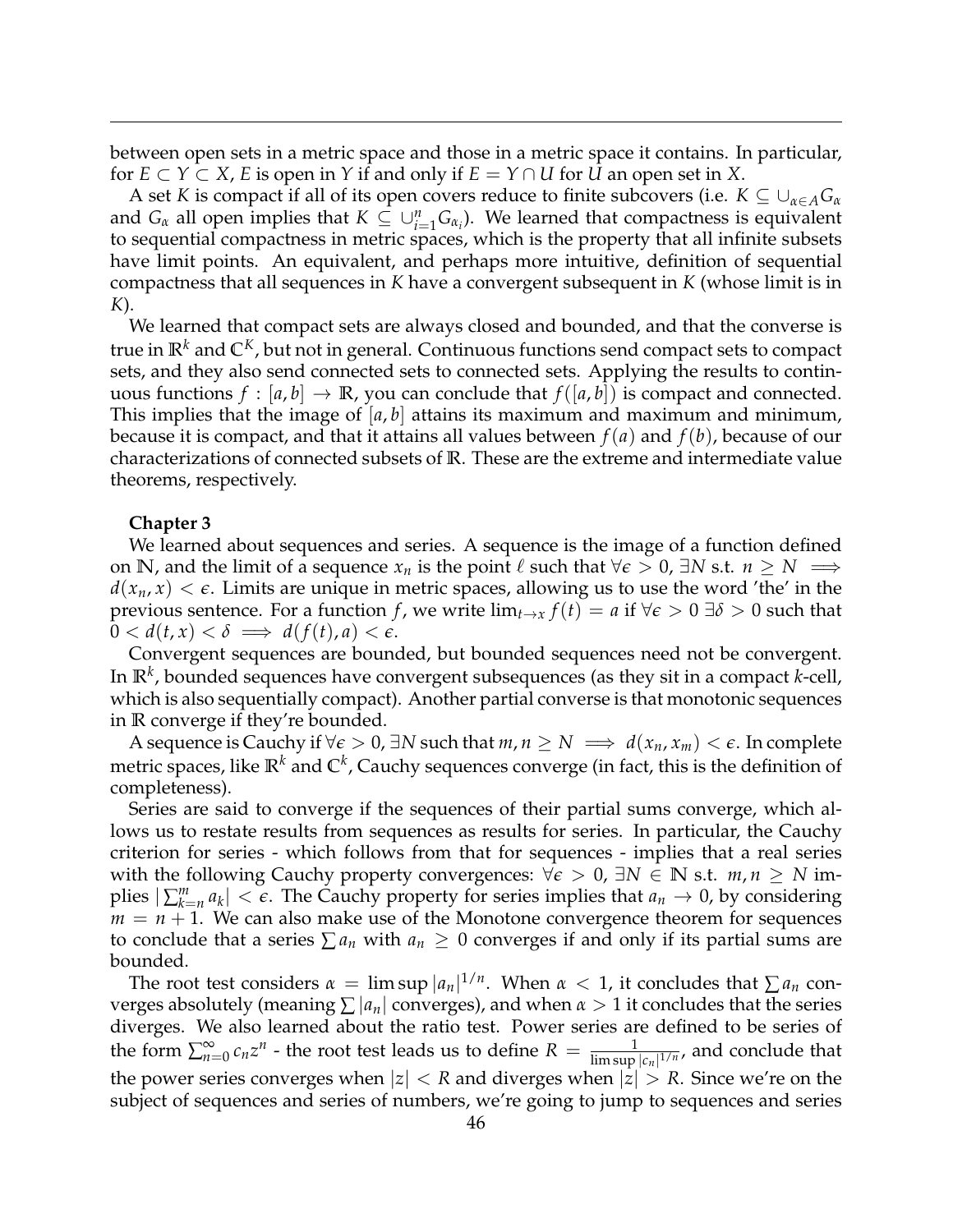between open sets in a metric space and those in a metric space it contains. In particular, for $E \subset Y \subset X$, $E$ is open in $Y$ if and only if $E = Y \cap U$ for $U$ an open set in $X$.

A set $K$ is compact if all of its open covers reduce to finite subcovers (i.e. $K \subseteq \cup_{\alpha \in A} G_\alpha$ and $G_\alpha$ all open implies that $K \subseteq \cup_{i=1}^{n} G_{\alpha_i}$). We learned that compactness is equivalent to sequential compactness in metric spaces, which is the property that all infinite subsets have limit points. An equivalent, and perhaps more intuitive, definition of sequential compactness that all sequences in $K$ have a convergent subsequent in $K$ (whose limit is in $K$).

We learned that compact sets are always closed and bounded, and that the converse is true in $\mathbb{R}^k$ and $\mathbb{C}^K$, but not in general. Continuous functions send compact sets to compact sets, and they also send connected sets to connected sets. Applying the results to continuous functions $f : [a, b] \to \mathbb{R}$, you can conclude that $f([a, b])$ is compact and connected. This implies that the image of $[a, b]$ attains its maximum and maximum and minimum, because it is compact, and that it attains all values between $f(a)$ and $f(b)$, because of our characterizations of connected subsets of $\mathbb{R}$. These are the extreme and intermediate value theorems, respectively.

**Chapter 3**

We learned about sequences and series. A sequence is the image of a function defined on $\mathbb{N}$, and the limit of a sequence $x_n$ is the point $\ell$ such that $\forall \epsilon > 0$, $\exists N$ s.t. $n \geq N \implies d(x_n, x) < \epsilon$. Limits are unique in metric spaces, allowing us to use the word 'the' in the previous sentence. For a function $f$, we write $\lim_{t \to x} f(t) = a$ if $\forall \epsilon > 0$ $\exists \delta > 0$ such that $0 < d(t, x) < \delta \implies d(f(t), a) < \epsilon$.

Convergent sequences are bounded, but bounded sequences need not be convergent. In $\mathbb{R}^k$, bounded sequences have convergent subsequences (as they sit in a compact $k$-cell, which is also sequentially compact). Another partial converse is that monotonic sequences in $\mathbb{R}$ converge if they're bounded.

A sequence is Cauchy if $\forall \epsilon > 0$, $\exists N$ such that $m, n \geq N \implies d(x_n, x_m) < \epsilon$. In complete metric spaces, like $\mathbb{R}^k$ and $\mathbb{C}^k$, Cauchy sequences converge (in fact, this is the definition of completeness).

Series are said to converge if the sequences of their partial sums converge, which allows us to restate results from sequences as results for series. In particular, the Cauchy criterion for series - which follows from that for sequences - implies that a real series with the following Cauchy property convergences: $\forall \epsilon > 0$, $\exists N \in \mathbb{N}$ s.t. $m, n \geq N$ implies $|\sum_{k=n}^{m} a_k| < \epsilon$. The Cauchy property for series implies that $a_n \to 0$, by considering $m = n + 1$. We can also make use of the Monotone convergence theorem for sequences to conclude that a series $\sum a_n$ with $a_n \geq 0$ converges if and only if its partial sums are bounded.

The root test considers $\alpha = \limsup |a_n|^{1/n}$. When $\alpha < 1$, it concludes that $\sum a_n$ converges absolutely (meaning $\sum |a_n|$ converges), and when $\alpha > 1$ it concludes that the series diverges. We also learned about the ratio test. Power series are defined to be series of the form $\sum_{n=0}^{\infty} c_n z^n$ - the root test leads us to define $R = \frac{1}{\limsup |c_n|^{1/n}}$, and conclude that the power series converges when $|z| < R$ and diverges when $|z| > R$. Since we're on the subject of sequences and series of numbers, we're going to jump to sequences and series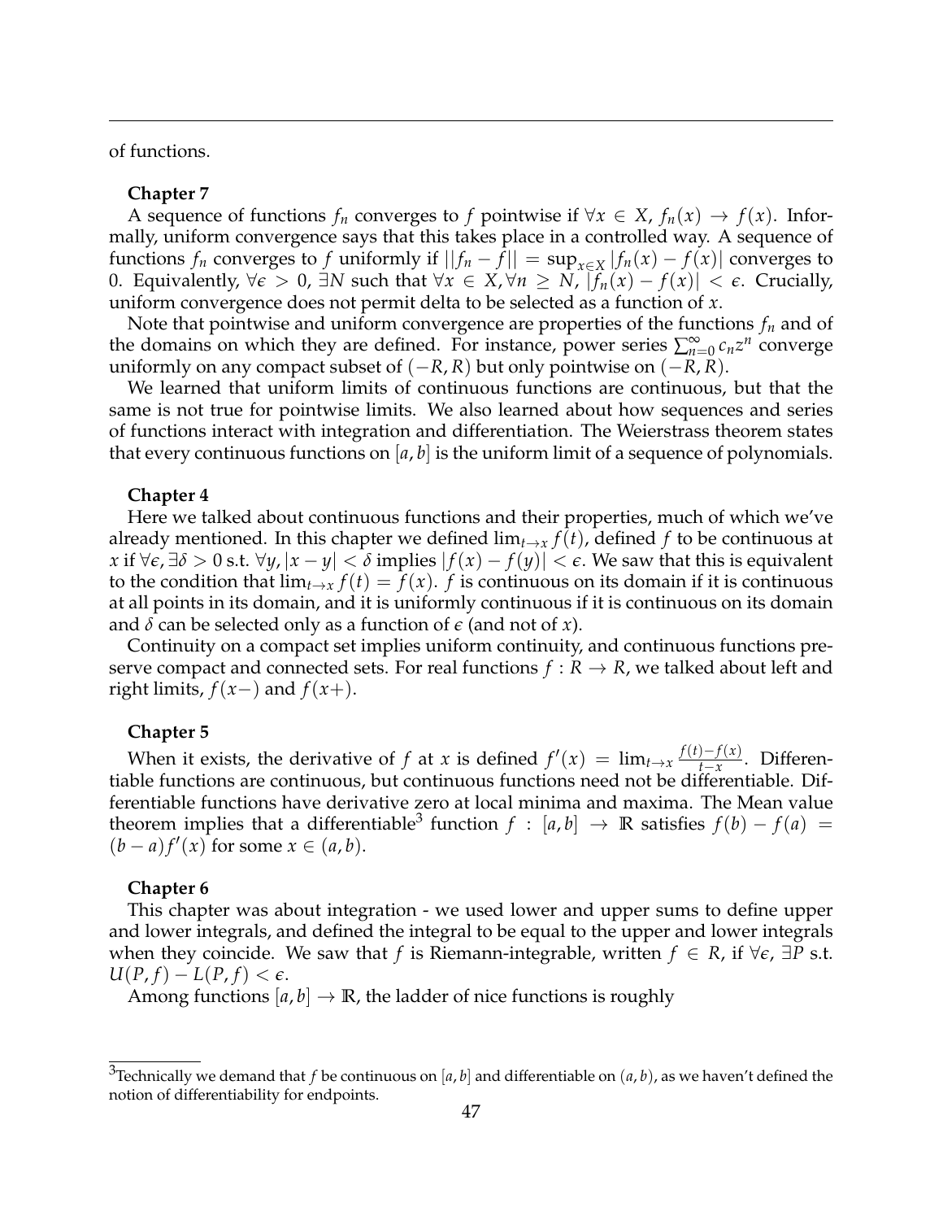of functions.

**Chapter 7**

A sequence of functions $f_n$ converges to $f$ pointwise if $\forall x \in X$, $f_n(x) \to f(x)$. Informally, uniform convergence says that this takes place in a controlled way. A sequence of functions $f_n$ converges to $f$ uniformly if $||f_n - f|| = \sup_{x \in X} |f_n(x) - f(x)|$ converges to 0. Equivalently, $\forall \epsilon > 0$, $\exists N$ such that $\forall x \in X, \forall n \geq N$, $|f_n(x) - f(x)| < \epsilon$. Crucially, uniform convergence does not permit delta to be selected as a function of $x$.

Note that pointwise and uniform convergence are properties of the functions $f_n$ and of the domains on which they are defined. For instance, power series $\sum_{n=0}^{\infty} c_n z^n$ converge uniformly on any compact subset of $(-R, R)$ but only pointwise on $(-R, R)$.

We learned that uniform limits of continuous functions are continuous, but that the same is not true for pointwise limits. We also learned about how sequences and series of functions interact with integration and differentiation. The Weierstrass theorem states that every continuous functions on $[a, b]$ is the uniform limit of a sequence of polynomials.

**Chapter 4**

Here we talked about continuous functions and their properties, much of which we've already mentioned. In this chapter we defined $\lim_{t \to x} f(t)$, defined $f$ to be continuous at $x$ if $\forall \epsilon, \exists \delta > 0$ s.t. $\forall y, |x - y| < \delta$ implies $|f(x) - f(y)| < \epsilon$. We saw that this is equivalent to the condition that $\lim_{t \to x} f(t) = f(x)$. $f$ is continuous on its domain if it is continuous at all points in its domain, and it is uniformly continuous if it is continuous on its domain and $\delta$ can be selected only as a function of $\epsilon$ (and not of $x$).

Continuity on a compact set implies uniform continuity, and continuous functions preserve compact and connected sets. For real functions $f : R \to R$, we talked about left and right limits, $f(x-)$ and $f(x+)$.

**Chapter 5**

When it exists, the derivative of $f$ at $x$ is defined $f'(x) = \lim_{t \to x} \frac{f(t) - f(x)}{t - x}$. Differentiable functions are continuous, but continuous functions need not be differentiable. Differentiable functions have derivative zero at local minima and maxima. The Mean value theorem implies that a differentiable[3] function $f : [a, b] \to \mathbb{R}$ satisfies $f(b) - f(a) = (b - a)f'(x)$ for some $x \in (a, b)$.

**Chapter 6**

This chapter was about integration - we used lower and upper sums to define upper and lower integrals, and defined the integral to be equal to the upper and lower integrals when they coincide. We saw that $f$ is Riemann-integrable, written $f \in R$, if $\forall \epsilon$, $\exists P$ s.t. $U(P, f) - L(P, f) < \epsilon$.

Among functions $[a, b] \to \mathbb{R}$, the ladder of nice functions is roughly

[3] Technically we demand that $f$ be continuous on $[a, b]$ and differentiable on $(a, b)$, as we haven't defined the notion of differentiability for endpoints.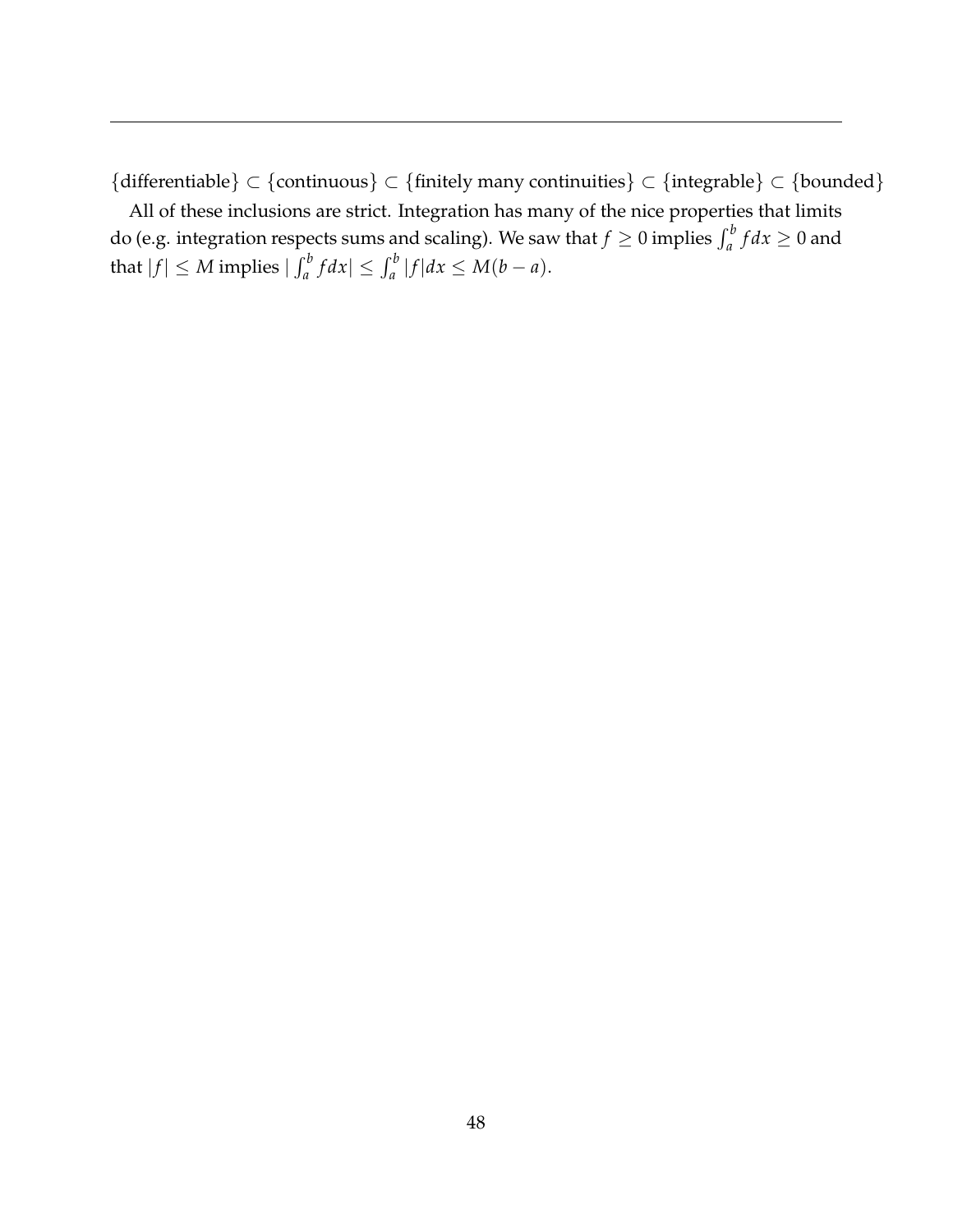$\{\text{differentiable}\} \subset \{\text{continuous}\} \subset \{\text{finitely many continuities}\} \subset \{\text{integrable}\} \subset \{\text{bounded}\}$

All of these inclusions are strict. Integration has many of the nice properties that limits do (e.g. integration respects sums and scaling). We saw that $f \geq 0$ implies $\int_a^b f dx \geq 0$ and that $|f| \leq M$ implies $|\int_a^b f dx| \leq \int_a^b |f| dx \leq M(b-a)$.